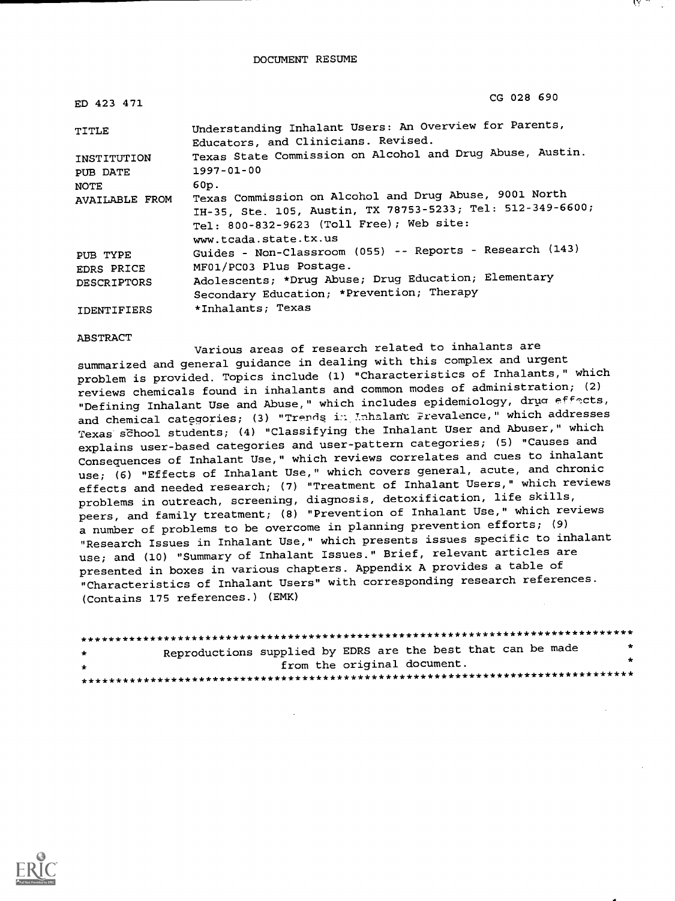# DOCUMENT RESUME

| | |
|---|---|
| ED 423 471 | CG 028 690 |
| TITLE | Understanding Inhalant Users: An Overview for Parents, Educators, and Clinicians. Revised. |
| INSTITUTION | Texas State Commission on Alcohol and Drug Abuse, Austin. |
| PUB DATE | 1997-01-00 |
| NOTE | 60p. |
| AVAILABLE FROM | Texas Commission on Alcohol and Drug Abuse, 9001 North IH-35, Ste. 105, Austin, TX 78753-5233; Tel: 512-349-6600; Tel: 800-832-9623 (Toll Free); Web site: www.tcada.state.tx.us |
| PUB TYPE | Guides - Non-Classroom (055) -- Reports - Research (143) |
| EDRS PRICE | MF01/PC03 Plus Postage. |
| DESCRIPTORS | Adolescents; *Drug Abuse; Drug Education; Elementary Secondary Education; *Prevention; Therapy |
| IDENTIFIERS | *Inhalants; Texas |

## ABSTRACT

Various areas of research related to inhalants are summarized and general guidance in dealing with this complex and urgent problem is provided. Topics include (1) "Characteristics of Inhalants," which reviews chemicals found in inhalants and common modes of administration; (2) "Defining Inhalant Use and Abuse," which includes epidemiology, drug effects, and chemical categories; (3) "Trends in Inhalant Prevalence," which addresses Texas school students; (4) "Classifying the Inhalant User and Abuser," which explains user-based categories and user-pattern categories; (5) "Causes and Consequences of Inhalant Use," which reviews correlates and cues to inhalant use; (6) "Effects of Inhalant Use," which covers general, acute, and chronic effects and needed research; (7) "Treatment of Inhalant Users," which reviews problems in outreach, screening, diagnosis, detoxification, life skills, peers, and family treatment; (8) "Prevention of Inhalant Use," which reviews a number of problems to be overcome in planning prevention efforts; (9) "Research Issues in Inhalant Use," which presents issues specific to inhalant use; and (10) "Summary of Inhalant Issues." Brief, relevant articles are presented in boxes in various chapters. Appendix A provides a table of "Characteristics of Inhalant Users" with corresponding research references. (Contains 175 references.) (EMK)

Reproductions supplied by EDRS are the best that can be made from the original document.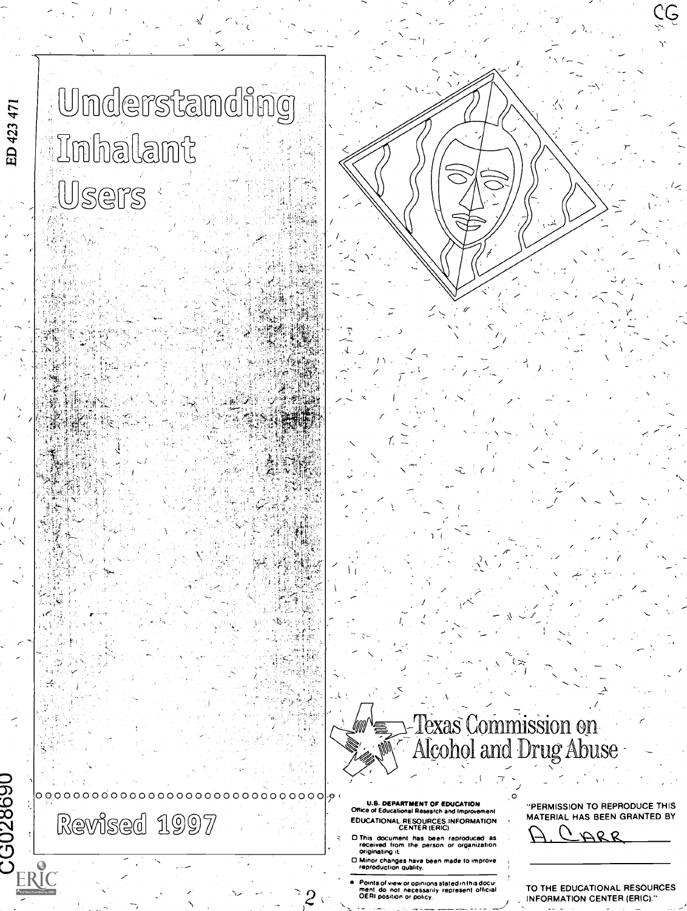ED 423 471

CG

# Understanding Inhalant Users

Revised 1997

Texas Commission on Alcohol and Drug Abuse

U.S. DEPARTMENT OF EDUCATION
Office of Educational Research and Improvement
EDUCATIONAL RESOURCES INFORMATION CENTER (ERIC)

- This document has been reproduced as received from the person or organization originating it.
- Minor changes have been made to improve reproduction quality.

- Points of view or opinions stated in this document do not necessarily represent official OERI position or policy.

"PERMISSION TO REPRODUCE THIS MATERIAL HAS BEEN GRANTED BY

A. CARR

TO THE EDUCATIONAL RESOURCES INFORMATION CENTER (ERIC)."

CG028690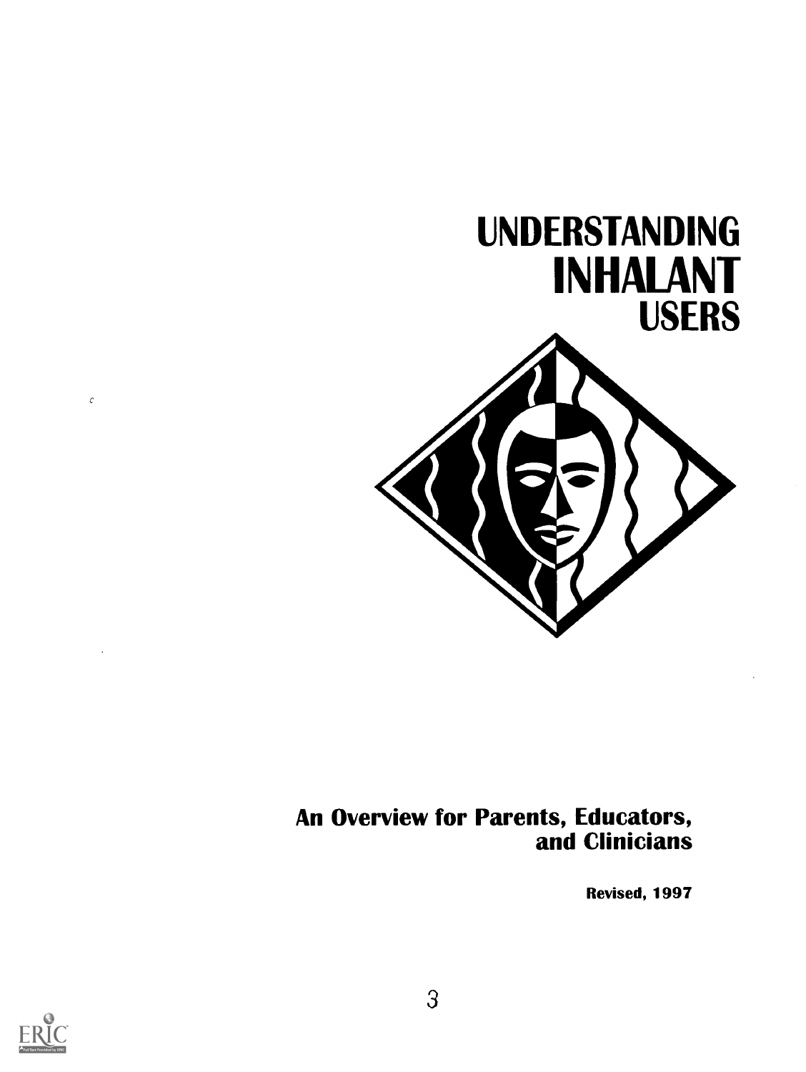# UNDERSTANDING INHALANT USERS

## An Overview for Parents, Educators, and Clinicians

**Revised, 1997**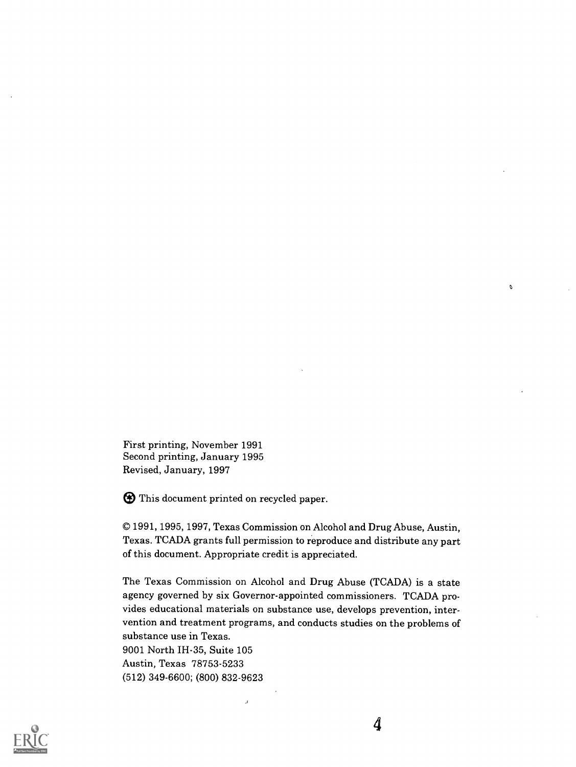First printing, November 1991
Second printing, January 1995
Revised, January, 1997

This document printed on recycled paper.

© 1991, 1995, 1997, Texas Commission on Alcohol and Drug Abuse, Austin, Texas. TCADA grants full permission to reproduce and distribute any part of this document. Appropriate credit is appreciated.

The Texas Commission on Alcohol and Drug Abuse (TCADA) is a state agency governed by six Governor-appointed commissioners. TCADA provides educational materials on substance use, develops prevention, intervention and treatment programs, and conducts studies on the problems of substance use in Texas.
9001 North IH-35, Suite 105
Austin, Texas 78753-5233
(512) 349-6600; (800) 832-9623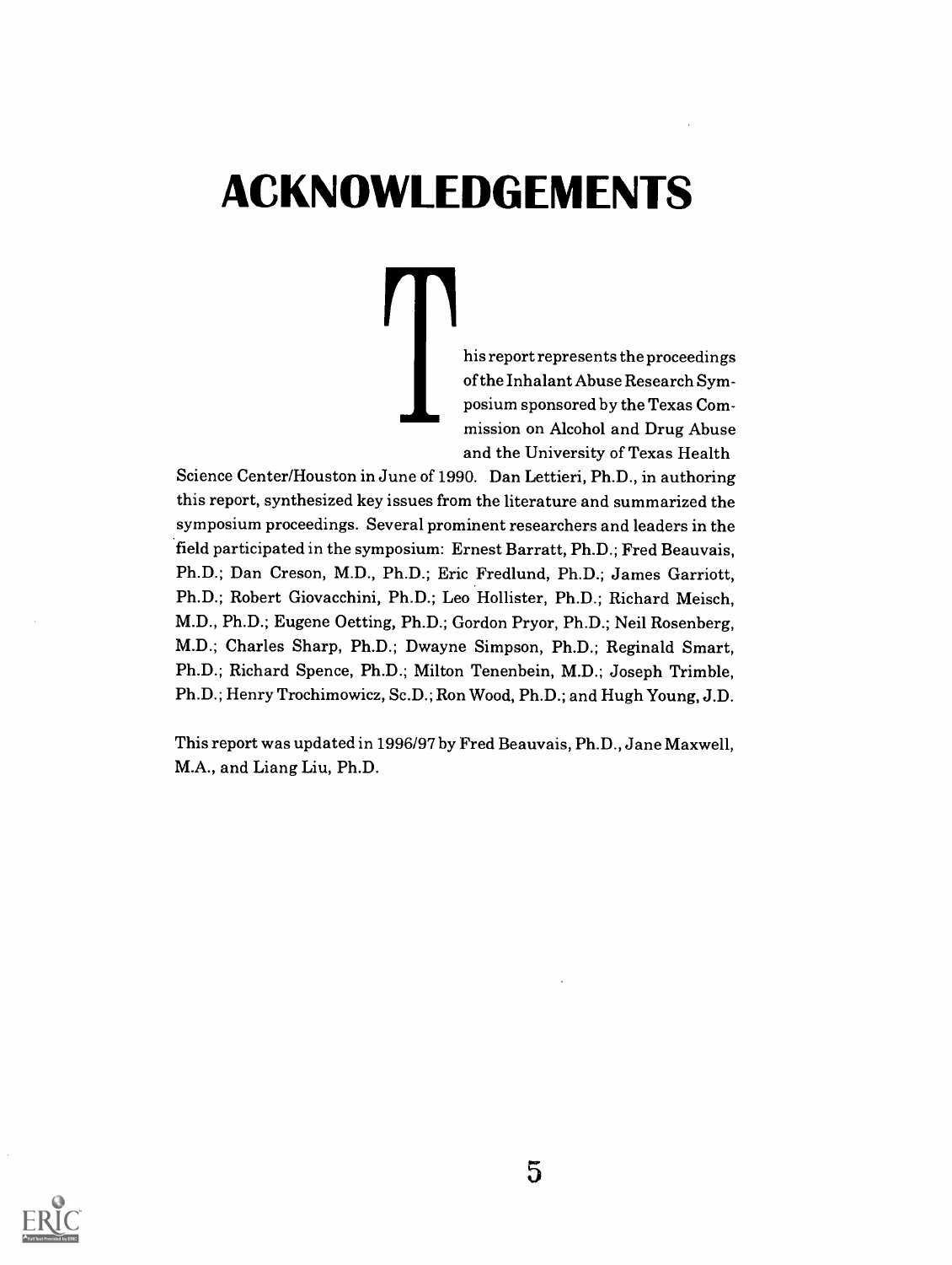# ACKNOWLEDGEMENTS

This report represents the proceedings of the Inhalant Abuse Research Symposium sponsored by the Texas Commission on Alcohol and Drug Abuse and the University of Texas Health Science Center/Houston in June of 1990. Dan Lettieri, Ph.D., in authoring this report, synthesized key issues from the literature and summarized the symposium proceedings. Several prominent researchers and leaders in the field participated in the symposium: Ernest Barratt, Ph.D.; Fred Beauvais, Ph.D.; Dan Creson, M.D., Ph.D.; Eric Fredlund, Ph.D.; James Garriott, Ph.D.; Robert Giovacchini, Ph.D.; Leo Hollister, Ph.D.; Richard Meisch, M.D., Ph.D.; Eugene Oetting, Ph.D.; Gordon Pryor, Ph.D.; Neil Rosenberg, M.D.; Charles Sharp, Ph.D.; Dwayne Simpson, Ph.D.; Reginald Smart, Ph.D.; Richard Spence, Ph.D.; Milton Tenenbein, M.D.; Joseph Trimble, Ph.D.; Henry Trochimowicz, Sc.D.; Ron Wood, Ph.D.; and Hugh Young, J.D.

This report was updated in 1996/97 by Fred Beauvais, Ph.D., Jane Maxwell, M.A., and Liang Liu, Ph.D.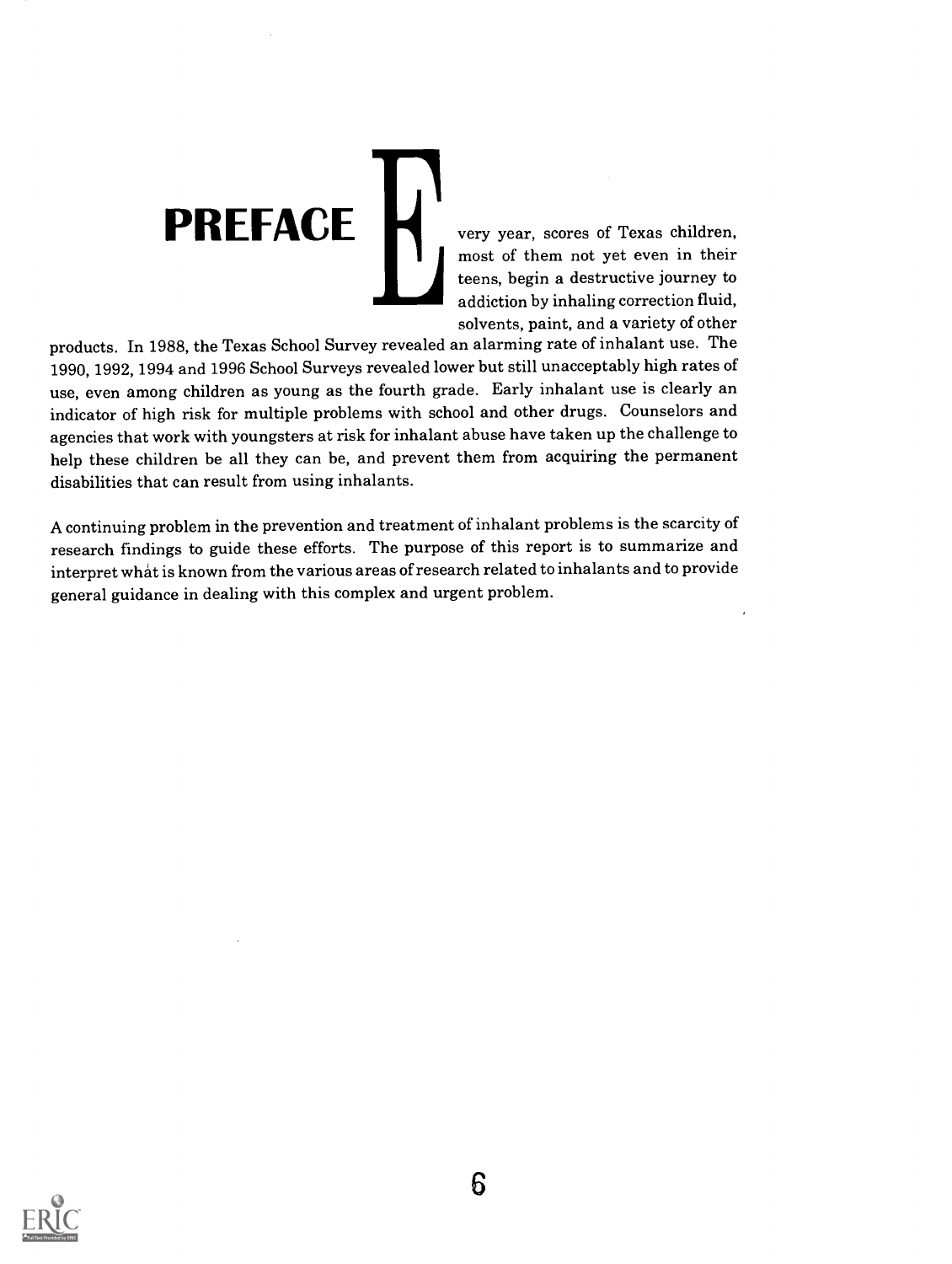# PREFACE

Every year, scores of Texas children, most of them not yet even in their teens, begin a destructive journey to addiction by inhaling correction fluid, solvents, paint, and a variety of other products. In 1988, the Texas School Survey revealed an alarming rate of inhalant use. The 1990, 1992, 1994 and 1996 School Surveys revealed lower but still unacceptably high rates of use, even among children as young as the fourth grade. Early inhalant use is clearly an indicator of high risk for multiple problems with school and other drugs. Counselors and agencies that work with youngsters at risk for inhalant abuse have taken up the challenge to help these children be all they can be, and prevent them from acquiring the permanent disabilities that can result from using inhalants.

A continuing problem in the prevention and treatment of inhalant problems is the scarcity of research findings to guide these efforts. The purpose of this report is to summarize and interpret what is known from the various areas of research related to inhalants and to provide general guidance in dealing with this complex and urgent problem.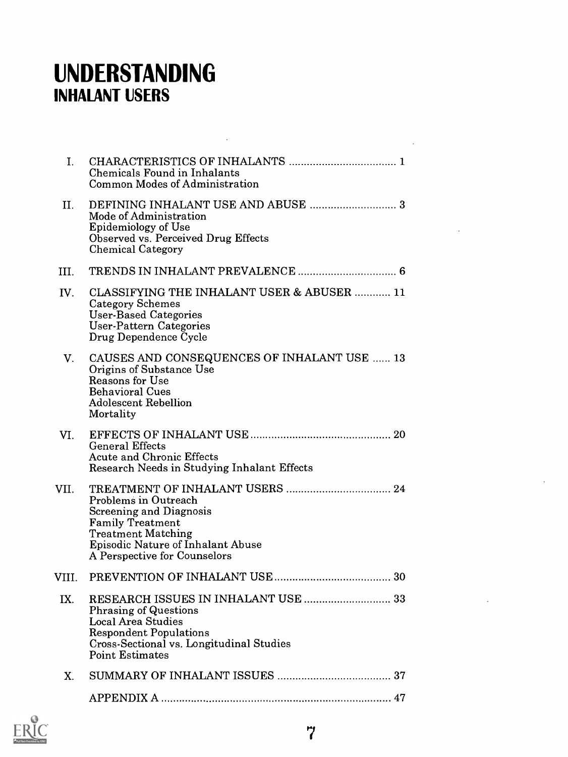// Table of contents: headings plus numbered entries with page numbers; ERIC logo and page number omitted.
# UNDERSTANDING
## INHALANT USERS

I. CHARACTERISTICS OF INHALANTS .................................... 1
   - Chemicals Found in Inhalants
   - Common Modes of Administration

II. DEFINING INHALANT USE AND ABUSE ............................. 3
   - Mode of Administration
   - Epidemiology of Use
   - Observed vs. Perceived Drug Effects
   - Chemical Category

III. TRENDS IN INHALANT PREVALENCE ................................. 6

IV. CLASSIFYING THE INHALANT USER & ABUSER ............ 11
   - Category Schemes
   - User-Based Categories
   - User-Pattern Categories
   - Drug Dependence Cycle

V. CAUSES AND CONSEQUENCES OF INHALANT USE ...... 13
   - Origins of Substance Use
   - Reasons for Use
   - Behavioral Cues
   - Adolescent Rebellion
   - Mortality

VI. EFFECTS OF INHALANT USE ............................................... 20
   - General Effects
   - Acute and Chronic Effects
   - Research Needs in Studying Inhalant Effects

VII. TREATMENT OF INHALANT USERS ................................... 24
   - Problems in Outreach
   - Screening and Diagnosis
   - Family Treatment
   - Treatment Matching
   - Episodic Nature of Inhalant Abuse
   - A Perspective for Counselors

VIII. PREVENTION OF INHALANT USE ....................................... 30

IX. RESEARCH ISSUES IN INHALANT USE ............................. 33
   - Phrasing of Questions
   - Local Area Studies
   - Respondent Populations
   - Cross-Sectional vs. Longitudinal Studies
   - Point Estimates

X. SUMMARY OF INHALANT ISSUES ...................................... 37

APPENDIX A ............................................................................. 47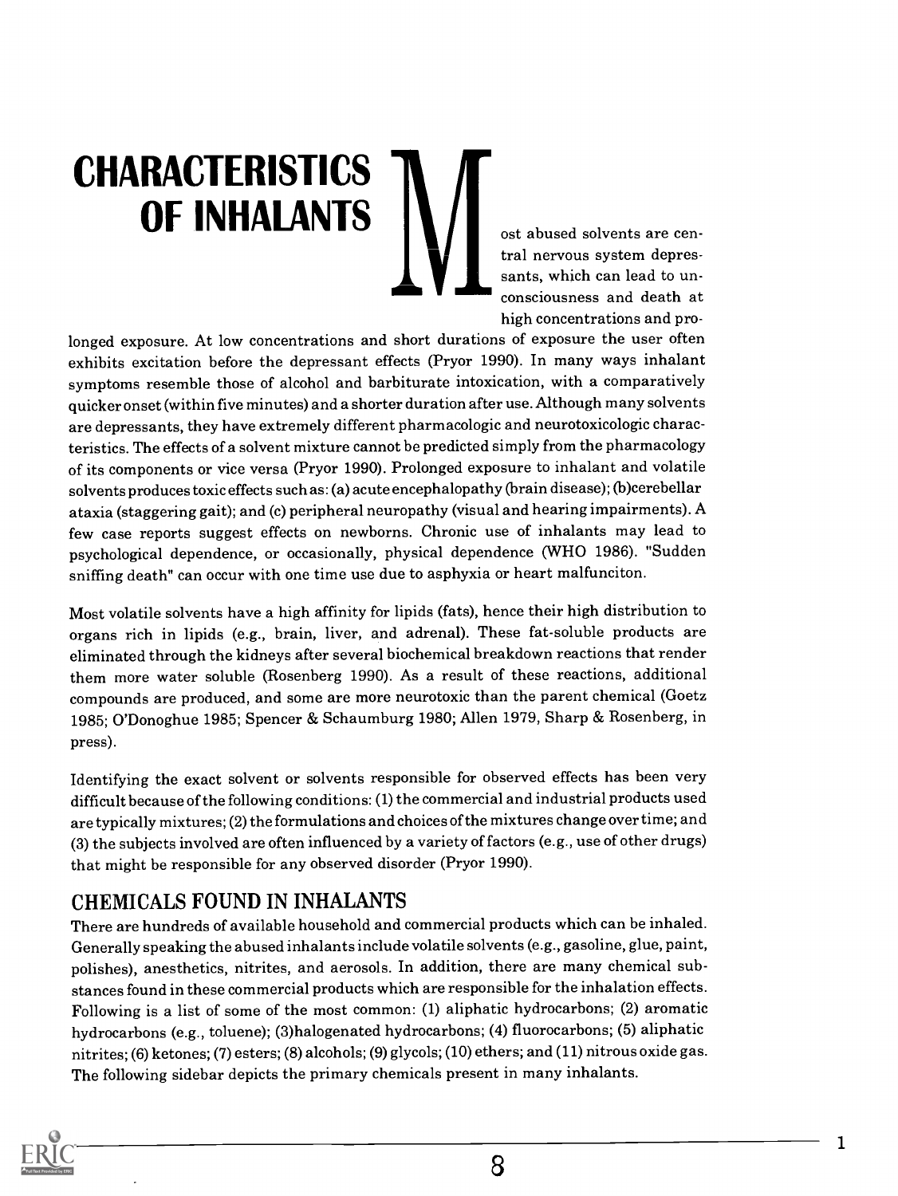# CHARACTERISTICS OF INHALANTS

Most abused solvents are central nervous system depressants, which can lead to unconsciousness and death at high concentrations and prolonged exposure. At low concentrations and short durations of exposure the user often exhibits excitation before the depressant effects (Pryor 1990). In many ways inhalant symptoms resemble those of alcohol and barbiturate intoxication, with a comparatively quicker onset (within five minutes) and a shorter duration after use. Although many solvents are depressants, they have extremely different pharmacologic and neurotoxicologic characteristics. The effects of a solvent mixture cannot be predicted simply from the pharmacology of its components or vice versa (Pryor 1990). Prolonged exposure to inhalant and volatile solvents produces toxic effects such as: (a) acute encephalopathy (brain disease); (b)cerebellar ataxia (staggering gait); and (c) peripheral neuropathy (visual and hearing impairments). A few case reports suggest effects on newborns. Chronic use of inhalants may lead to psychological dependence, or occasionally, physical dependence (WHO 1986). "Sudden sniffing death" can occur with one time use due to asphyxia or heart malfunciton.

Most volatile solvents have a high affinity for lipids (fats), hence their high distribution to organs rich in lipids (e.g., brain, liver, and adrenal). These fat-soluble products are eliminated through the kidneys after several biochemical breakdown reactions that render them more water soluble (Rosenberg 1990). As a result of these reactions, additional compounds are produced, and some are more neurotoxic than the parent chemical (Goetz 1985; O'Donoghue 1985; Spencer & Schaumburg 1980; Allen 1979, Sharp & Rosenberg, in press).

Identifying the exact solvent or solvents responsible for observed effects has been very difficult because of the following conditions: (1) the commercial and industrial products used are typically mixtures; (2) the formulations and choices of the mixtures change over time; and (3) the subjects involved are often influenced by a variety of factors (e.g., use of other drugs) that might be responsible for any observed disorder (Pryor 1990).

## CHEMICALS FOUND IN INHALANTS

There are hundreds of available household and commercial products which can be inhaled. Generally speaking the abused inhalants include volatile solvents (e.g., gasoline, glue, paint, polishes), anesthetics, nitrites, and aerosols. In addition, there are many chemical substances found in these commercial products which are responsible for the inhalation effects. Following is a list of some of the most common: (1) aliphatic hydrocarbons; (2) aromatic hydrocarbons (e.g., toluene); (3)halogenated hydrocarbons; (4) fluorocarbons; (5) aliphatic nitrites; (6) ketones; (7) esters; (8) alcohols; (9) glycols; (10) ethers; and (11) nitrous oxide gas. The following sidebar depicts the primary chemicals present in many inhalants.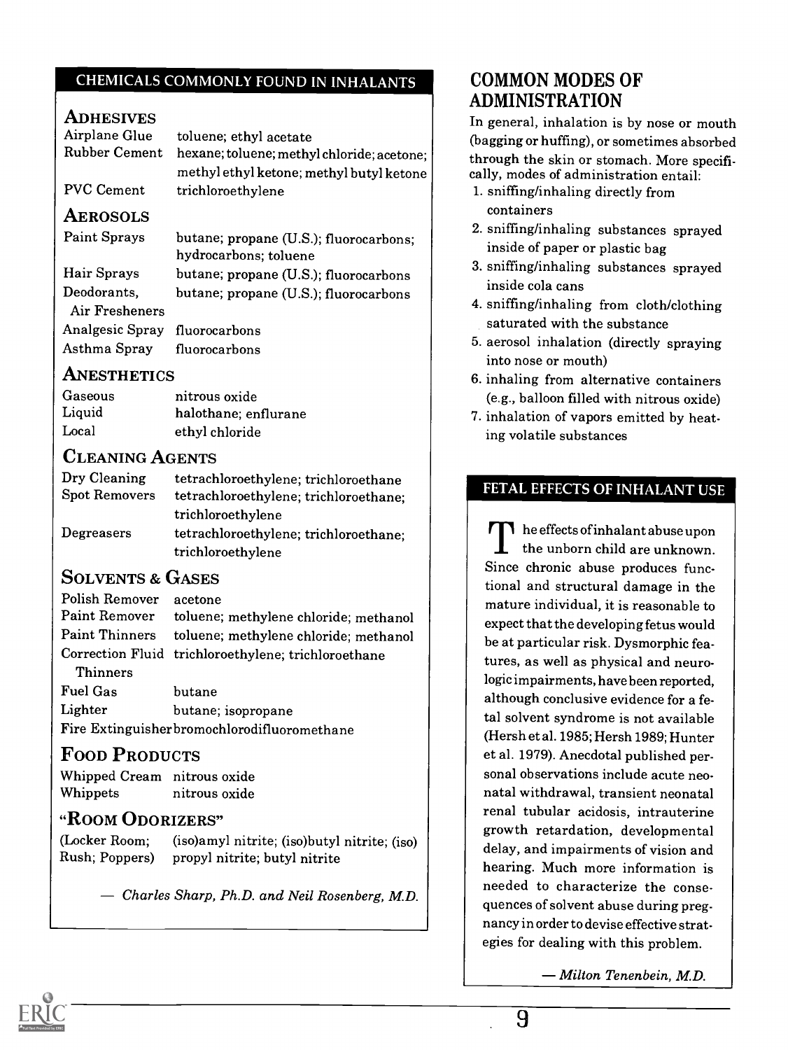## CHEMICALS COMMONLY FOUND IN INHALANTS

### ADHESIVES

| | |
|---|---|
| Airplane Glue | toluene; ethyl acetate |
| Rubber Cement | hexane; toluene; methyl chloride; acetone; methyl ethyl ketone; methyl butyl ketone |
| PVC Cement | trichloroethylene |

### AEROSOLS

| | |
|---|---|
| Paint Sprays | butane; propane (U.S.); fluorocarbons; hydrocarbons; toluene |
| Hair Sprays | butane; propane (U.S.); fluorocarbons |
| Deodorants, Air Fresheners | butane; propane (U.S.); fluorocarbons |
| Analgesic Spray | fluorocarbons |
| Asthma Spray | fluorocarbons |

### ANESTHETICS

| | |
|---|---|
| Gaseous | nitrous oxide |
| Liquid | halothane; enflurane |
| Local | ethyl chloride |

### CLEANING AGENTS

| | |
|---|---|
| Dry Cleaning | tetrachloroethylene; trichloroethane |
| Spot Removers | tetrachloroethylene; trichloroethane; trichloroethylene |
| Degreasers | tetrachloroethylene; trichloroethane; trichloroethylene |

### SOLVENTS & GASES

| | |
|---|---|
| Polish Remover | acetone |
| Paint Remover | toluene; methylene chloride; methanol |
| Paint Thinners | toluene; methylene chloride; methanol |
| Correction Fluid Thinners | trichloroethylene; trichloroethane |
| Fuel Gas | butane |
| Lighter | butane; isopropane |
| Fire Extinguisher | bromochlorodifluoromethane |

### FOOD PRODUCTS

| | |
|---|---|
| Whipped Cream | nitrous oxide |
| Whippets | nitrous oxide |

### "ROOM ODORIZERS"

| | |
|---|---|
| (Locker Room; Rush; Poppers) | (iso)amyl nitrite; (iso)butyl nitrite; (iso) propyl nitrite; butyl nitrite |

— *Charles Sharp, Ph.D. and Neil Rosenberg, M.D.*

## COMMON MODES OF ADMINISTRATION

In general, inhalation is by nose or mouth (bagging or huffing), or sometimes absorbed through the skin or stomach. More specifically, modes of administration entail:

1. sniffing/inhaling directly from containers
2. sniffing/inhaling substances sprayed inside of paper or plastic bag
3. sniffing/inhaling substances sprayed inside cola cans
4. sniffing/inhaling from cloth/clothing saturated with the substance
5. aerosol inhalation (directly spraying into nose or mouth)
6. inhaling from alternative containers (e.g., balloon filled with nitrous oxide)
7. inhalation of vapors emitted by heating volatile substances

## FETAL EFFECTS OF INHALANT USE

The effects of inhalant abuse upon the unborn child are unknown. Since chronic abuse produces functional and structural damage in the mature individual, it is reasonable to expect that the developing fetus would be at particular risk. Dysmorphic features, as well as physical and neurologic impairments, have been reported, although conclusive evidence for a fetal solvent syndrome is not available (Hersh et al. 1985; Hersh 1989; Hunter et al. 1979). Anecdotal published personal observations include acute neonatal withdrawal, transient neonatal renal tubular acidosis, intrauterine growth retardation, developmental delay, and impairments of vision and hearing. Much more information is needed to characterize the consequences of solvent abuse during pregnancy in order to devise effective strategies for dealing with this problem.

— *Milton Tenenbein, M.D.*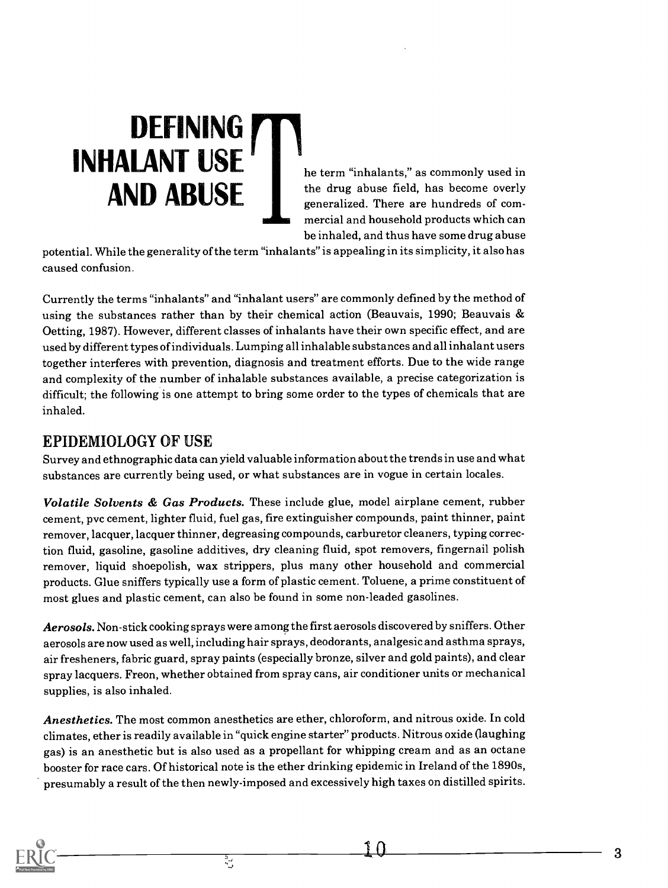# DEFINING INHALANT USE AND ABUSE

The term "inhalants," as commonly used in the drug abuse field, has become overly generalized. There are hundreds of commercial and household products which can be inhaled, and thus have some drug abuse potential. While the generality of the term "inhalants" is appealing in its simplicity, it also has caused confusion.

Currently the terms "inhalants" and "inhalant users" are commonly defined by the method of using the substances rather than by their chemical action (Beauvais, 1990; Beauvais & Oetting, 1987). However, different classes of inhalants have their own specific effect, and are used by different types of individuals. Lumping all inhalable substances and all inhalant users together interferes with prevention, diagnosis and treatment efforts. Due to the wide range and complexity of the number of inhalable substances available, a precise categorization is difficult; the following is one attempt to bring some order to the types of chemicals that are inhaled.

## EPIDEMIOLOGY OF USE

Survey and ethnographic data can yield valuable information about the trends in use and what substances are currently being used, or what substances are in vogue in certain locales.

***Volatile Solvents & Gas Products.*** These include glue, model airplane cement, rubber cement, pvc cement, lighter fluid, fuel gas, fire extinguisher compounds, paint thinner, paint remover, lacquer, lacquer thinner, degreasing compounds, carburetor cleaners, typing correction fluid, gasoline, gasoline additives, dry cleaning fluid, spot removers, fingernail polish remover, liquid shoepolish, wax strippers, plus many other household and commercial products. Glue sniffers typically use a form of plastic cement. Toluene, a prime constituent of most glues and plastic cement, can also be found in some non-leaded gasolines.

***Aerosols.*** Non-stick cooking sprays were among the first aerosols discovered by sniffers. Other aerosols are now used as well, including hair sprays, deodorants, analgesic and asthma sprays, air fresheners, fabric guard, spray paints (especially bronze, silver and gold paints), and clear spray lacquers. Freon, whether obtained from spray cans, air conditioner units or mechanical supplies, is also inhaled.

***Anesthetics.*** The most common anesthetics are ether, chloroform, and nitrous oxide. In cold climates, ether is readily available in "quick engine starter" products. Nitrous oxide (laughing gas) is an anesthetic but is also used as a propellant for whipping cream and as an octane booster for race cars. Of historical note is the ether drinking epidemic in Ireland of the 1890s, presumably a result of the then newly-imposed and excessively high taxes on distilled spirits.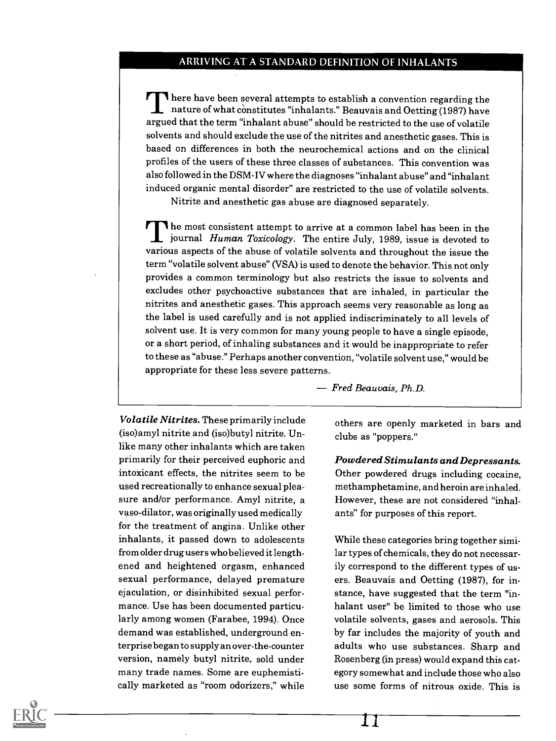## ARRIVING AT A STANDARD DEFINITION OF INHALANTS

There have been several attempts to establish a convention regarding the nature of what constitutes "inhalants." Beauvais and Oetting (1987) have argued that the term "inhalant abuse" should be restricted to the use of volatile solvents and should exclude the use of the nitrites and anesthetic gases. This is based on differences in both the neurochemical actions and on the clinical profiles of the users of these three classes of substances. This convention was also followed in the DSM-IV where the diagnoses "inhalant abuse" and "inhalant induced organic mental disorder" are restricted to the use of volatile solvents. Nitrite and anesthetic gas abuse are diagnosed separately.

The most consistent attempt to arrive at a common label has been in the journal *Human Toxicology*. The entire July, 1989, issue is devoted to various aspects of the abuse of volatile solvents and throughout the issue the term "volatile solvent abuse" (VSA) is used to denote the behavior. This not only provides a common terminology but also restricts the issue to solvents and excludes other psychoactive substances that are inhaled, in particular the nitrites and anesthetic gases. This approach seems very reasonable as long as the label is used carefully and is not applied indiscriminately to all levels of solvent use. It is very common for many young people to have a single episode, or a short period, of inhaling substances and it would be inappropriate to refer to these as "abuse." Perhaps another convention, "volatile solvent use," would be appropriate for these less severe patterns.

— *Fred Beauvais, Ph.D.*

***Volatile Nitrites.*** These primarily include (iso)amyl nitrite and (iso)butyl nitrite. Unlike many other inhalants which are taken primarily for their perceived euphoric and intoxicant effects, the nitrites seem to be used recreationally to enhance sexual pleasure and/or performance. Amyl nitrite, a vaso-dilator, was originally used medically for the treatment of angina. Unlike other inhalants, it passed down to adolescents from older drug users who believed it lengthened and heightened orgasm, enhanced sexual performance, delayed premature ejaculation, or disinhibited sexual performance. Use has been documented particularly among women (Farabee, 1994). Once demand was established, underground enterprise began to supply an over-the-counter version, namely butyl nitrite, sold under many trade names. Some are euphemistically marketed as "room odorizers," while others are openly marketed in bars and clubs as "poppers."

***Powdered Stimulants and Depressants.*** Other powdered drugs including cocaine, methamphetamine, and heroin are inhaled. However, these are not considered "inhalants" for purposes of this report.

While these categories bring together similar types of chemicals, they do not necessarily correspond to the different types of users. Beauvais and Oetting (1987), for instance, have suggested that the term "inhalant user" be limited to those who use volatile solvents, gases and aerosols. This by far includes the majority of youth and adults who use substances. Sharp and Rosenberg (in press) would expand this category somewhat and include those who also use some forms of nitrous oxide. This is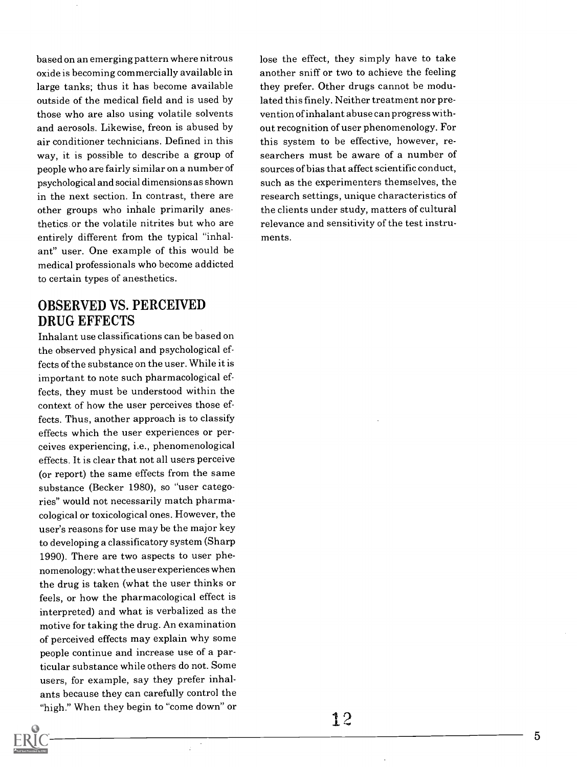based on an emerging pattern where nitrous oxide is becoming commercially available in large tanks; thus it has become available outside of the medical field and is used by those who are also using volatile solvents and aerosols. Likewise, freon is abused by air conditioner technicians. Defined in this way, it is possible to describe a group of people who are fairly similar on a number of psychological and social dimensions as shown in the next section. In contrast, there are other groups who inhale primarily anesthetics or the volatile nitrites but who are entirely different from the typical "inhalant" user. One example of this would be medical professionals who become addicted to certain types of anesthetics.

## OBSERVED VS. PERCEIVED DRUG EFFECTS

Inhalant use classifications can be based on the observed physical and psychological effects of the substance on the user. While it is important to note such pharmacological effects, they must be understood within the context of how the user perceives those effects. Thus, another approach is to classify effects which the user experiences or perceives experiencing, i.e., phenomenological effects. It is clear that not all users perceive (or report) the same effects from the same substance (Becker 1980), so "user categories" would not necessarily match pharmacological or toxicological ones. However, the user's reasons for use may be the major key to developing a classificatory system (Sharp 1990). There are two aspects to user phenomenology: what the user experiences when the drug is taken (what the user thinks or feels, or how the pharmacological effect is interpreted) and what is verbalized as the motive for taking the drug. An examination of perceived effects may explain why some people continue and increase use of a particular substance while others do not. Some users, for example, say they prefer inhalants because they can carefully control the "high." When they begin to "come down" or lose the effect, they simply have to take another sniff or two to achieve the feeling they prefer. Other drugs cannot be modulated this finely. Neither treatment nor prevention of inhalant abuse can progress without recognition of user phenomenology. For this system to be effective, however, researchers must be aware of a number of sources of bias that affect scientific conduct, such as the experimenters themselves, the research settings, unique characteristics of the clients under study, matters of cultural relevance and sensitivity of the test instruments.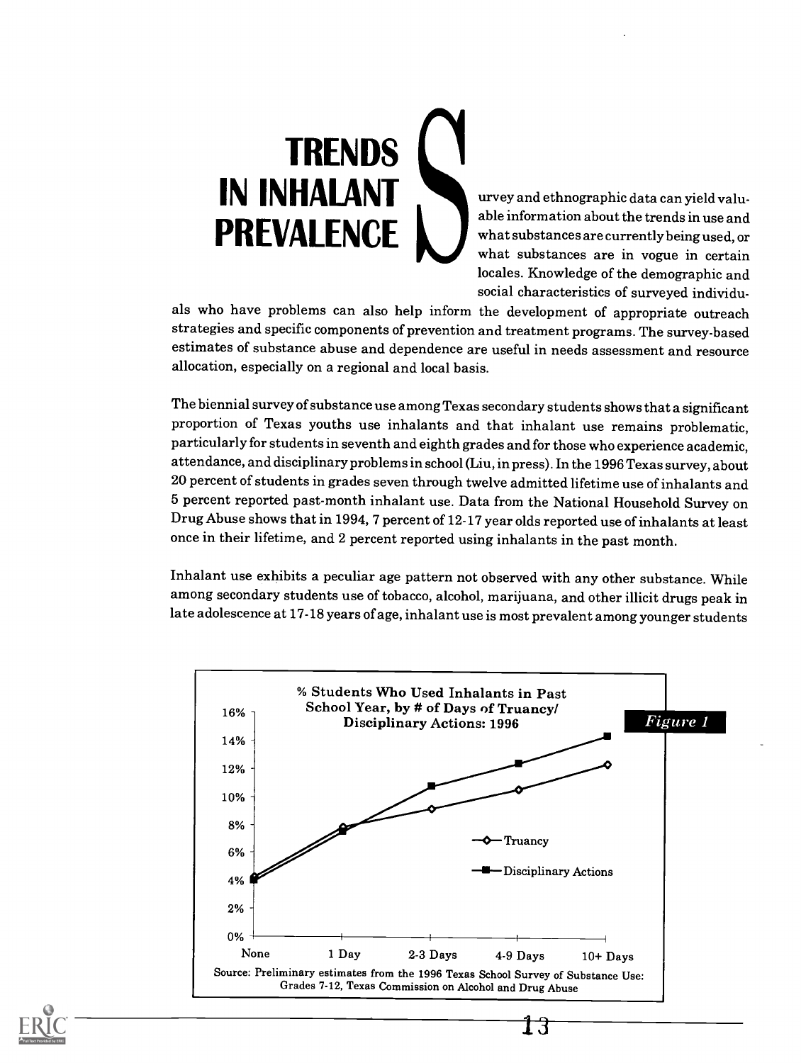# TRENDS IN INHALANT PREVALENCE

Survey and ethnographic data can yield valuable information about the trends in use and what substances are currently being used, or what substances are in vogue in certain locales. Knowledge of the demographic and social characteristics of surveyed individuals who have problems can also help inform the development of appropriate outreach strategies and specific components of prevention and treatment programs. The survey-based estimates of substance abuse and dependence are useful in needs assessment and resource allocation, especially on a regional and local basis.

The biennial survey of substance use among Texas secondary students shows that a significant proportion of Texas youths use inhalants and that inhalant use remains problematic, particularly for students in seventh and eighth grades and for those who experience academic, attendance, and disciplinary problems in school (Liu, in press). In the 1996 Texas survey, about 20 percent of students in grades seven through twelve admitted lifetime use of inhalants and 5 percent reported past-month inhalant use. Data from the National Household Survey on Drug Abuse shows that in 1994, 7 percent of 12-17 year olds reported use of inhalants at least once in their lifetime, and 2 percent reported using inhalants in the past month.

Inhalant use exhibits a peculiar age pattern not observed with any other substance. While among secondary students use of tobacco, alcohol, marijuana, and other illicit drugs peak in late adolescence at 17-18 years of age, inhalant use is most prevalent among younger students

*Figure 1*

% Students Who Used Inhalants in Past School Year, by # of Days of Truancy/ Disciplinary Actions: 1996

Source: Preliminary estimates from the 1996 Texas School Survey of Substance Use: Grades 7-12, Texas Commission on Alcohol and Drug Abuse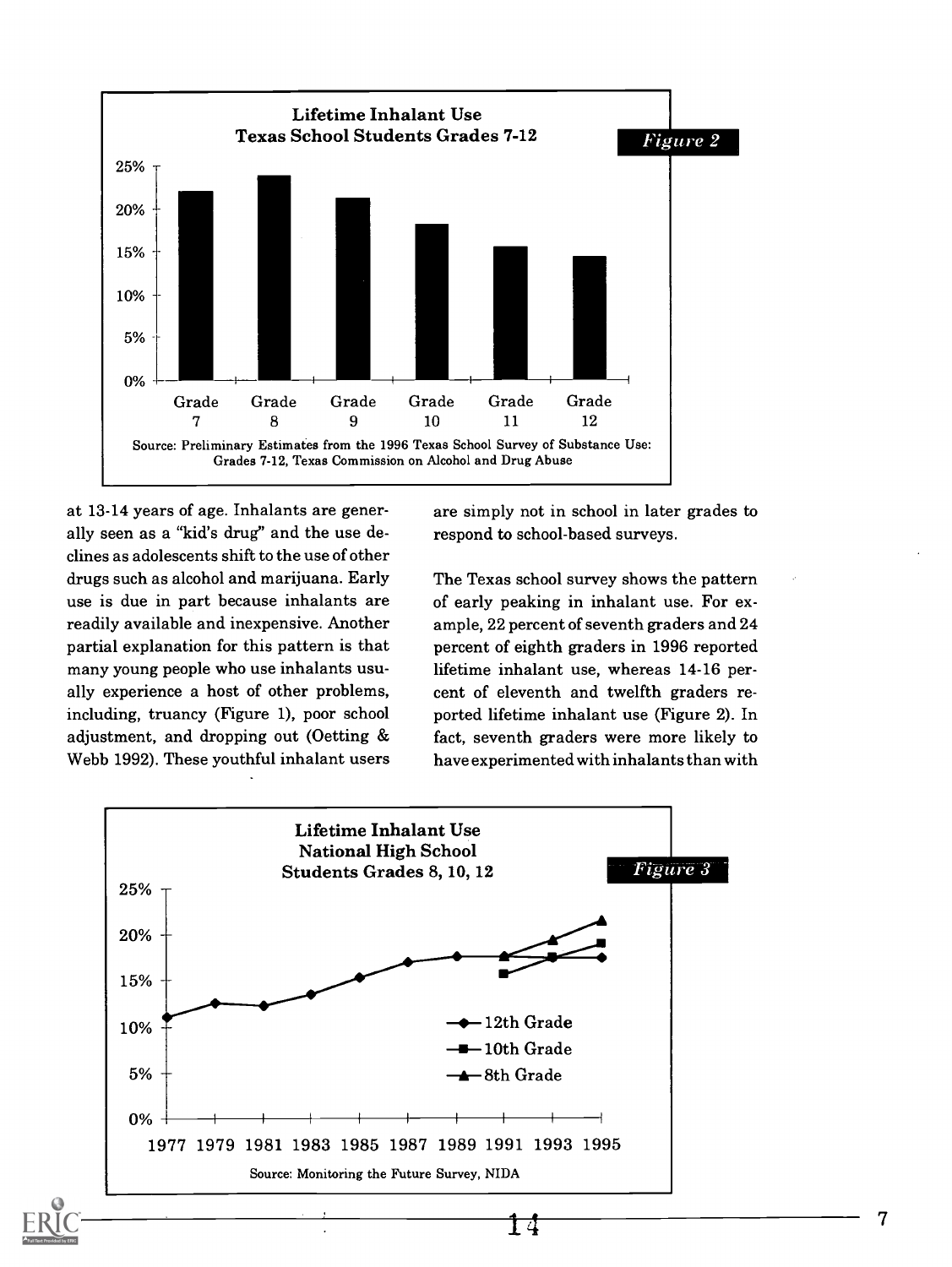**Lifetime Inhalant Use**
**Texas School Students Grades 7-12**

*Figure 2*

Source: Preliminary Estimates from the 1996 Texas School Survey of Substance Use: Grades 7-12, Texas Commission on Alcohol and Drug Abuse

at 13-14 years of age. Inhalants are generally seen as a "kid's drug" and the use declines as adolescents shift to the use of other drugs such as alcohol and marijuana. Early use is due in part because inhalants are readily available and inexpensive. Another partial explanation for this pattern is that many young people who use inhalants usually experience a host of other problems, including, truancy (Figure 1), poor school adjustment, and dropping out (Oetting & Webb 1992). These youthful inhalant users are simply not in school in later grades to respond to school-based surveys.

The Texas school survey shows the pattern of early peaking in inhalant use. For example, 22 percent of seventh graders and 24 percent of eighth graders in 1996 reported lifetime inhalant use, whereas 14-16 percent of eleventh and twelfth graders reported lifetime inhalant use (Figure 2). In fact, seventh graders were more likely to have experimented with inhalants than with

**Lifetime Inhalant Use**
**National High School Students Grades 8, 10, 12**

*Figure 3*

Source: Monitoring the Future Survey, NIDA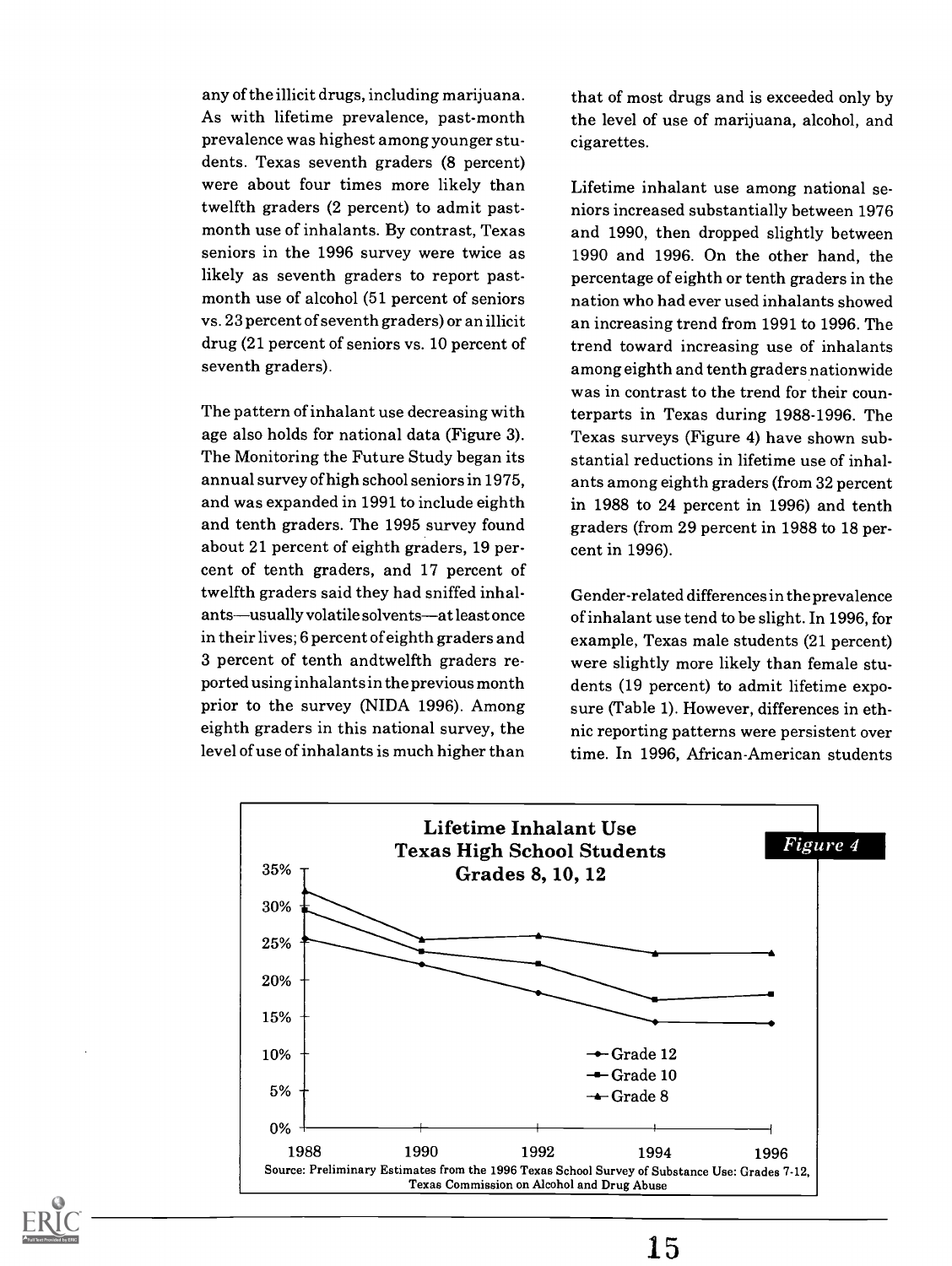any of the illicit drugs, including marijuana. As with lifetime prevalence, past-month prevalence was highest among younger students. Texas seventh graders (8 percent) were about four times more likely than twelfth graders (2 percent) to admit past-month use of inhalants. By contrast, Texas seniors in the 1996 survey were twice as likely as seventh graders to report past-month use of alcohol (51 percent of seniors vs. 23 percent of seventh graders) or an illicit drug (21 percent of seniors vs. 10 percent of seventh graders).

The pattern of inhalant use decreasing with age also holds for national data (Figure 3). The Monitoring the Future Study began its annual survey of high school seniors in 1975, and was expanded in 1991 to include eighth and tenth graders. The 1995 survey found about 21 percent of eighth graders, 19 percent of tenth graders, and 17 percent of twelfth graders said they had sniffed inhalants—usually volatile solvents—at least once in their lives; 6 percent of eighth graders and 3 percent of tenth andtwelfth graders reported using inhalants in the previous month prior to the survey (NIDA 1996). Among eighth graders in this national survey, the level of use of inhalants is much higher than that of most drugs and is exceeded only by the level of use of marijuana, alcohol, and cigarettes.

Lifetime inhalant use among national seniors increased substantially between 1976 and 1990, then dropped slightly between 1990 and 1996. On the other hand, the percentage of eighth or tenth graders in the nation who had ever used inhalants showed an increasing trend from 1991 to 1996. The trend toward increasing use of inhalants among eighth and tenth graders nationwide was in contrast to the trend for their counterparts in Texas during 1988-1996. The Texas surveys (Figure 4) have shown substantial reductions in lifetime use of inhalants among eighth graders (from 32 percent in 1988 to 24 percent in 1996) and tenth graders (from 29 percent in 1988 to 18 percent in 1996).

Gender-related differences in the prevalence of inhalant use tend to be slight. In 1996, for example, Texas male students (21 percent) were slightly more likely than female students (19 percent) to admit lifetime exposure (Table 1). However, differences in ethnic reporting patterns were persistent over time. In 1996, African-American students

*Figure 4*

**Lifetime Inhalant Use**
**Texas High School Students**
**Grades 8, 10, 12**

Source: Preliminary Estimates from the 1996 Texas School Survey of Substance Use: Grades 7-12, Texas Commission on Alcohol and Drug Abuse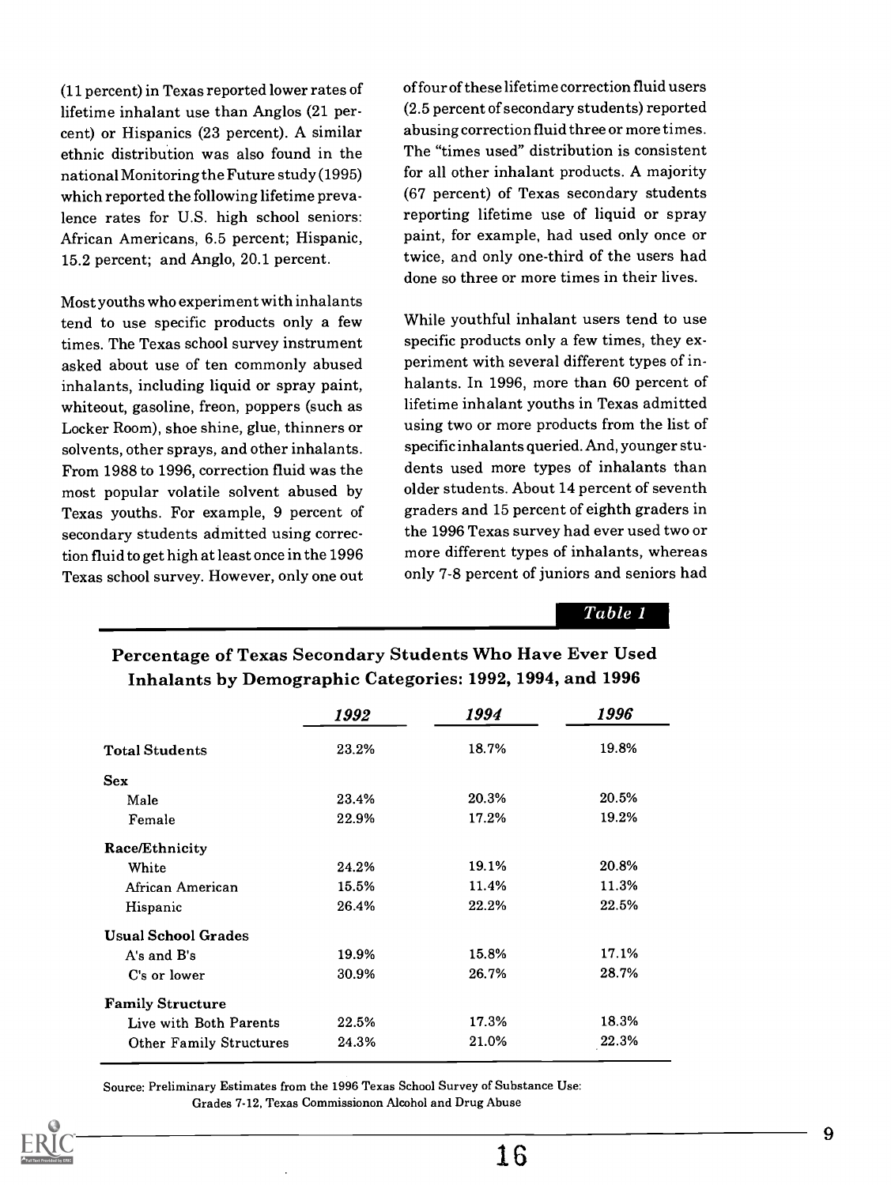(11 percent) in Texas reported lower rates of lifetime inhalant use than Anglos (21 percent) or Hispanics (23 percent). A similar ethnic distribution was also found in the national Monitoring the Future study (1995) which reported the following lifetime prevalence rates for U.S. high school seniors: African Americans, 6.5 percent; Hispanic, 15.2 percent; and Anglo, 20.1 percent.

Most youths who experiment with inhalants tend to use specific products only a few times. The Texas school survey instrument asked about use of ten commonly abused inhalants, including liquid or spray paint, whiteout, gasoline, freon, poppers (such as Locker Room), shoe shine, glue, thinners or solvents, other sprays, and other inhalants. From 1988 to 1996, correction fluid was the most popular volatile solvent abused by Texas youths. For example, 9 percent of secondary students admitted using correction fluid to get high at least once in the 1996 Texas school survey. However, only one out of four of these lifetime correction fluid users (2.5 percent of secondary students) reported abusing correction fluid three or more times. The "times used" distribution is consistent for all other inhalant products. A majority (67 percent) of Texas secondary students reporting lifetime use of liquid or spray paint, for example, had used only once or twice, and only one-third of the users had done so three or more times in their lives.

While youthful inhalant users tend to use specific products only a few times, they experiment with several different types of inhalants. In 1996, more than 60 percent of lifetime inhalant youths in Texas admitted using two or more products from the list of specific inhalants queried. And, younger students used more types of inhalants than older students. About 14 percent of seventh graders and 15 percent of eighth graders in the 1996 Texas survey had ever used two or more different types of inhalants, whereas only 7-8 percent of juniors and seniors had

*Table 1*

**Percentage of Texas Secondary Students Who Have Ever Used Inhalants by Demographic Categories: 1992, 1994, and 1996**

| | 1992 | 1994 | 1996 |
|---|---|---|---|
| **Total Students** | 23.2% | 18.7% | 19.8% |
| **Sex** | | | |
| Male | 23.4% | 20.3% | 20.5% |
| Female | 22.9% | 17.2% | 19.2% |
| **Race/Ethnicity** | | | |
| White | 24.2% | 19.1% | 20.8% |
| African American | 15.5% | 11.4% | 11.3% |
| Hispanic | 26.4% | 22.2% | 22.5% |
| **Usual School Grades** | | | |
| A's and B's | 19.9% | 15.8% | 17.1% |
| C's or lower | 30.9% | 26.7% | 28.7% |
| **Family Structure** | | | |
| Live with Both Parents | 22.5% | 17.3% | 18.3% |
| Other Family Structures | 24.3% | 21.0% | 22.3% |

Source: Preliminary Estimates from the 1996 Texas School Survey of Substance Use: Grades 7-12, Texas Commissionon Alcohol and Drug Abuse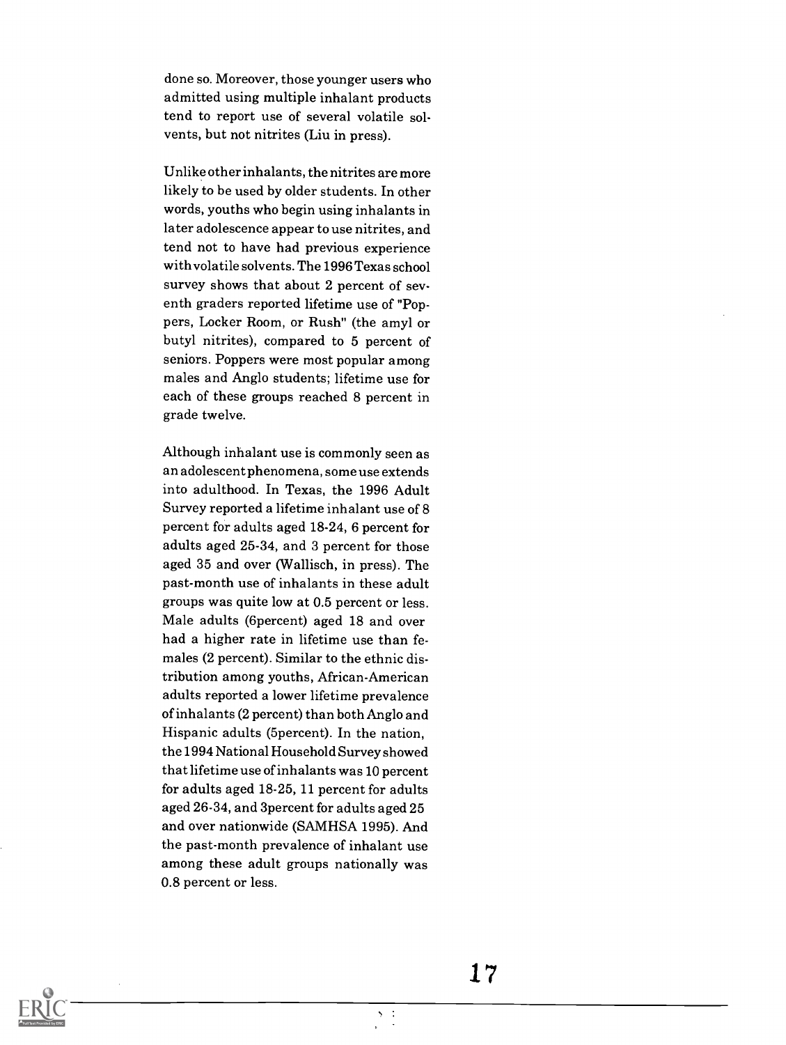done so. Moreover, those younger users who admitted using multiple inhalant products tend to report use of several volatile solvents, but not nitrites (Liu in press).

Unlike other inhalants, the nitrites are more likely to be used by older students. In other words, youths who begin using inhalants in later adolescence appear to use nitrites, and tend not to have had previous experience with volatile solvents. The 1996 Texas school survey shows that about 2 percent of seventh graders reported lifetime use of "Poppers, Locker Room, or Rush" (the amyl or butyl nitrites), compared to 5 percent of seniors. Poppers were most popular among males and Anglo students; lifetime use for each of these groups reached 8 percent in grade twelve.

Although inhalant use is commonly seen as an adolescent phenomena, some use extends into adulthood. In Texas, the 1996 Adult Survey reported a lifetime inhalant use of 8 percent for adults aged 18-24, 6 percent for adults aged 25-34, and 3 percent for those aged 35 and over (Wallisch, in press). The past-month use of inhalants in these adult groups was quite low at 0.5 percent or less. Male adults (6percent) aged 18 and over had a higher rate in lifetime use than females (2 percent). Similar to the ethnic distribution among youths, African-American adults reported a lower lifetime prevalence of inhalants (2 percent) than both Anglo and Hispanic adults (5percent). In the nation, the 1994 National Household Survey showed that lifetime use of inhalants was 10 percent for adults aged 18-25, 11 percent for adults aged 26-34, and 3percent for adults aged 25 and over nationwide (SAMHSA 1995). And the past-month prevalence of inhalant use among these adult groups nationally was 0.8 percent or less.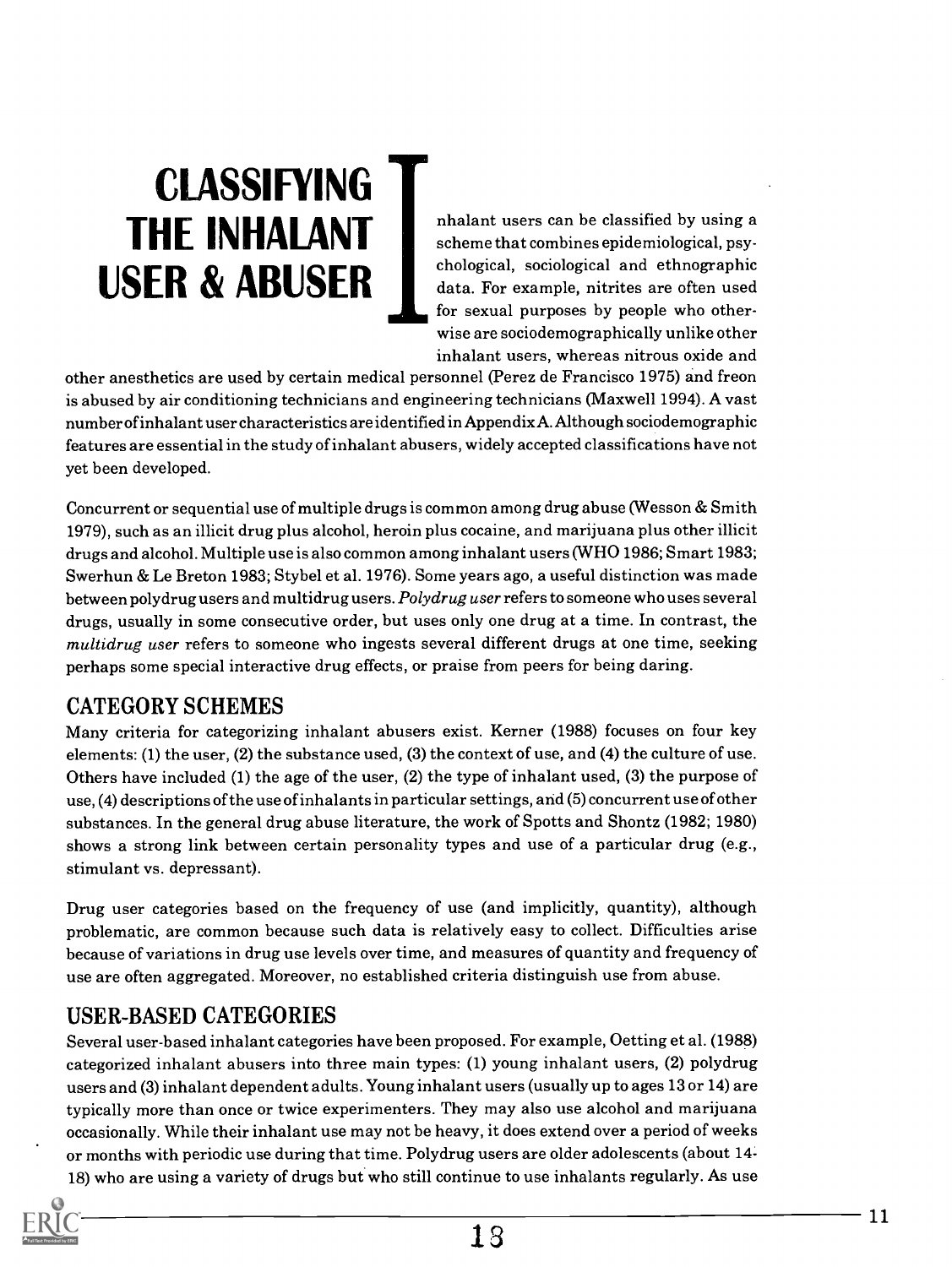# CLASSIFYING THE INHALANT USER & ABUSER

Inhalant users can be classified by using a scheme that combines epidemiological, psychological, sociological and ethnographic data. For example, nitrites are often used for sexual purposes by people who otherwise are sociodemographically unlike other inhalant users, whereas nitrous oxide and other anesthetics are used by certain medical personnel (Perez de Francisco 1975) and freon is abused by air conditioning technicians and engineering technicians (Maxwell 1994). A vast number of inhalant user characteristics are identified in Appendix A. Although sociodemographic features are essential in the study of inhalant abusers, widely accepted classifications have not yet been developed.

Concurrent or sequential use of multiple drugs is common among drug abuse (Wesson & Smith 1979), such as an illicit drug plus alcohol, heroin plus cocaine, and marijuana plus other illicit drugs and alcohol. Multiple use is also common among inhalant users (WHO 1986; Smart 1983; Swerhun & Le Breton 1983; Stybel et al. 1976). Some years ago, a useful distinction was made between polydrug users and multidrug users. *Polydrug user* refers to someone who uses several drugs, usually in some consecutive order, but uses only one drug at a time. In contrast, the *multidrug user* refers to someone who ingests several different drugs at one time, seeking perhaps some special interactive drug effects, or praise from peers for being daring.

## CATEGORY SCHEMES

Many criteria for categorizing inhalant abusers exist. Kerner (1988) focuses on four key elements: (1) the user, (2) the substance used, (3) the context of use, and (4) the culture of use. Others have included (1) the age of the user, (2) the type of inhalant used, (3) the purpose of use, (4) descriptions of the use of inhalants in particular settings, and (5) concurrent use of other substances. In the general drug abuse literature, the work of Spotts and Shontz (1982; 1980) shows a strong link between certain personality types and use of a particular drug (e.g., stimulant vs. depressant).

Drug user categories based on the frequency of use (and implicitly, quantity), although problematic, are common because such data is relatively easy to collect. Difficulties arise because of variations in drug use levels over time, and measures of quantity and frequency of use are often aggregated. Moreover, no established criteria distinguish use from abuse.

## USER-BASED CATEGORIES

Several user-based inhalant categories have been proposed. For example, Oetting et al. (1988) categorized inhalant abusers into three main types: (1) young inhalant users, (2) polydrug users and (3) inhalant dependent adults. Young inhalant users (usually up to ages 13 or 14) are typically more than once or twice experimenters. They may also use alcohol and marijuana occasionally. While their inhalant use may not be heavy, it does extend over a period of weeks or months with periodic use during that time. Polydrug users are older adolescents (about 14-18) who are using a variety of drugs but who still continue to use inhalants regularly. As use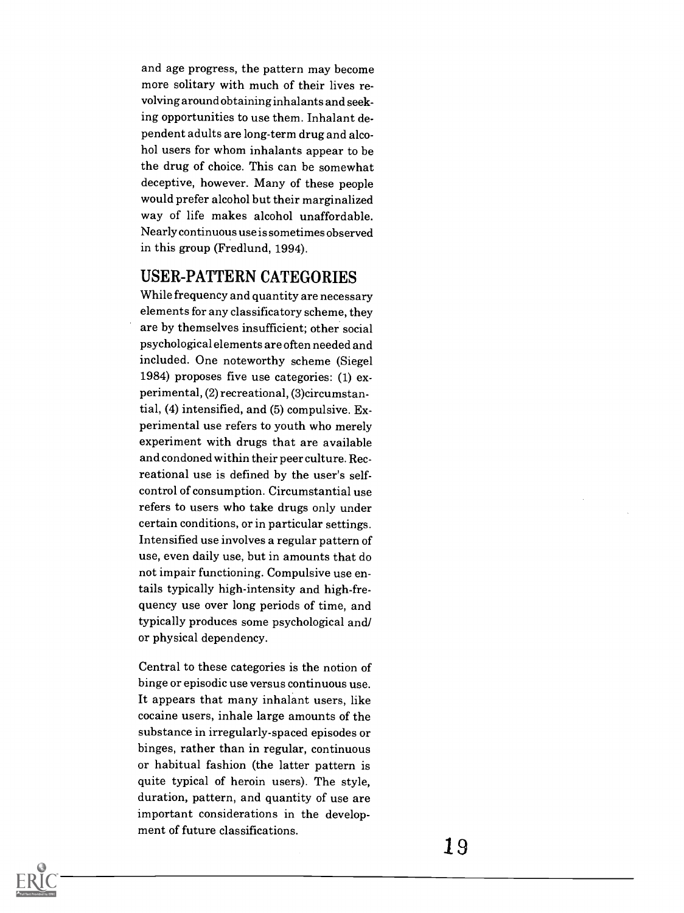and age progress, the pattern may become more solitary with much of their lives revolving around obtaining inhalants and seeking opportunities to use them. Inhalant dependent adults are long-term drug and alcohol users for whom inhalants appear to be the drug of choice. This can be somewhat deceptive, however. Many of these people would prefer alcohol but their marginalized way of life makes alcohol unaffordable. Nearly continuous use is sometimes observed in this group (Fredlund, 1994).

## USER-PATTERN CATEGORIES

While frequency and quantity are necessary elements for any classificatory scheme, they are by themselves insufficient; other social psychological elements are often needed and included. One noteworthy scheme (Siegel 1984) proposes five use categories: (1) experimental, (2) recreational, (3)circumstantial, (4) intensified, and (5) compulsive. Experimental use refers to youth who merely experiment with drugs that are available and condoned within their peer culture. Recreational use is defined by the user's self-control of consumption. Circumstantial use refers to users who take drugs only under certain conditions, or in particular settings. Intensified use involves a regular pattern of use, even daily use, but in amounts that do not impair functioning. Compulsive use entails typically high-intensity and high-frequency use over long periods of time, and typically produces some psychological and/or physical dependency.

Central to these categories is the notion of binge or episodic use versus continuous use. It appears that many inhalant users, like cocaine users, inhale large amounts of the substance in irregularly-spaced episodes or binges, rather than in regular, continuous or habitual fashion (the latter pattern is quite typical of heroin users). The style, duration, pattern, and quantity of use are important considerations in the development of future classifications.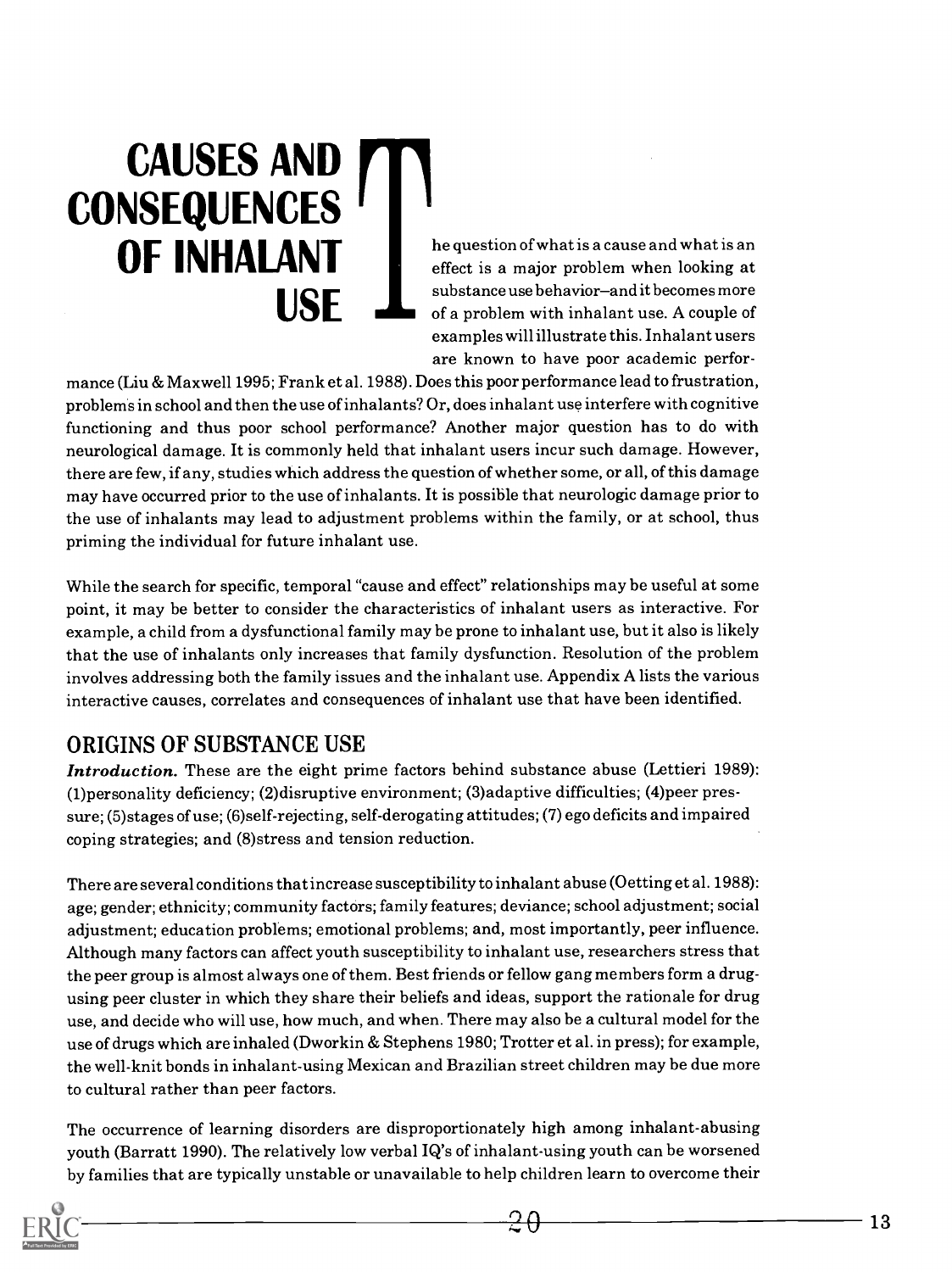# CAUSES AND CONSEQUENCES OF INHALANT USE

The question of what is a cause and what is an effect is a major problem when looking at substance use behavior–and it becomes more of a problem with inhalant use. A couple of examples will illustrate this. Inhalant users are known to have poor academic performance (Liu & Maxwell 1995; Frank et al. 1988). Does this poor performance lead to frustration, problems in school and then the use of inhalants? Or, does inhalant use interfere with cognitive functioning and thus poor school performance? Another major question has to do with neurological damage. It is commonly held that inhalant users incur such damage. However, there are few, if any, studies which address the question of whether some, or all, of this damage may have occurred prior to the use of inhalants. It is possible that neurologic damage prior to the use of inhalants may lead to adjustment problems within the family, or at school, thus priming the individual for future inhalant use.

While the search for specific, temporal "cause and effect" relationships may be useful at some point, it may be better to consider the characteristics of inhalant users as interactive. For example, a child from a dysfunctional family may be prone to inhalant use, but it also is likely that the use of inhalants only increases that family dysfunction. Resolution of the problem involves addressing both the family issues and the inhalant use. Appendix A lists the various interactive causes, correlates and consequences of inhalant use that have been identified.

## ORIGINS OF SUBSTANCE USE

***Introduction.*** These are the eight prime factors behind substance abuse (Lettieri 1989): (1)personality deficiency; (2)disruptive environment; (3)adaptive difficulties; (4)peer pressure; (5)stages of use; (6)self-rejecting, self-derogating attitudes; (7) ego deficits and impaired coping strategies; and (8)stress and tension reduction.

There are several conditions that increase susceptibility to inhalant abuse (Oetting et al. 1988): age; gender; ethnicity; community factors; family features; deviance; school adjustment; social adjustment; education problems; emotional problems; and, most importantly, peer influence. Although many factors can affect youth susceptibility to inhalant use, researchers stress that the peer group is almost always one of them. Best friends or fellow gang members form a drug-using peer cluster in which they share their beliefs and ideas, support the rationale for drug use, and decide who will use, how much, and when. There may also be a cultural model for the use of drugs which are inhaled (Dworkin & Stephens 1980; Trotter et al. in press); for example, the well-knit bonds in inhalant-using Mexican and Brazilian street children may be due more to cultural rather than peer factors.

The occurrence of learning disorders are disproportionately high among inhalant-abusing youth (Barratt 1990). The relatively low verbal IQ's of inhalant-using youth can be worsened by families that are typically unstable or unavailable to help children learn to overcome their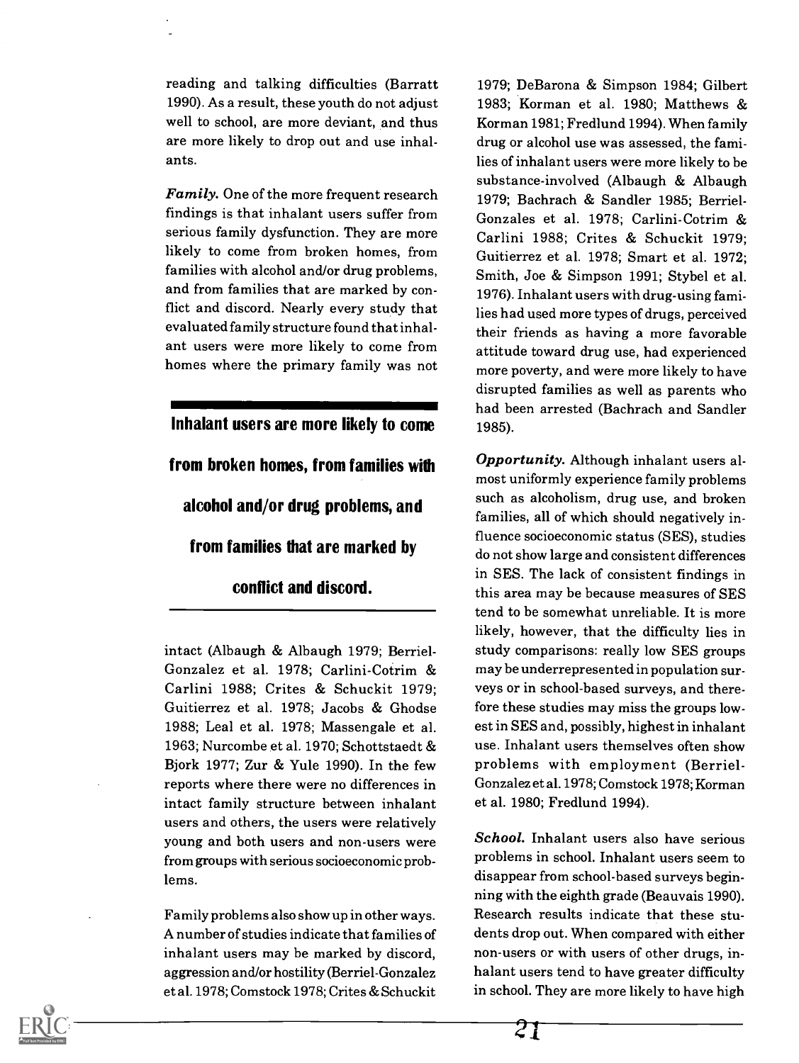reading and talking difficulties (Barratt 1990). As a result, these youth do not adjust well to school, are more deviant, and thus are more likely to drop out and use inhalants.

***Family.*** One of the more frequent research findings is that inhalant users suffer from serious family dysfunction. They are more likely to come from broken homes, from families with alcohol and/or drug problems, and from families that are marked by conflict and discord. Nearly every study that evaluated family structure found that inhalant users were more likely to come from homes where the primary family was not intact (Albaugh & Albaugh 1979; Berriel-Gonzalez et al. 1978; Carlini-Cotrim & Carlini 1988; Crites & Schuckit 1979; Guitierrez et al. 1978; Jacobs & Ghodse 1988; Leal et al. 1978; Massengale et al. 1963; Nurcombe et al. 1970; Schottstaedt & Bjork 1977; Zur & Yule 1990). In the few reports where there were no differences in intact family structure between inhalant users and others, the users were relatively young and both users and non-users were from groups with serious socioeconomic problems.

**Inhalant users are more likely to come from broken homes, from families with alcohol and/or drug problems, and from families that are marked by conflict and discord.**

Family problems also show up in other ways. A number of studies indicate that families of inhalant users may be marked by discord, aggression and/or hostility (Berriel-Gonzalez et al. 1978; Comstock 1978; Crites & Schuckit 1979; DeBarona & Simpson 1984; Gilbert 1983; Korman et al. 1980; Matthews & Korman 1981; Fredlund 1994). When family drug or alcohol use was assessed, the families of inhalant users were more likely to be substance-involved (Albaugh & Albaugh 1979; Bachrach & Sandler 1985; Berriel-Gonzales et al. 1978; Carlini-Cotrim & Carlini 1988; Crites & Schuckit 1979; Guitierrez et al. 1978; Smart et al. 1972; Smith, Joe & Simpson 1991; Stybel et al. 1976). Inhalant users with drug-using families had used more types of drugs, perceived their friends as having a more favorable attitude toward drug use, had experienced more poverty, and were more likely to have disrupted families as well as parents who had been arrested (Bachrach and Sandler 1985).

***Opportunity.*** Although inhalant users almost uniformly experience family problems such as alcoholism, drug use, and broken families, all of which should negatively influence socioeconomic status (SES), studies do not show large and consistent differences in SES. The lack of consistent findings in this area may be because measures of SES tend to be somewhat unreliable. It is more likely, however, that the difficulty lies in study comparisons: really low SES groups may be underrepresented in population surveys or in school-based surveys, and therefore these studies may miss the groups lowest in SES and, possibly, highest in inhalant use. Inhalant users themselves often show problems with employment (Berriel-Gonzalez et al. 1978; Comstock 1978; Korman et al. 1980; Fredlund 1994).

***School.*** Inhalant users also have serious problems in school. Inhalant users seem to disappear from school-based surveys beginning with the eighth grade (Beauvais 1990). Research results indicate that these students drop out. When compared with either non-users or with users of other drugs, inhalant users tend to have greater difficulty in school. They are more likely to have high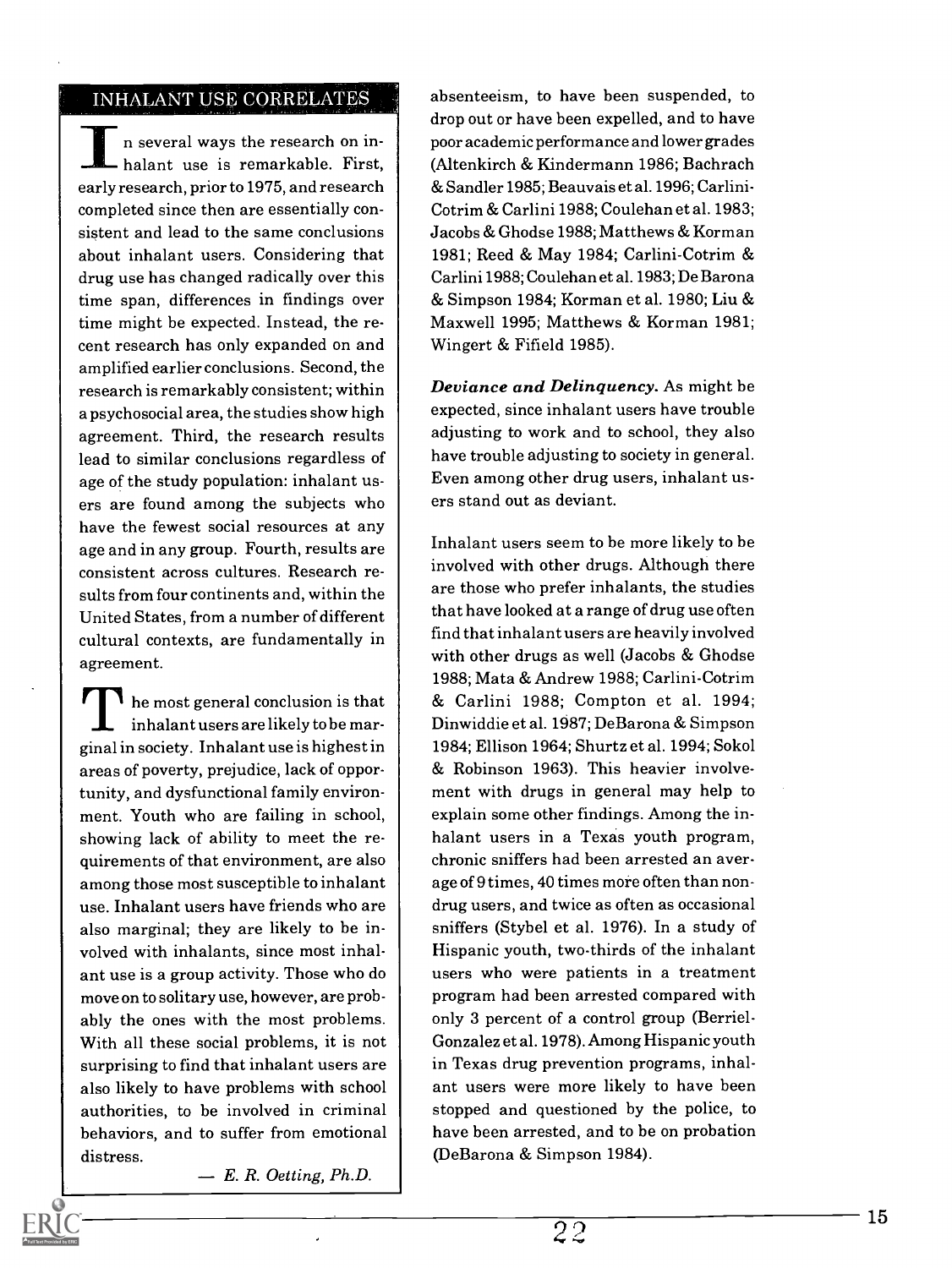## INHALANT USE CORRELATES

In several ways the research on inhalant use is remarkable. First, early research, prior to 1975, and research completed since then are essentially consistent and lead to the same conclusions about inhalant users. Considering that drug use has changed radically over this time span, differences in findings over time might be expected. Instead, the recent research has only expanded on and amplified earlier conclusions. Second, the research is remarkably consistent; within a psychosocial area, the studies show high agreement. Third, the research results lead to similar conclusions regardless of age of the study population: inhalant users are found among the subjects who have the fewest social resources at any age and in any group. Fourth, results are consistent across cultures. Research results from four continents and, within the United States, from a number of different cultural contexts, are fundamentally in agreement.

The most general conclusion is that inhalant users are likely to be marginal in society. Inhalant use is highest in areas of poverty, prejudice, lack of opportunity, and dysfunctional family environment. Youth who are failing in school, showing lack of ability to meet the requirements of that environment, are also among those most susceptible to inhalant use. Inhalant users have friends who are also marginal; they are likely to be involved with inhalants, since most inhalant use is a group activity. Those who do move on to solitary use, however, are probably the ones with the most problems. With all these social problems, it is not surprising to find that inhalant users are also likely to have problems with school authorities, to be involved in criminal behaviors, and to suffer from emotional distress.

— *E. R. Oetting, Ph.D.*

absenteeism, to have been suspended, to drop out or have been expelled, and to have poor academic performance and lower grades (Altenkirch & Kindermann 1986; Bachrach & Sandler 1985; Beauvais et al. 1996; Carlini-Cotrim & Carlini 1988; Coulehan et al. 1983; Jacobs & Ghodse 1988; Matthews & Korman 1981; Reed & May 1984; Carlini-Cotrim & Carlini 1988; Coulehan et al. 1983; De Barona & Simpson 1984; Korman et al. 1980; Liu & Maxwell 1995; Matthews & Korman 1981; Wingert & Fifield 1985).

***Deviance and Delinquency.*** As might be expected, since inhalant users have trouble adjusting to work and to school, they also have trouble adjusting to society in general. Even among other drug users, inhalant users stand out as deviant.

Inhalant users seem to be more likely to be involved with other drugs. Although there are those who prefer inhalants, the studies that have looked at a range of drug use often find that inhalant users are heavily involved with other drugs as well (Jacobs & Ghodse 1988; Mata & Andrew 1988; Carlini-Cotrim & Carlini 1988; Compton et al. 1994; Dinwiddie et al. 1987; DeBarona & Simpson 1984; Ellison 1964; Shurtz et al. 1994; Sokol & Robinson 1963). This heavier involvement with drugs in general may help to explain some other findings. Among the inhalant users in a Texas youth program, chronic sniffers had been arrested an average of 9 times, 40 times more often than non-drug users, and twice as often as occasional sniffers (Stybel et al. 1976). In a study of Hispanic youth, two-thirds of the inhalant users who were patients in a treatment program had been arrested compared with only 3 percent of a control group (Berriel-Gonzalez et al. 1978). Among Hispanic youth in Texas drug prevention programs, inhalant users were more likely to have been stopped and questioned by the police, to have been arrested, and to be on probation (DeBarona & Simpson 1984).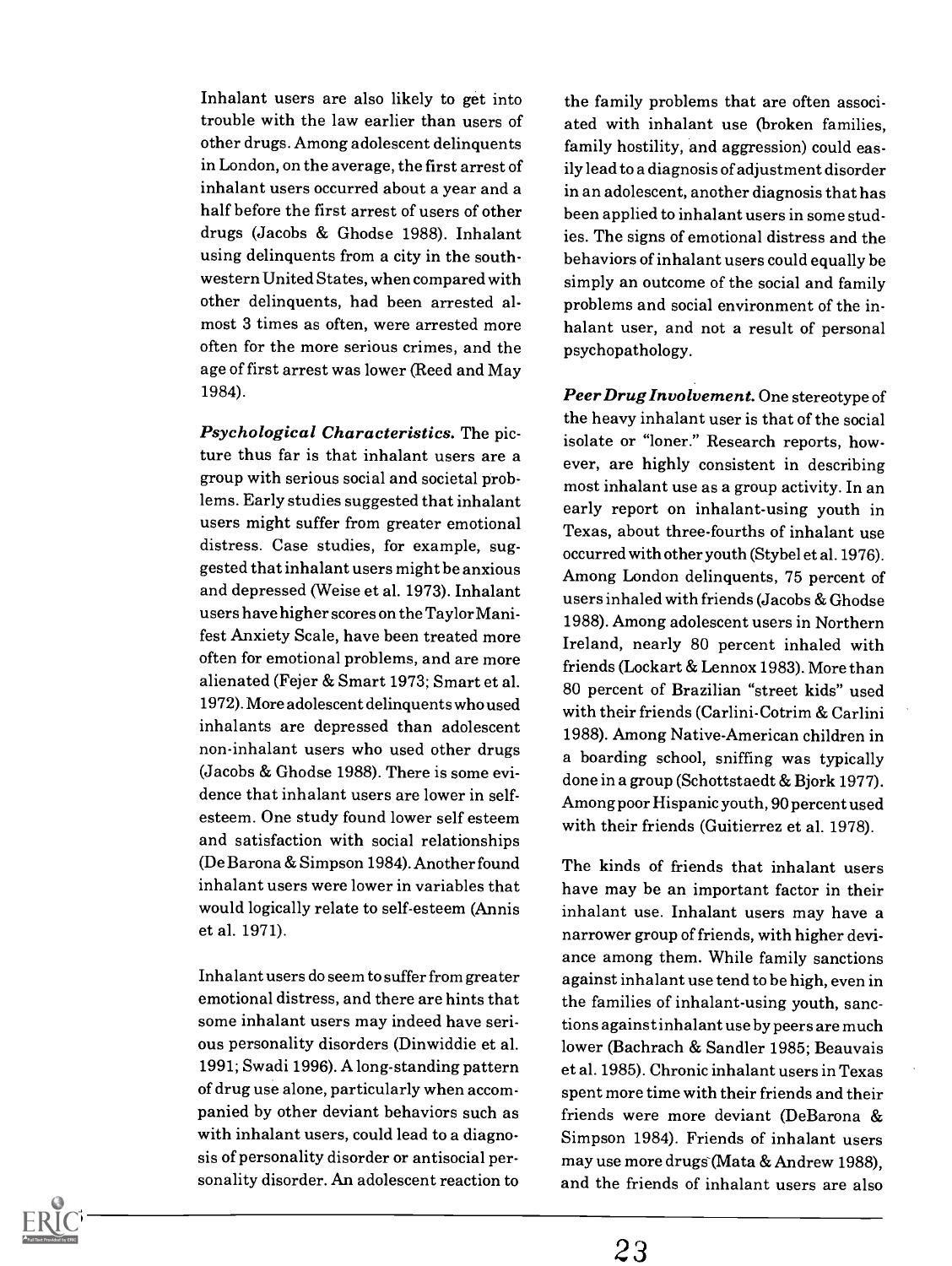Inhalant users are also likely to get into trouble with the law earlier than users of other drugs. Among adolescent delinquents in London, on the average, the first arrest of inhalant users occurred about a year and a half before the first arrest of users of other drugs (Jacobs & Ghodse 1988). Inhalant using delinquents from a city in the southwestern United States, when compared with other delinquents, had been arrested almost 3 times as often, were arrested more often for the more serious crimes, and the age of first arrest was lower (Reed and May 1984).

***Psychological Characteristics.*** The picture thus far is that inhalant users are a group with serious social and societal problems. Early studies suggested that inhalant users might suffer from greater emotional distress. Case studies, for example, suggested that inhalant users might be anxious and depressed (Weise et al. 1973). Inhalant users have higher scores on the Taylor Manifest Anxiety Scale, have been treated more often for emotional problems, and are more alienated (Fejer & Smart 1973; Smart et al. 1972). More adolescent delinquents who used inhalants are depressed than adolescent non-inhalant users who used other drugs (Jacobs & Ghodse 1988). There is some evidence that inhalant users are lower in self-esteem. One study found lower self esteem and satisfaction with social relationships (De Barona & Simpson 1984). Another found inhalant users were lower in variables that would logically relate to self-esteem (Annis et al. 1971).

Inhalant users do seem to suffer from greater emotional distress, and there are hints that some inhalant users may indeed have serious personality disorders (Dinwiddie et al. 1991; Swadi 1996). A long-standing pattern of drug use alone, particularly when accompanied by other deviant behaviors such as with inhalant users, could lead to a diagnosis of personality disorder or antisocial personality disorder. An adolescent reaction to the family problems that are often associated with inhalant use (broken families, family hostility, and aggression) could easily lead to a diagnosis of adjustment disorder in an adolescent, another diagnosis that has been applied to inhalant users in some studies. The signs of emotional distress and the behaviors of inhalant users could equally be simply an outcome of the social and family problems and social environment of the inhalant user, and not a result of personal psychopathology.

***Peer Drug Involvement.*** One stereotype of the heavy inhalant user is that of the social isolate or "loner." Research reports, however, are highly consistent in describing most inhalant use as a group activity. In an early report on inhalant-using youth in Texas, about three-fourths of inhalant use occurred with other youth (Stybel et al. 1976). Among London delinquents, 75 percent of users inhaled with friends (Jacobs & Ghodse 1988). Among adolescent users in Northern Ireland, nearly 80 percent inhaled with friends (Lockart & Lennox 1983). More than 80 percent of Brazilian "street kids" used with their friends (Carlini-Cotrim & Carlini 1988). Among Native-American children in a boarding school, sniffing was typically done in a group (Schottstaedt & Bjork 1977). Among poor Hispanic youth, 90 percent used with their friends (Guitierrez et al. 1978).

The kinds of friends that inhalant users have may be an important factor in their inhalant use. Inhalant users may have a narrower group of friends, with higher deviance among them. While family sanctions against inhalant use tend to be high, even in the families of inhalant-using youth, sanctions against inhalant use by peers are much lower (Bachrach & Sandler 1985; Beauvais et al. 1985). Chronic inhalant users in Texas spent more time with their friends and their friends were more deviant (DeBarona & Simpson 1984). Friends of inhalant users may use more drugs (Mata & Andrew 1988), and the friends of inhalant users are also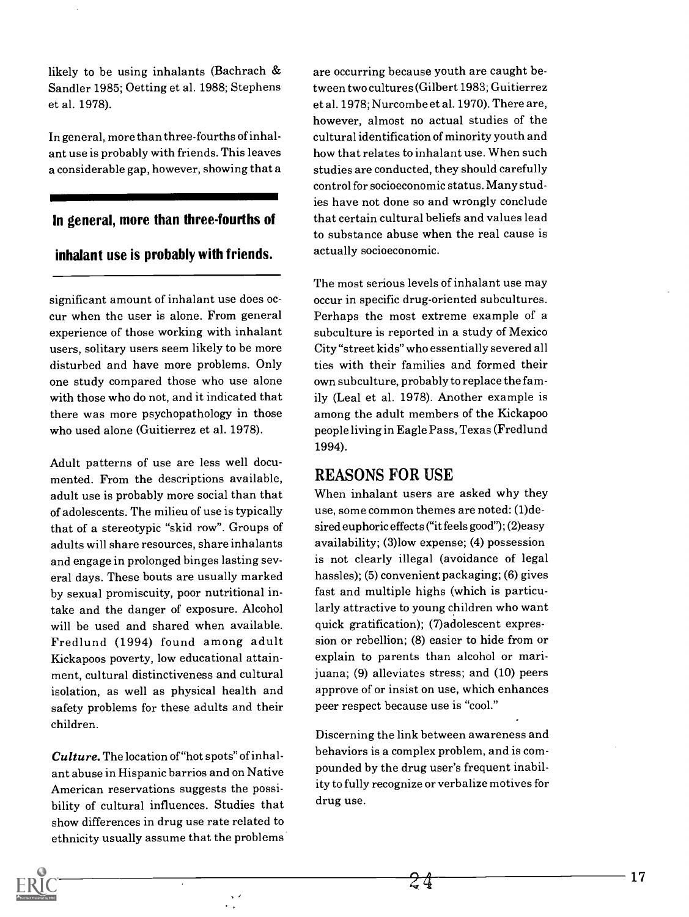likely to be using inhalants (Bachrach & Sandler 1985; Oetting et al. 1988; Stephens et al. 1978).

In general, more than three-fourths of inhalant use is probably with friends. This leaves a considerable gap, however, showing that a significant amount of inhalant use does occur when the user is alone. From general experience of those working with inhalant users, solitary users seem likely to be more disturbed and have more problems. Only one study compared those who use alone with those who do not, and it indicated that there was more psychopathology in those who used alone (Guitierrez et al. 1978).

**In general, more than three-fourths of inhalant use is probably with friends.**

Adult patterns of use are less well documented. From the descriptions available, adult use is probably more social than that of adolescents. The milieu of use is typically that of a stereotypic "skid row". Groups of adults will share resources, share inhalants and engage in prolonged binges lasting several days. These bouts are usually marked by sexual promiscuity, poor nutritional intake and the danger of exposure. Alcohol will be used and shared when available. Fredlund (1994) found among adult Kickapoos poverty, low educational attainment, cultural distinctiveness and cultural isolation, as well as physical health and safety problems for these adults and their children.

***Culture.*** The location of "hot spots" of inhalant abuse in Hispanic barrios and on Native American reservations suggests the possibility of cultural influences. Studies that show differences in drug use rate related to ethnicity usually assume that the problems are occurring because youth are caught between two cultures (Gilbert 1983; Guitierrez et al. 1978; Nurcombe et al. 1970). There are, however, almost no actual studies of the cultural identification of minority youth and how that relates to inhalant use. When such studies are conducted, they should carefully control for socioeconomic status. Many studies have not done so and wrongly conclude that certain cultural beliefs and values lead to substance abuse when the real cause is actually socioeconomic.

The most serious levels of inhalant use may occur in specific drug-oriented subcultures. Perhaps the most extreme example of a subculture is reported in a study of Mexico City "street kids" who essentially severed all ties with their families and formed their own subculture, probably to replace the family (Leal et al. 1978). Another example is among the adult members of the Kickapoo people living in Eagle Pass, Texas (Fredlund 1994).

## REASONS FOR USE

When inhalant users are asked why they use, some common themes are noted: (1) desired euphoric effects ("it feels good"); (2) easy availability; (3) low expense; (4) possession is not clearly illegal (avoidance of legal hassles); (5) convenient packaging; (6) gives fast and multiple highs (which is particularly attractive to young children who want quick gratification); (7) adolescent expression or rebellion; (8) easier to hide from or explain to parents than alcohol or marijuana; (9) alleviates stress; and (10) peers approve of or insist on use, which enhances peer respect because use is "cool."

Discerning the link between awareness and behaviors is a complex problem, and is compounded by the drug user's frequent inability to fully recognize or verbalize motives for drug use.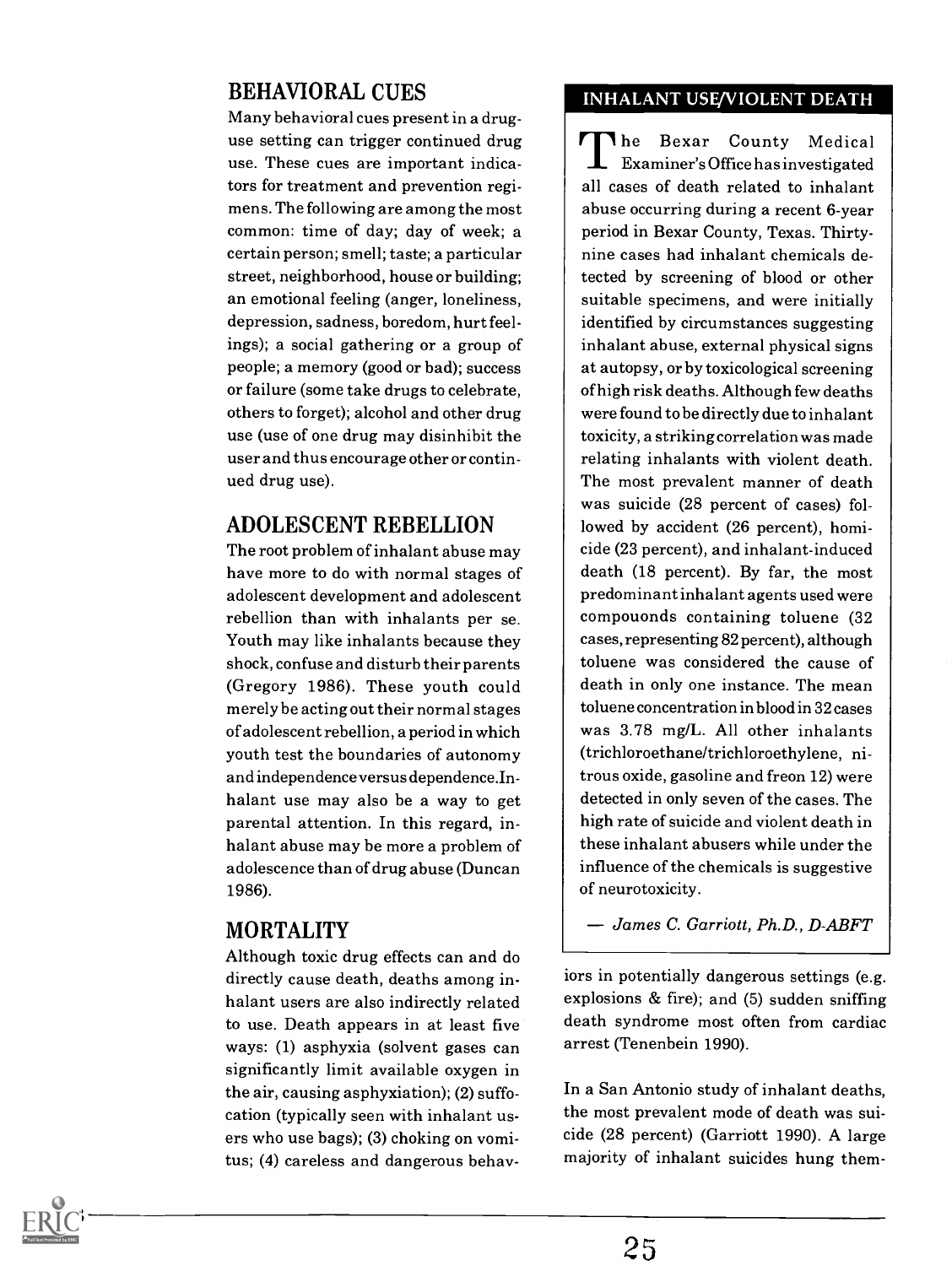## BEHAVIORAL CUES

Many behavioral cues present in a drug-use setting can trigger continued drug use. These cues are important indicators for treatment and prevention regimens. The following are among the most common: time of day; day of week; a certain person; smell; taste; a particular street, neighborhood, house or building; an emotional feeling (anger, loneliness, depression, sadness, boredom, hurt feelings); a social gathering or a group of people; a memory (good or bad); success or failure (some take drugs to celebrate, others to forget); alcohol and other drug use (use of one drug may disinhibit the user and thus encourage other or continued drug use).

## ADOLESCENT REBELLION

The root problem of inhalant abuse may have more to do with normal stages of adolescent development and adolescent rebellion than with inhalants per se. Youth may like inhalants because they shock, confuse and disturb their parents (Gregory 1986). These youth could merely be acting out their normal stages of adolescent rebellion, a period in which youth test the boundaries of autonomy and independence versus dependence. Inhalant use may also be a way to get parental attention. In this regard, inhalant abuse may be more a problem of adolescence than of drug abuse (Duncan 1986).

## MORTALITY

Although toxic drug effects can and do directly cause death, deaths among inhalant users are also indirectly related to use. Death appears in at least five ways: (1) asphyxia (solvent gases can significantly limit available oxygen in the air, causing asphyxiation); (2) suffocation (typically seen with inhalant users who use bags); (3) choking on vomitus; (4) careless and dangerous behaviors in potentially dangerous settings (e.g. explosions & fire); and (5) sudden sniffing death syndrome most often from cardiac arrest (Tenenbein 1990).

In a San Antonio study of inhalant deaths, the most prevalent mode of death was suicide (28 percent) (Garriott 1990). A large majority of inhalant suicides hung them-

### INHALANT USE/VIOLENT DEATH

The Bexar County Medical Examiner's Office has investigated all cases of death related to inhalant abuse occurring during a recent 6-year period in Bexar County, Texas. Thirty-nine cases had inhalant chemicals detected by screening of blood or other suitable specimens, and were initially identified by circumstances suggesting inhalant abuse, external physical signs at autopsy, or by toxicological screening of high risk deaths. Although few deaths were found to be directly due to inhalant toxicity, a striking correlation was made relating inhalants with violent death. The most prevalent manner of death was suicide (28 percent of cases) followed by accident (26 percent), homicide (23 percent), and inhalant-induced death (18 percent). By far, the most predominant inhalant agents used were compouonds containing toluene (32 cases, representing 82 percent), although toluene was considered the cause of death in only one instance. The mean toluene concentration in blood in 32 cases was 3.78 mg/L. All other inhalants (trichloroethane/trichloroethylene, nitrous oxide, gasoline and freon 12) were detected in only seven of the cases. The high rate of suicide and violent death in these inhalant abusers while under the influence of the chemicals is suggestive of neurotoxicity.

— *James C. Garriott, Ph.D., D-ABFT*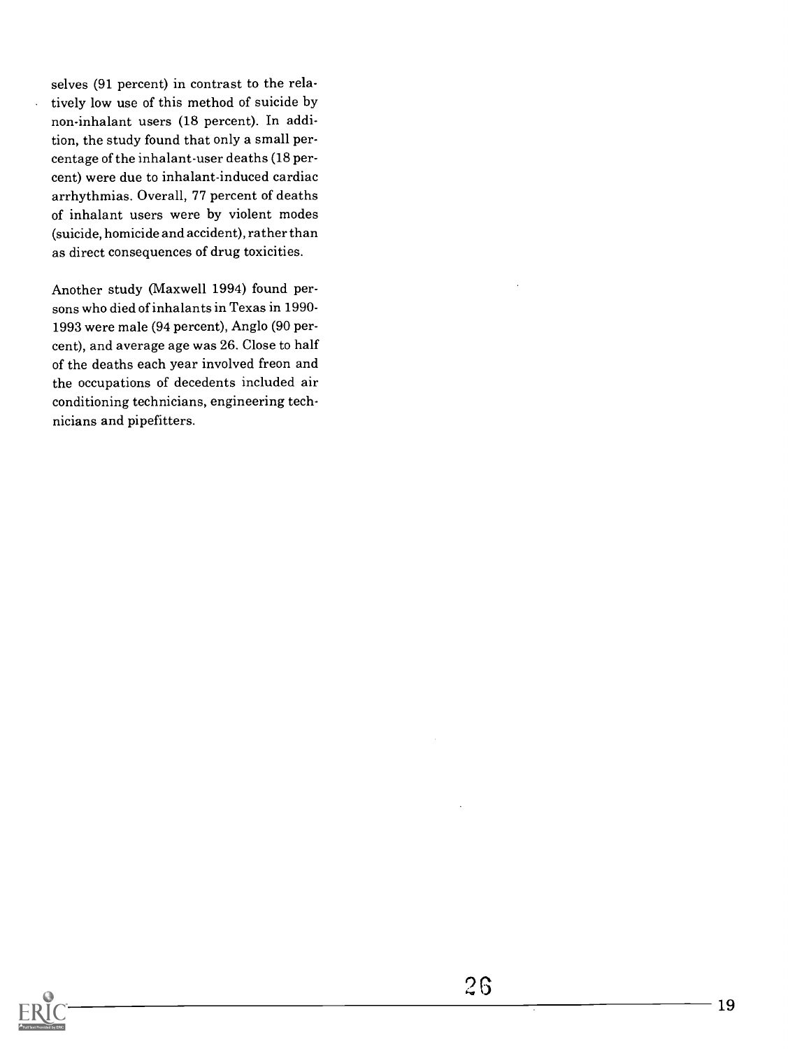selves (91 percent) in contrast to the relatively low use of this method of suicide by non-inhalant users (18 percent). In addition, the study found that only a small percentage of the inhalant-user deaths (18 percent) were due to inhalant-induced cardiac arrhythmias. Overall, 77 percent of deaths of inhalant users were by violent modes (suicide, homicide and accident), rather than as direct consequences of drug toxicities.

Another study (Maxwell 1994) found persons who died of inhalants in Texas in 1990-1993 were male (94 percent), Anglo (90 percent), and average age was 26. Close to half of the deaths each year involved freon and the occupations of decedents included air conditioning technicians, engineering technicians and pipefitters.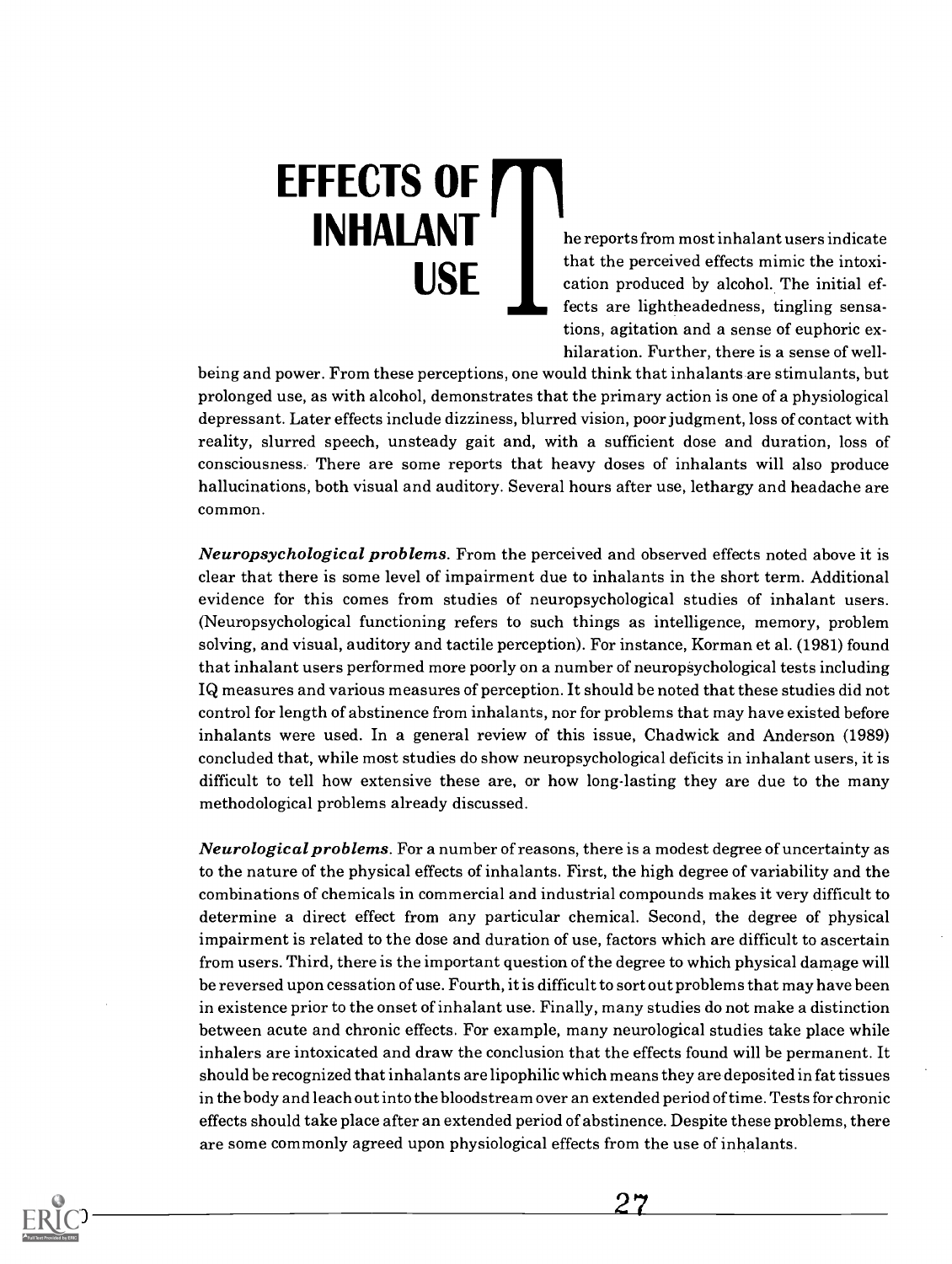# EFFECTS OF INHALANT USE

The reports from most inhalant users indicate that the perceived effects mimic the intoxication produced by alcohol. The initial effects are lightheadedness, tingling sensations, agitation and a sense of euphoric exhilaration. Further, there is a sense of well-being and power. From these perceptions, one would think that inhalants are stimulants, but prolonged use, as with alcohol, demonstrates that the primary action is one of a physiological depressant. Later effects include dizziness, blurred vision, poor judgment, loss of contact with reality, slurred speech, unsteady gait and, with a sufficient dose and duration, loss of consciousness. There are some reports that heavy doses of inhalants will also produce hallucinations, both visual and auditory. Several hours after use, lethargy and headache are common.

***Neuropsychological problems.*** From the perceived and observed effects noted above it is clear that there is some level of impairment due to inhalants in the short term. Additional evidence for this comes from studies of neuropsychological studies of inhalant users. (Neuropsychological functioning refers to such things as intelligence, memory, problem solving, and visual, auditory and tactile perception). For instance, Korman et al. (1981) found that inhalant users performed more poorly on a number of neuropsychological tests including IQ measures and various measures of perception. It should be noted that these studies did not control for length of abstinence from inhalants, nor for problems that may have existed before inhalants were used. In a general review of this issue, Chadwick and Anderson (1989) concluded that, while most studies do show neuropsychological deficits in inhalant users, it is difficult to tell how extensive these are, or how long-lasting they are due to the many methodological problems already discussed.

***Neurological problems.*** For a number of reasons, there is a modest degree of uncertainty as to the nature of the physical effects of inhalants. First, the high degree of variability and the combinations of chemicals in commercial and industrial compounds makes it very difficult to determine a direct effect from any particular chemical. Second, the degree of physical impairment is related to the dose and duration of use, factors which are difficult to ascertain from users. Third, there is the important question of the degree to which physical damage will be reversed upon cessation of use. Fourth, it is difficult to sort out problems that may have been in existence prior to the onset of inhalant use. Finally, many studies do not make a distinction between acute and chronic effects. For example, many neurological studies take place while inhalers are intoxicated and draw the conclusion that the effects found will be permanent. It should be recognized that inhalants are lipophilic which means they are deposited in fat tissues in the body and leach out into the bloodstream over an extended period of time. Tests for chronic effects should take place after an extended period of abstinence. Despite these problems, there are some commonly agreed upon physiological effects from the use of inhalants.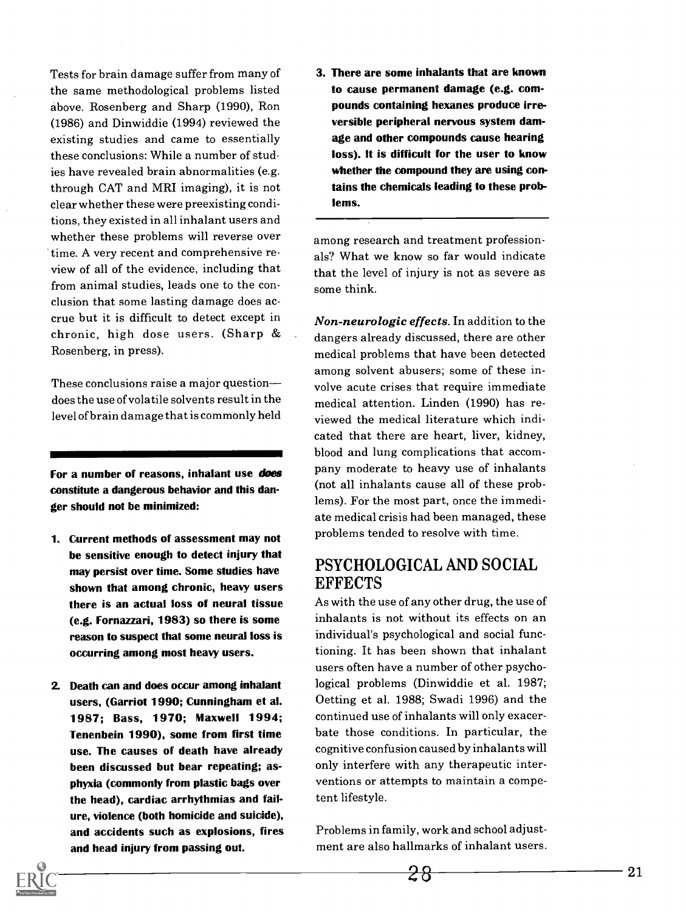Tests for brain damage suffer from many of the same methodological problems listed above. Rosenberg and Sharp (1990), Ron (1986) and Dinwiddie (1994) reviewed the existing studies and came to essentially these conclusions: While a number of studies have revealed brain abnormalities (e.g. through CAT and MRI imaging), it is not clear whether these were preexisting conditions, they existed in all inhalant users and whether these problems will reverse over time. A very recent and comprehensive review of all of the evidence, including that from animal studies, leads one to the conclusion that some lasting damage does accrue but it is difficult to detect except in chronic, high dose users. (Sharp & Rosenberg, in press).

These conclusions raise a major question—does the use of volatile solvents result in the level of brain damage that is commonly held among research and treatment professionals? What we know so far would indicate that the level of injury is not as severe as some think.

**For a number of reasons, inhalant use *does* constitute a dangerous behavior and this danger should not be minimized:**

1. **Current methods of assessment may not be sensitive enough to detect injury that may persist over time. Some studies have shown that among chronic, heavy users there is an actual loss of neural tissue (e.g. Fornazzari, 1983) so there is some reason to suspect that some neural loss is occurring among most heavy users.**

2. **Death can and does occur among inhalant users, (Garriot 1990; Cunningham et al. 1987; Bass, 1970; Maxwell 1994; Tenenbein 1990), some from first time use. The causes of death have already been discussed but bear repeating; asphyxia (commonly from plastic bags over the head), cardiac arrhythmias and failure, violence (both homicide and suicide), and accidents such as explosions, fires and head injury from passing out.**

3. **There are some inhalants that are known to cause permanent damage (e.g. compounds containing hexanes produce irreversible peripheral nervous system damage and other compounds cause hearing loss). It is difficult for the user to know whether the compound they are using contains the chemicals leading to these problems.**

*Non-neurologic effects.* In addition to the dangers already discussed, there are other medical problems that have been detected among solvent abusers; some of these involve acute crises that require immediate medical attention. Linden (1990) has reviewed the medical literature which indicated that there are heart, liver, kidney, blood and lung complications that accompany moderate to heavy use of inhalants (not all inhalants cause all of these problems). For the most part, once the immediate medical crisis had been managed, these problems tended to resolve with time.

## PSYCHOLOGICAL AND SOCIAL EFFECTS

As with the use of any other drug, the use of inhalants is not without its effects on an individual's psychological and social functioning. It has been shown that inhalant users often have a number of other psychological problems (Dinwiddie et al. 1987; Oetting et al. 1988; Swadi 1996) and the continued use of inhalants will only exacerbate those conditions. In particular, the cognitive confusion caused by inhalants will only interfere with any therapeutic interventions or attempts to maintain a competent lifestyle.

Problems in family, work and school adjustment are also hallmarks of inhalant users.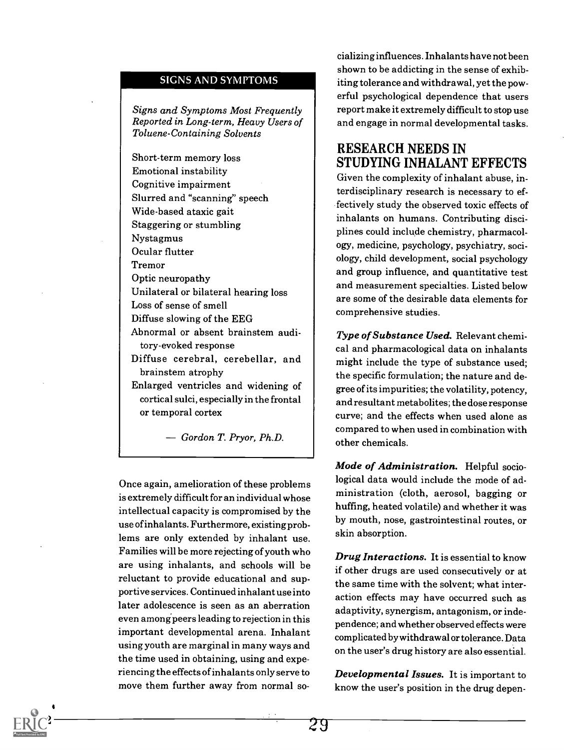### SIGNS AND SYMPTOMS

*Signs and Symptoms Most Frequently Reported in Long-term, Heavy Users of Toluene-Containing Solvents*

- Short-term memory loss
- Emotional instability
- Cognitive impairment
- Slurred and "scanning" speech
- Wide-based ataxic gait
- Staggering or stumbling
- Nystagmus
- Ocular flutter
- Tremor
- Optic neuropathy
- Unilateral or bilateral hearing loss
- Loss of sense of smell
- Diffuse slowing of the EEG
- Abnormal or absent brainstem auditory-evoked response
- Diffuse cerebral, cerebellar, and brainstem atrophy
- Enlarged ventricles and widening of cortical sulci, especially in the frontal or temporal cortex

— *Gordon T. Pryor, Ph.D.*

Once again, amelioration of these problems is extremely difficult for an individual whose intellectual capacity is compromised by the use of inhalants. Furthermore, existing problems are only extended by inhalant use. Families will be more rejecting of youth who are using inhalants, and schools will be reluctant to provide educational and supportive services. Continued inhalant use into later adolescence is seen as an aberration even among peers leading to rejection in this important developmental arena. Inhalant using youth are marginal in many ways and the time used in obtaining, using and experiencing the effects of inhalants only serve to move them further away from normal socializing influences. Inhalants have not been shown to be addicting in the sense of exhibiting tolerance and withdrawal, yet the powerful psychological dependence that users report make it extremely difficult to stop use and engage in normal developmental tasks.

## RESEARCH NEEDS IN STUDYING INHALANT EFFECTS

Given the complexity of inhalant abuse, interdisciplinary research is necessary to effectively study the observed toxic effects of inhalants on humans. Contributing disciplines could include chemistry, pharmacology, medicine, psychology, psychiatry, sociology, child development, social psychology and group influence, and quantitative test and measurement specialties. Listed below are some of the desirable data elements for comprehensive studies.

***Type of Substance Used.*** Relevant chemical and pharmacological data on inhalants might include the type of substance used; the specific formulation; the nature and degree of its impurities; the volatility, potency, and resultant metabolites; the dose response curve; and the effects when used alone as compared to when used in combination with other chemicals.

***Mode of Administration.*** Helpful sociological data would include the mode of administration (cloth, aerosol, bagging or huffing, heated volatile) and whether it was by mouth, nose, gastrointestinal routes, or skin absorption.

***Drug Interactions.*** It is essential to know if other drugs are used consecutively or at the same time with the solvent; what interaction effects may have occurred such as adaptivity, synergism, antagonism, or independence; and whether observed effects were complicated by withdrawal or tolerance. Data on the user's drug history are also essential.

***Developmental Issues.*** It is important to know the user's position in the drug depen-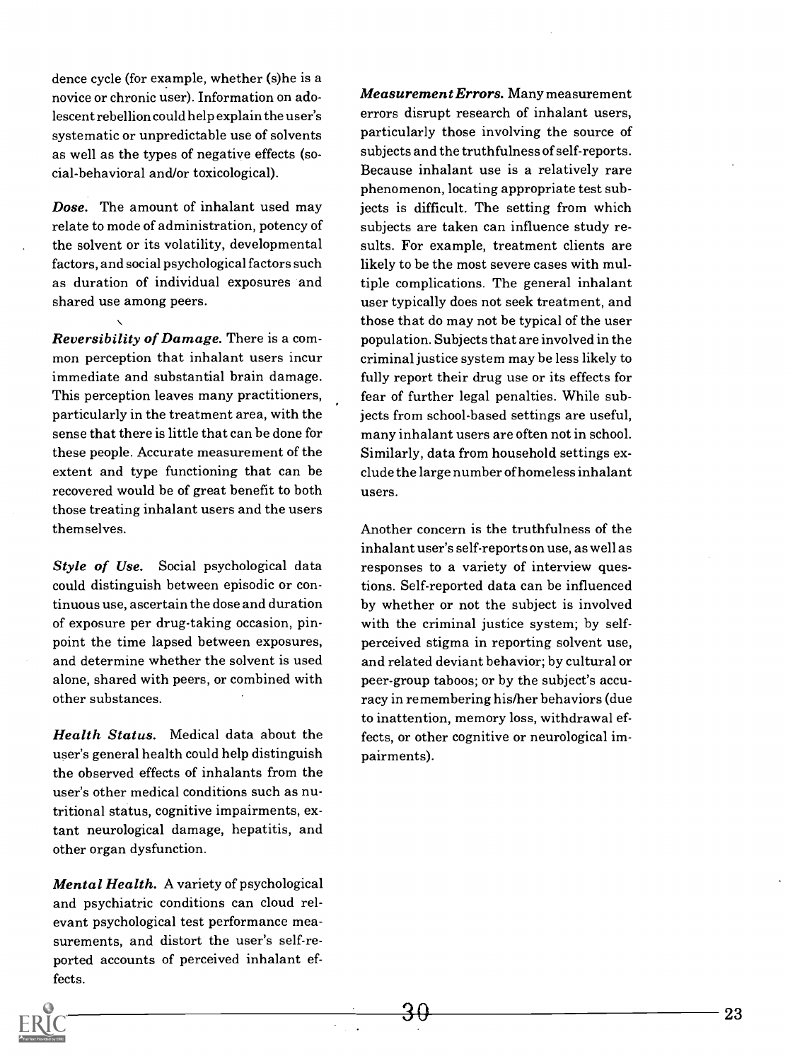dence cycle (for example, whether (s)he is a novice or chronic user). Information on adolescent rebellion could help explain the user's systematic or unpredictable use of solvents as well as the types of negative effects (social-behavioral and/or toxicological).

***Dose.*** The amount of inhalant used may relate to mode of administration, potency of the solvent or its volatility, developmental factors, and social psychological factors such as duration of individual exposures and shared use among peers.

***Reversibility of Damage.*** There is a common perception that inhalant users incur immediate and substantial brain damage. This perception leaves many practitioners, particularly in the treatment area, with the sense that there is little that can be done for these people. Accurate measurement of the extent and type functioning that can be recovered would be of great benefit to both those treating inhalant users and the users themselves.

***Style of Use.*** Social psychological data could distinguish between episodic or continuous use, ascertain the dose and duration of exposure per drug-taking occasion, pinpoint the time lapsed between exposures, and determine whether the solvent is used alone, shared with peers, or combined with other substances.

***Health Status.*** Medical data about the user's general health could help distinguish the observed effects of inhalants from the user's other medical conditions such as nutritional status, cognitive impairments, extant neurological damage, hepatitis, and other organ dysfunction.

***Mental Health.*** A variety of psychological and psychiatric conditions can cloud relevant psychological test performance measurements, and distort the user's self-reported accounts of perceived inhalant effects.

***Measurement Errors.*** Many measurement errors disrupt research of inhalant users, particularly those involving the source of subjects and the truthfulness of self-reports. Because inhalant use is a relatively rare phenomenon, locating appropriate test subjects is difficult. The setting from which subjects are taken can influence study results. For example, treatment clients are likely to be the most severe cases with multiple complications. The general inhalant user typically does not seek treatment, and those that do may not be typical of the user population. Subjects that are involved in the criminal justice system may be less likely to fully report their drug use or its effects for fear of further legal penalties. While subjects from school-based settings are useful, many inhalant users are often not in school. Similarly, data from household settings exclude the large number of homeless inhalant users.

Another concern is the truthfulness of the inhalant user's self-reports on use, as well as responses to a variety of interview questions. Self-reported data can be influenced by whether or not the subject is involved with the criminal justice system; by self-perceived stigma in reporting solvent use, and related deviant behavior; by cultural or peer-group taboos; or by the subject's accuracy in remembering his/her behaviors (due to inattention, memory loss, withdrawal effects, or other cognitive or neurological impairments).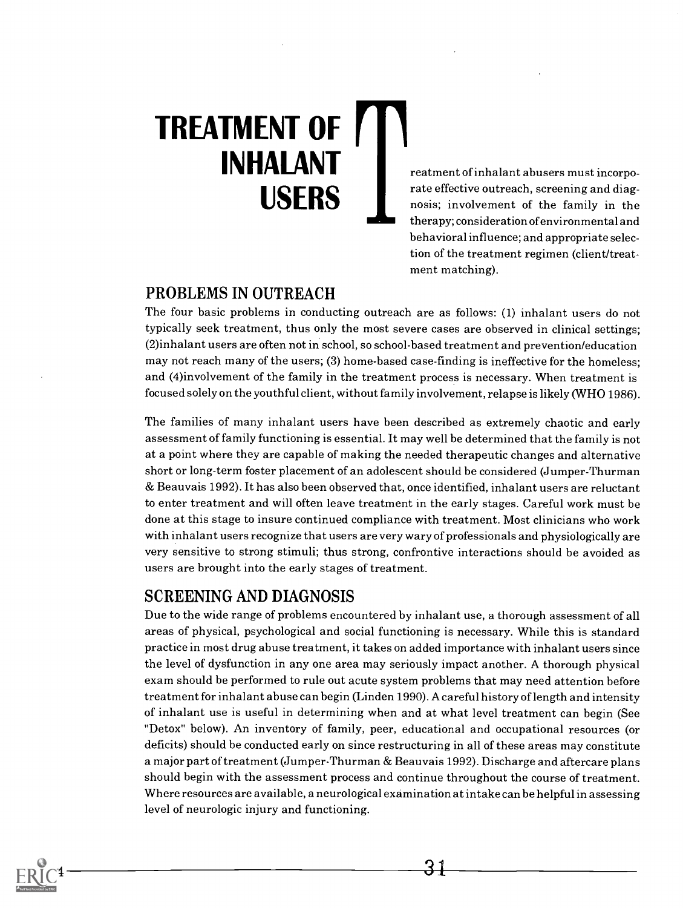# TREATMENT OF INHALANT USERS

Treatment of inhalant abusers must incorporate effective outreach, screening and diagnosis; involvement of the family in the therapy; consideration of environmental and behavioral influence; and appropriate selection of the treatment regimen (client/treatment matching).

## PROBLEMS IN OUTREACH

The four basic problems in conducting outreach are as follows: (1) inhalant users do not typically seek treatment, thus only the most severe cases are observed in clinical settings; (2)inhalant users are often not in school, so school-based treatment and prevention/education may not reach many of the users; (3) home-based case-finding is ineffective for the homeless; and (4)involvement of the family in the treatment process is necessary. When treatment is focused solely on the youthful client, without family involvement, relapse is likely (WHO 1986).

The families of many inhalant users have been described as extremely chaotic and early assessment of family functioning is essential. It may well be determined that the family is not at a point where they are capable of making the needed therapeutic changes and alternative short or long-term foster placement of an adolescent should be considered (Jumper-Thurman & Beauvais 1992). It has also been observed that, once identified, inhalant users are reluctant to enter treatment and will often leave treatment in the early stages. Careful work must be done at this stage to insure continued compliance with treatment. Most clinicians who work with inhalant users recognize that users are very wary of professionals and physiologically are very sensitive to strong stimuli; thus strong, confrontive interactions should be avoided as users are brought into the early stages of treatment.

## SCREENING AND DIAGNOSIS

Due to the wide range of problems encountered by inhalant use, a thorough assessment of all areas of physical, psychological and social functioning is necessary. While this is standard practice in most drug abuse treatment, it takes on added importance with inhalant users since the level of dysfunction in any one area may seriously impact another. A thorough physical exam should be performed to rule out acute system problems that may need attention before treatment for inhalant abuse can begin (Linden 1990). A careful history of length and intensity of inhalant use is useful in determining when and at what level treatment can begin (See "Detox" below). An inventory of family, peer, educational and occupational resources (or deficits) should be conducted early on since restructuring in all of these areas may constitute a major part of treatment (Jumper-Thurman & Beauvais 1992). Discharge and aftercare plans should begin with the assessment process and continue throughout the course of treatment. Where resources are available, a neurological examination at intake can be helpful in assessing level of neurologic injury and functioning.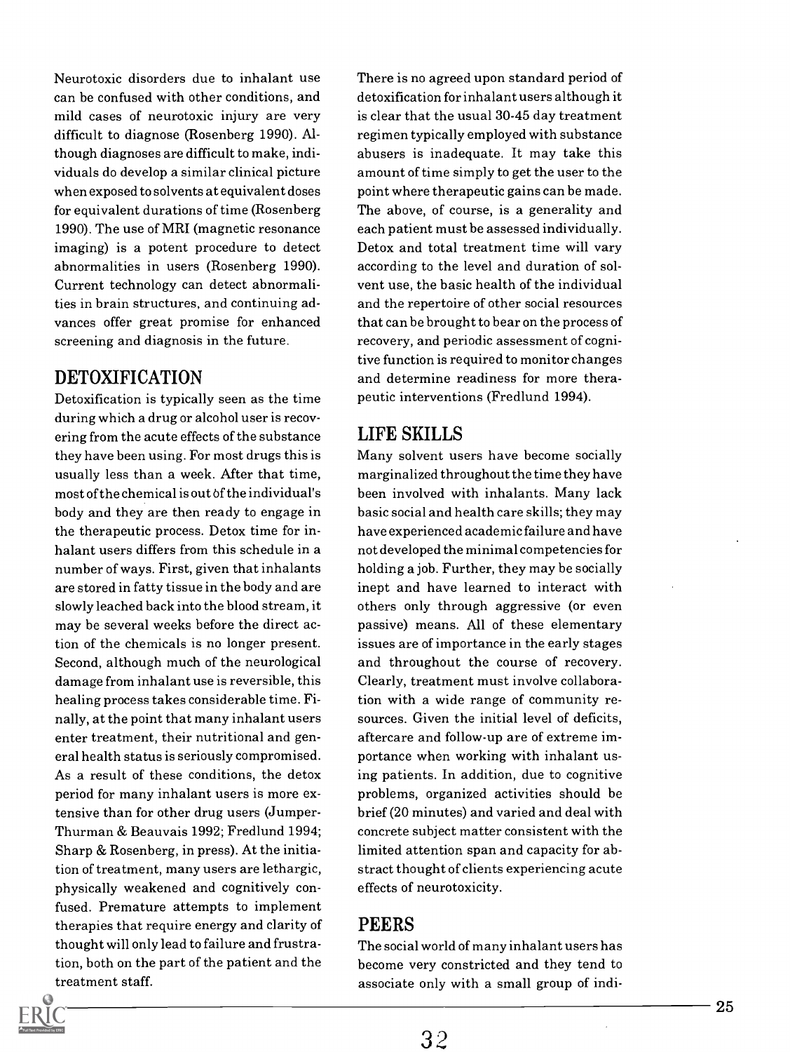Neurotoxic disorders due to inhalant use can be confused with other conditions, and mild cases of neurotoxic injury are very difficult to diagnose (Rosenberg 1990). Although diagnoses are difficult to make, individuals do develop a similar clinical picture when exposed to solvents at equivalent doses for equivalent durations of time (Rosenberg 1990). The use of MRI (magnetic resonance imaging) is a potent procedure to detect abnormalities in users (Rosenberg 1990). Current technology can detect abnormalities in brain structures, and continuing advances offer great promise for enhanced screening and diagnosis in the future.

## DETOXIFICATION

Detoxification is typically seen as the time during which a drug or alcohol user is recovering from the acute effects of the substance they have been using. For most drugs this is usually less than a week. After that time, most of the chemical is out of the individual's body and they are then ready to engage in the therapeutic process. Detox time for inhalant users differs from this schedule in a number of ways. First, given that inhalants are stored in fatty tissue in the body and are slowly leached back into the blood stream, it may be several weeks before the direct action of the chemicals is no longer present. Second, although much of the neurological damage from inhalant use is reversible, this healing process takes considerable time. Finally, at the point that many inhalant users enter treatment, their nutritional and general health status is seriously compromised. As a result of these conditions, the detox period for many inhalant users is more extensive than for other drug users (Jumper-Thurman & Beauvais 1992; Fredlund 1994; Sharp & Rosenberg, in press). At the initiation of treatment, many users are lethargic, physically weakened and cognitively confused. Premature attempts to implement therapies that require energy and clarity of thought will only lead to failure and frustration, both on the part of the patient and the treatment staff.

There is no agreed upon standard period of detoxification for inhalant users although it is clear that the usual 30-45 day treatment regimen typically employed with substance abusers is inadequate. It may take this amount of time simply to get the user to the point where therapeutic gains can be made. The above, of course, is a generality and each patient must be assessed individually. Detox and total treatment time will vary according to the level and duration of solvent use, the basic health of the individual and the repertoire of other social resources that can be brought to bear on the process of recovery, and periodic assessment of cognitive function is required to monitor changes and determine readiness for more therapeutic interventions (Fredlund 1994).

## LIFE SKILLS

Many solvent users have become socially marginalized throughout the time they have been involved with inhalants. Many lack basic social and health care skills; they may have experienced academic failure and have not developed the minimal competencies for holding a job. Further, they may be socially inept and have learned to interact with others only through aggressive (or even passive) means. All of these elementary issues are of importance in the early stages and throughout the course of recovery. Clearly, treatment must involve collaboration with a wide range of community resources. Given the initial level of deficits, aftercare and follow-up are of extreme importance when working with inhalant using patients. In addition, due to cognitive problems, organized activities should be brief (20 minutes) and varied and deal with concrete subject matter consistent with the limited attention span and capacity for abstract thought of clients experiencing acute effects of neurotoxicity.

## PEERS

The social world of many inhalant users has become very constricted and they tend to associate only with a small group of indi-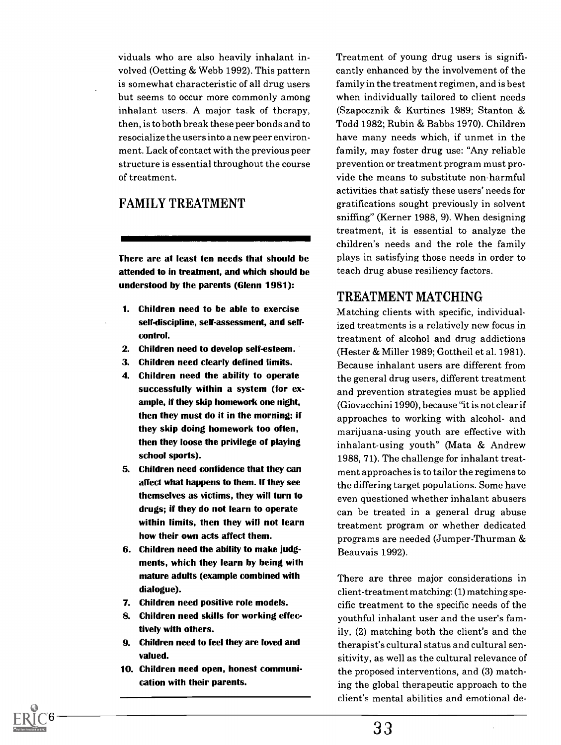viduals who are also heavily inhalant involved (Oetting & Webb 1992). This pattern is somewhat characteristic of all drug users but seems to occur more commonly among inhalant users. A major task of therapy, then, is to both break these peer bonds and to resocialize the users into a new peer environment. Lack of contact with the previous peer structure is essential throughout the course of treatment.

## FAMILY TREATMENT

**There are at least ten needs that should be attended to in treatment, and which should be understood by the parents (Glenn 1981):**

1. **Children need to be able to exercise self-discipline, self-assessment, and self-control.**
2. **Children need to develop self-esteem.**
3. **Children need clearly defined limits.**
4. **Children need the ability to operate successfully within a system (for example, if they skip homework one night, then they must do it in the morning; if they skip doing homework too often, then they loose the privilege of playing school sports).**
5. **Children need confidence that they can affect what happens to them. If they see themselves as victims, they will turn to drugs; if they do not learn to operate within limits, then they will not learn how their own acts affect them.**
6. **Children need the ability to make judgments, which they learn by being with mature adults (example combined with dialogue).**
7. **Children need positive role models.**
8. **Children need skills for working effectively with others.**
9. **Children need to feel they are loved and valued.**
10. **Children need open, honest communication with their parents.**

Treatment of young drug users is significantly enhanced by the involvement of the family in the treatment regimen, and is best when individually tailored to client needs (Szapocznik & Kurtines 1989; Stanton & Todd 1982; Rubin & Babbs 1970). Children have many needs which, if unmet in the family, may foster drug use: "Any reliable prevention or treatment program must provide the means to substitute non-harmful activities that satisfy these users' needs for gratifications sought previously in solvent sniffing" (Kerner 1988, 9). When designing treatment, it is essential to analyze the children's needs and the role the family plays in satisfying those needs in order to teach drug abuse resiliency factors.

## TREATMENT MATCHING

Matching clients with specific, individualized treatments is a relatively new focus in treatment of alcohol and drug addictions (Hester & Miller 1989; Gottheil et al. 1981). Because inhalant users are different from the general drug users, different treatment and prevention strategies must be applied (Giovacchini 1990), because "it is not clear if approaches to working with alcohol- and marijuana-using youth are effective with inhalant-using youth" (Mata & Andrew 1988, 71). The challenge for inhalant treatment approaches is to tailor the regimens to the differing target populations. Some have even questioned whether inhalant abusers can be treated in a general drug abuse treatment program or whether dedicated programs are needed (Jumper-Thurman & Beauvais 1992).

There are three major considerations in client-treatment matching: (1) matching specific treatment to the specific needs of the youthful inhalant user and the user's family, (2) matching both the client's and the therapist's cultural status and cultural sensitivity, as well as the cultural relevance of the proposed interventions, and (3) matching the global therapeutic approach to the client's mental abilities and emotional de-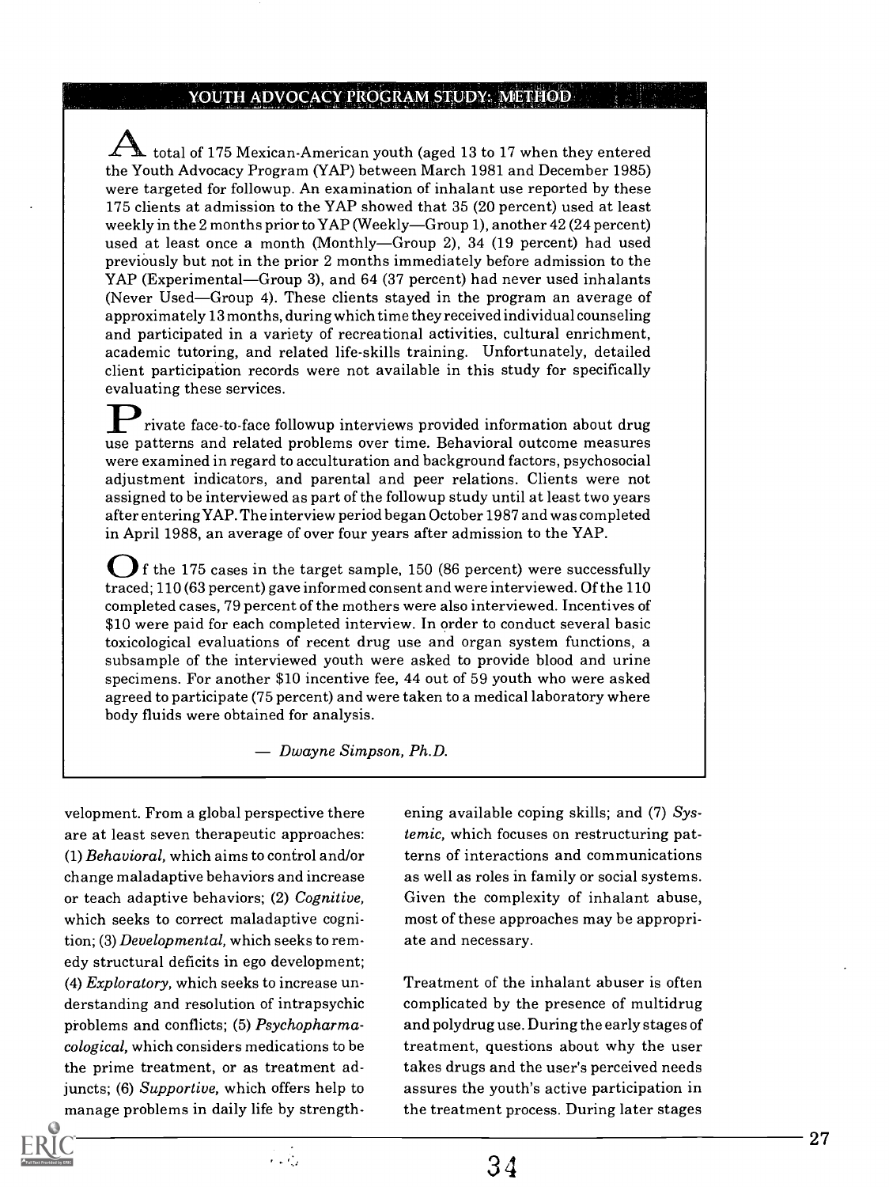## YOUTH ADVOCACY PROGRAM STUDY: METHOD

A total of 175 Mexican-American youth (aged 13 to 17 when they entered the Youth Advocacy Program (YAP) between March 1981 and December 1985) were targeted for followup. An examination of inhalant use reported by these 175 clients at admission to the YAP showed that 35 (20 percent) used at least weekly in the 2 months prior to YAP (Weekly—Group 1), another 42 (24 percent) used at least once a month (Monthly—Group 2), 34 (19 percent) had used previously but not in the prior 2 months immediately before admission to the YAP (Experimental—Group 3), and 64 (37 percent) had never used inhalants (Never Used—Group 4). These clients stayed in the program an average of approximately 13 months, during which time they received individual counseling and participated in a variety of recreational activities, cultural enrichment, academic tutoring, and related life-skills training. Unfortunately, detailed client participation records were not available in this study for specifically evaluating these services.

Private face-to-face followup interviews provided information about drug use patterns and related problems over time. Behavioral outcome measures were examined in regard to acculturation and background factors, psychosocial adjustment indicators, and parental and peer relations. Clients were not assigned to be interviewed as part of the followup study until at least two years after entering YAP. The interview period began October 1987 and was completed in April 1988, an average of over four years after admission to the YAP.

Of the 175 cases in the target sample, 150 (86 percent) were successfully traced; 110 (63 percent) gave informed consent and were interviewed. Of the 110 completed cases, 79 percent of the mothers were also interviewed. Incentives of $10 were paid for each completed interview. In order to conduct several basic toxicological evaluations of recent drug use and organ system functions, a subsample of the interviewed youth were asked to provide blood and urine specimens. For another $10 incentive fee, 44 out of 59 youth who were asked agreed to participate (75 percent) and were taken to a medical laboratory where body fluids were obtained for analysis.

— *Dwayne Simpson, Ph.D.*

velopment. From a global perspective there are at least seven therapeutic approaches: (1) *Behavioral,* which aims to control and/or change maladaptive behaviors and increase or teach adaptive behaviors; (2) *Cognitive,* which seeks to correct maladaptive cognition; (3) *Developmental,* which seeks to remedy structural deficits in ego development; (4) *Exploratory,* which seeks to increase understanding and resolution of intrapsychic problems and conflicts; (5) *Psychopharmacological,* which considers medications to be the prime treatment, or as treatment adjuncts; (6) *Supportive,* which offers help to manage problems in daily life by strengthening available coping skills; and (7) *Systemic,* which focuses on restructuring patterns of interactions and communications as well as roles in family or social systems. Given the complexity of inhalant abuse, most of these approaches may be appropriate and necessary.

Treatment of the inhalant abuser is often complicated by the presence of multidrug and polydrug use. During the early stages of treatment, questions about why the user takes drugs and the user's perceived needs assures the youth's active participation in the treatment process. During later stages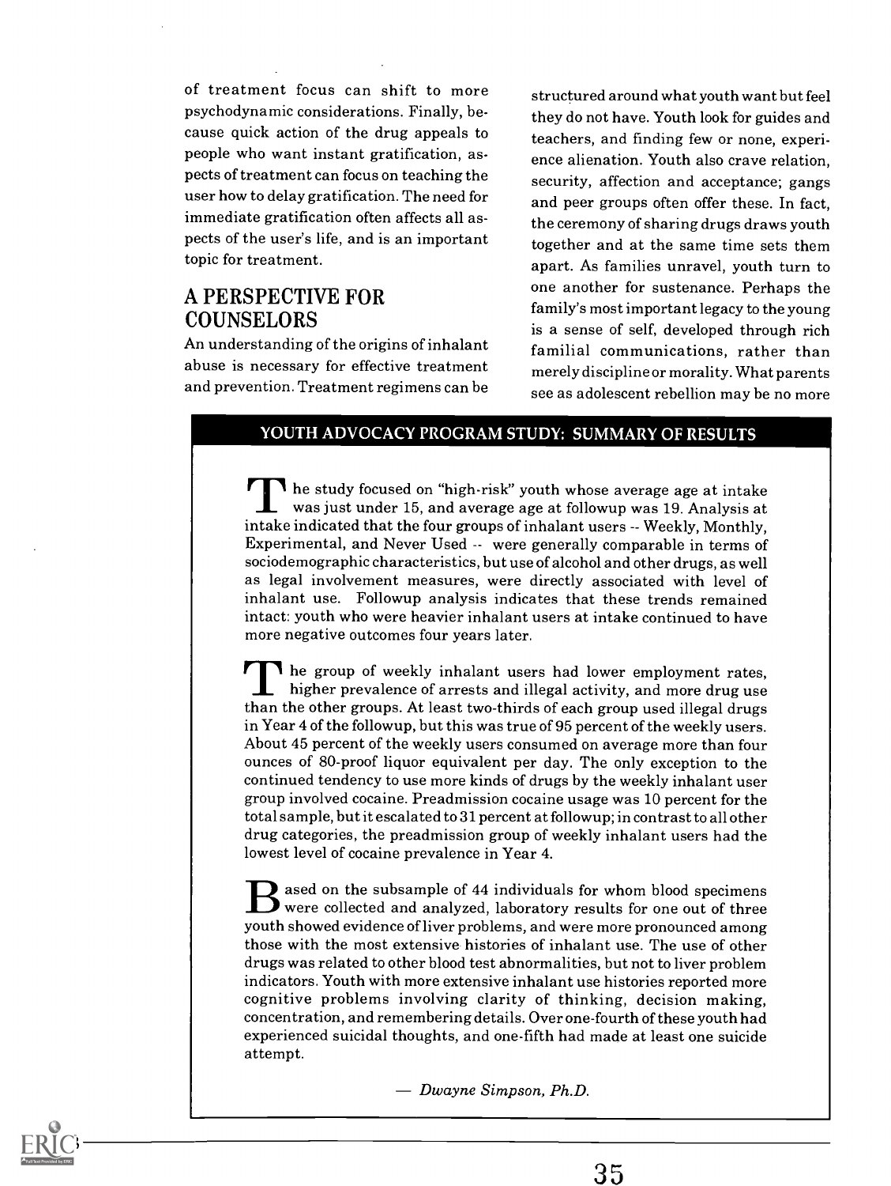of treatment focus can shift to more psychodynamic considerations. Finally, because quick action of the drug appeals to people who want instant gratification, aspects of treatment can focus on teaching the user how to delay gratification. The need for immediate gratification often affects all aspects of the user's life, and is an important topic for treatment.

## A PERSPECTIVE FOR COUNSELORS

An understanding of the origins of inhalant abuse is necessary for effective treatment and prevention. Treatment regimens can be structured around what youth want but feel they do not have. Youth look for guides and teachers, and finding few or none, experience alienation. Youth also crave relation, security, affection and acceptance; gangs and peer groups often offer these. In fact, the ceremony of sharing drugs draws youth together and at the same time sets them apart. As families unravel, youth turn to one another for sustenance. Perhaps the family's most important legacy to the young is a sense of self, developed through rich familial communications, rather than merely discipline or morality. What parents see as adolescent rebellion may be no more

### YOUTH ADVOCACY PROGRAM STUDY: SUMMARY OF RESULTS

The study focused on "high-risk" youth whose average age at intake was just under 15, and average age at followup was 19. Analysis at intake indicated that the four groups of inhalant users -- Weekly, Monthly, Experimental, and Never Used -- were generally comparable in terms of sociodemographic characteristics, but use of alcohol and other drugs, as well as legal involvement measures, were directly associated with level of inhalant use. Followup analysis indicates that these trends remained intact: youth who were heavier inhalant users at intake continued to have more negative outcomes four years later.

The group of weekly inhalant users had lower employment rates, higher prevalence of arrests and illegal activity, and more drug use than the other groups. At least two-thirds of each group used illegal drugs in Year 4 of the followup, but this was true of 95 percent of the weekly users. About 45 percent of the weekly users consumed on average more than four ounces of 80-proof liquor equivalent per day. The only exception to the continued tendency to use more kinds of drugs by the weekly inhalant user group involved cocaine. Preadmission cocaine usage was 10 percent for the total sample, but it escalated to 31 percent at followup; in contrast to all other drug categories, the preadmission group of weekly inhalant users had the lowest level of cocaine prevalence in Year 4.

Based on the subsample of 44 individuals for whom blood specimens were collected and analyzed, laboratory results for one out of three youth showed evidence of liver problems, and were more pronounced among those with the most extensive histories of inhalant use. The use of other drugs was related to other blood test abnormalities, but not to liver problem indicators. Youth with more extensive inhalant use histories reported more cognitive problems involving clarity of thinking, decision making, concentration, and remembering details. Over one-fourth of these youth had experienced suicidal thoughts, and one-fifth had made at least one suicide attempt.

— *Dwayne Simpson, Ph.D.*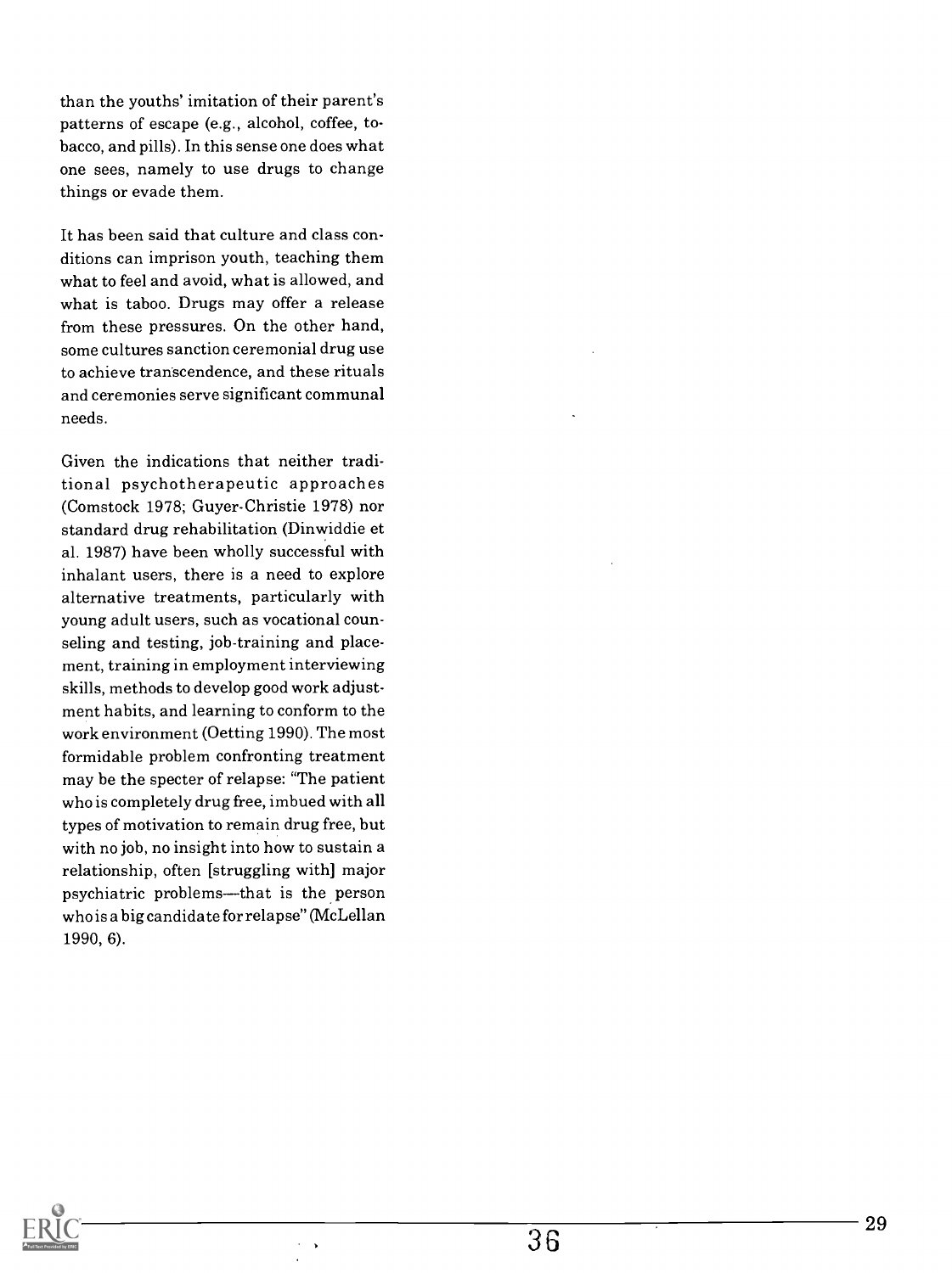than the youths' imitation of their parent's patterns of escape (e.g., alcohol, coffee, tobacco, and pills). In this sense one does what one sees, namely to use drugs to change things or evade them.

It has been said that culture and class conditions can imprison youth, teaching them what to feel and avoid, what is allowed, and what is taboo. Drugs may offer a release from these pressures. On the other hand, some cultures sanction ceremonial drug use to achieve transcendence, and these rituals and ceremonies serve significant communal needs.

Given the indications that neither traditional psychotherapeutic approaches (Comstock 1978; Guyer-Christie 1978) nor standard drug rehabilitation (Dinwiddie et al. 1987) have been wholly successful with inhalant users, there is a need to explore alternative treatments, particularly with young adult users, such as vocational counseling and testing, job-training and placement, training in employment interviewing skills, methods to develop good work adjustment habits, and learning to conform to the work environment (Oetting 1990). The most formidable problem confronting treatment may be the specter of relapse: "The patient who is completely drug free, imbued with all types of motivation to remain drug free, but with no job, no insight into how to sustain a relationship, often [struggling with] major psychiatric problems—that is the person who is a big candidate for relapse" (McLellan 1990, 6).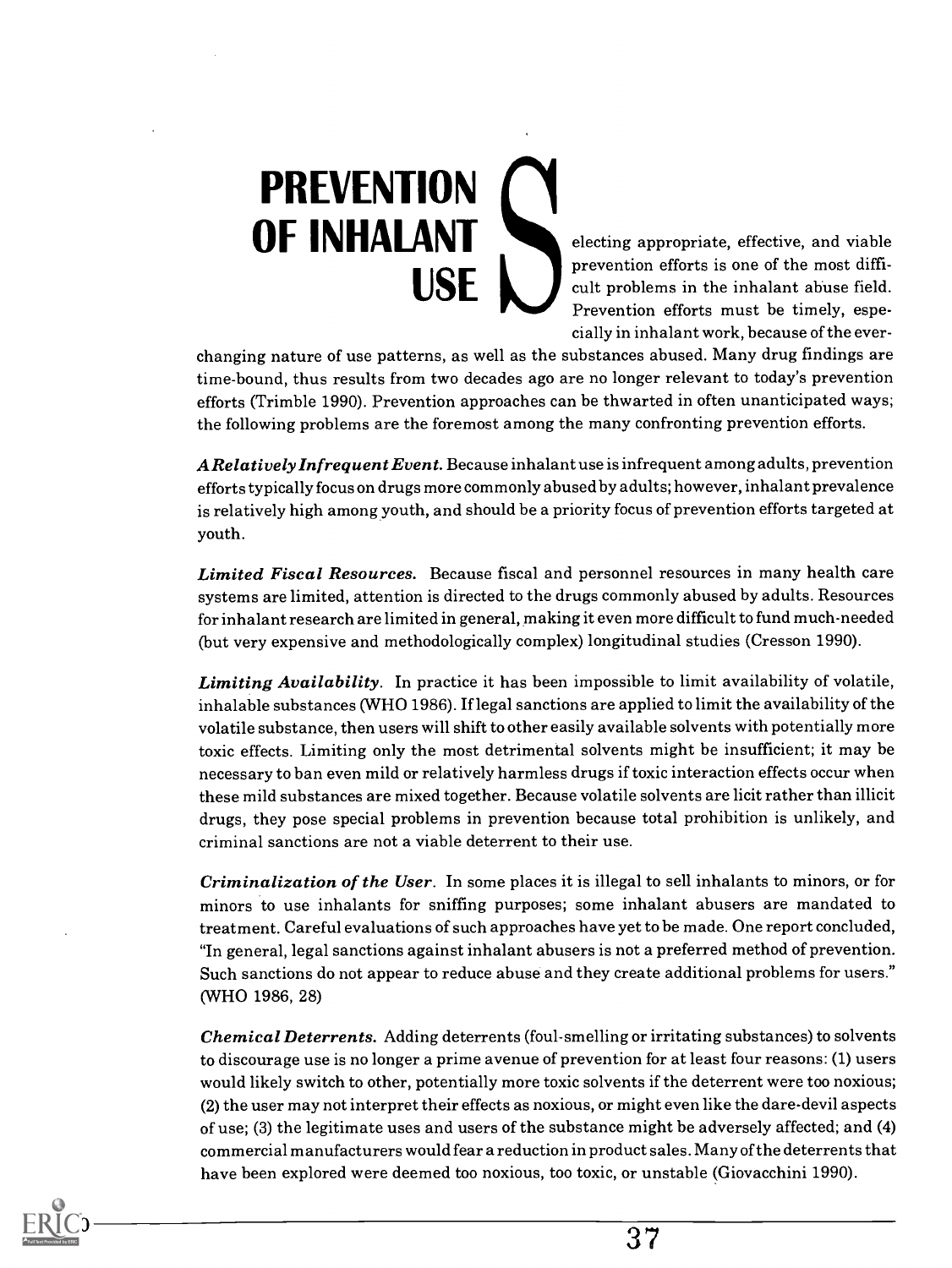# PREVENTION OF INHALANT USE

Selecting appropriate, effective, and viable prevention efforts is one of the most difficult problems in the inhalant abuse field. Prevention efforts must be timely, especially in inhalant work, because of the ever-changing nature of use patterns, as well as the substances abused. Many drug findings are time-bound, thus results from two decades ago are no longer relevant to today's prevention efforts (Trimble 1990). Prevention approaches can be thwarted in often unanticipated ways; the following problems are the foremost among the many confronting prevention efforts.

***A Relatively Infrequent Event.*** Because inhalant use is infrequent among adults, prevention efforts typically focus on drugs more commonly abused by adults; however, inhalant prevalence is relatively high among youth, and should be a priority focus of prevention efforts targeted at youth.

***Limited Fiscal Resources.*** Because fiscal and personnel resources in many health care systems are limited, attention is directed to the drugs commonly abused by adults. Resources for inhalant research are limited in general, making it even more difficult to fund much-needed (but very expensive and methodologically complex) longitudinal studies (Cresson 1990).

***Limiting Availability.*** In practice it has been impossible to limit availability of volatile, inhalable substances (WHO 1986). If legal sanctions are applied to limit the availability of the volatile substance, then users will shift to other easily available solvents with potentially more toxic effects. Limiting only the most detrimental solvents might be insufficient; it may be necessary to ban even mild or relatively harmless drugs if toxic interaction effects occur when these mild substances are mixed together. Because volatile solvents are licit rather than illicit drugs, they pose special problems in prevention because total prohibition is unlikely, and criminal sanctions are not a viable deterrent to their use.

***Criminalization of the User.*** In some places it is illegal to sell inhalants to minors, or for minors to use inhalants for sniffing purposes; some inhalant abusers are mandated to treatment. Careful evaluations of such approaches have yet to be made. One report concluded, "In general, legal sanctions against inhalant abusers is not a preferred method of prevention. Such sanctions do not appear to reduce abuse and they create additional problems for users." (WHO 1986, 28)

***Chemical Deterrents.*** Adding deterrents (foul-smelling or irritating substances) to solvents to discourage use is no longer a prime avenue of prevention for at least four reasons: (1) users would likely switch to other, potentially more toxic solvents if the deterrent were too noxious; (2) the user may not interpret their effects as noxious, or might even like the dare-devil aspects of use; (3) the legitimate uses and users of the substance might be adversely affected; and (4) commercial manufacturers would fear a reduction in product sales. Many of the deterrents that have been explored were deemed too noxious, too toxic, or unstable (Giovacchini 1990).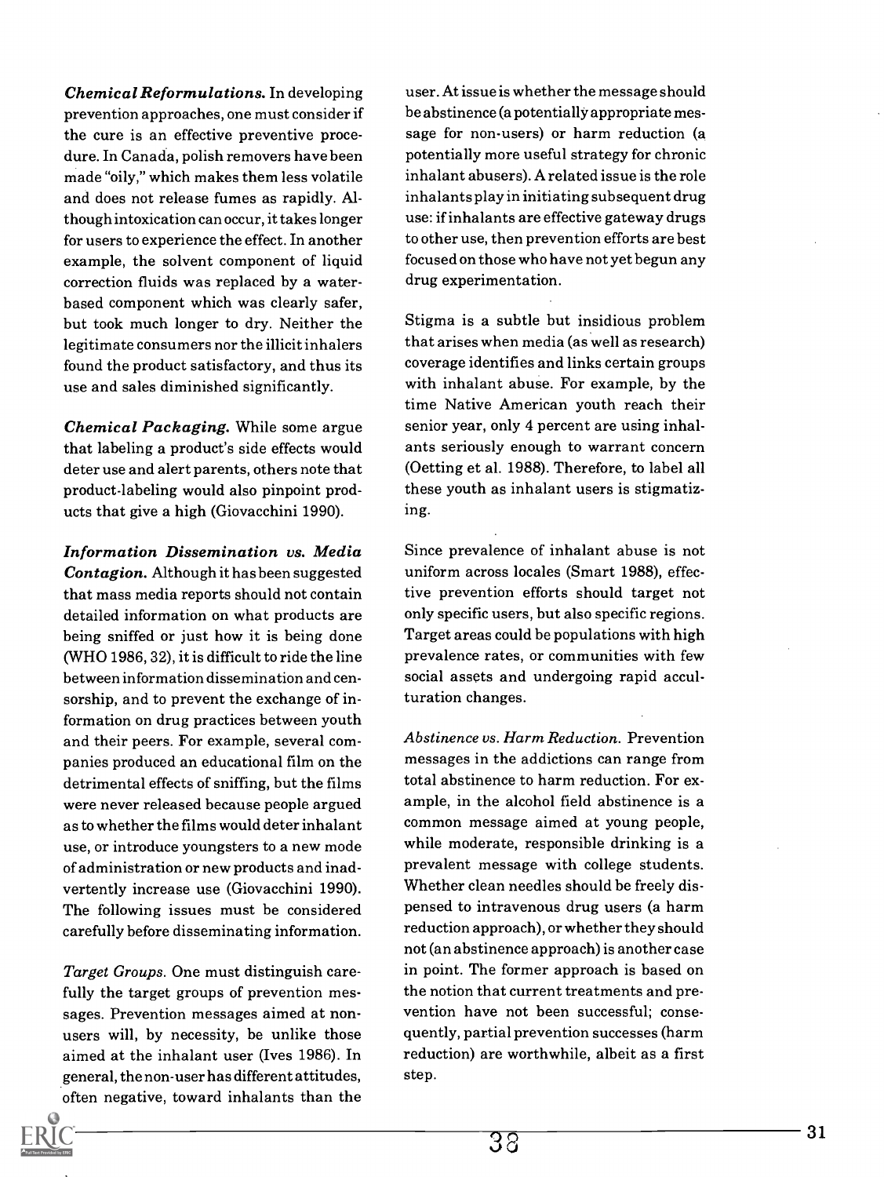***Chemical Reformulations.*** In developing prevention approaches, one must consider if the cure is an effective preventive procedure. In Canada, polish removers have been made "oily," which makes them less volatile and does not release fumes as rapidly. Although intoxication can occur, it takes longer for users to experience the effect. In another example, the solvent component of liquid correction fluids was replaced by a water-based component which was clearly safer, but took much longer to dry. Neither the legitimate consumers nor the illicit inhalers found the product satisfactory, and thus its use and sales diminished significantly.

***Chemical Packaging.*** While some argue that labeling a product's side effects would deter use and alert parents, others note that product-labeling would also pinpoint products that give a high (Giovacchini 1990).

***Information Dissemination vs. Media Contagion.*** Although it has been suggested that mass media reports should not contain detailed information on what products are being sniffed or just how it is being done (WHO 1986, 32), it is difficult to ride the line between information dissemination and censorship, and to prevent the exchange of information on drug practices between youth and their peers. For example, several companies produced an educational film on the detrimental effects of sniffing, but the films were never released because people argued as to whether the films would deter inhalant use, or introduce youngsters to a new mode of administration or new products and inadvertently increase use (Giovacchini 1990). The following issues must be considered carefully before disseminating information.

*Target Groups.* One must distinguish carefully the target groups of prevention messages. Prevention messages aimed at non-users will, by necessity, be unlike those aimed at the inhalant user (Ives 1986). In general, the non-user has different attitudes, often negative, toward inhalants than the user. At issue is whether the message should be abstinence (a potentially appropriate message for non-users) or harm reduction (a potentially more useful strategy for chronic inhalant abusers). A related issue is the role inhalants play in initiating subsequent drug use: if inhalants are effective gateway drugs to other use, then prevention efforts are best focused on those who have not yet begun any drug experimentation.

Stigma is a subtle but insidious problem that arises when media (as well as research) coverage identifies and links certain groups with inhalant abuse. For example, by the time Native American youth reach their senior year, only 4 percent are using inhalants seriously enough to warrant concern (Oetting et al. 1988). Therefore, to label all these youth as inhalant users is stigmatizing.

Since prevalence of inhalant abuse is not uniform across locales (Smart 1988), effective prevention efforts should target not only specific users, but also specific regions. Target areas could be populations with high prevalence rates, or communities with few social assets and undergoing rapid acculturation changes.

*Abstinence vs. Harm Reduction.* Prevention messages in the addictions can range from total abstinence to harm reduction. For example, in the alcohol field abstinence is a common message aimed at young people, while moderate, responsible drinking is a prevalent message with college students. Whether clean needles should be freely dispensed to intravenous drug users (a harm reduction approach), or whether they should not (an abstinence approach) is another case in point. The former approach is based on the notion that current treatments and prevention have not been successful; consequently, partial prevention successes (harm reduction) are worthwhile, albeit as a first step.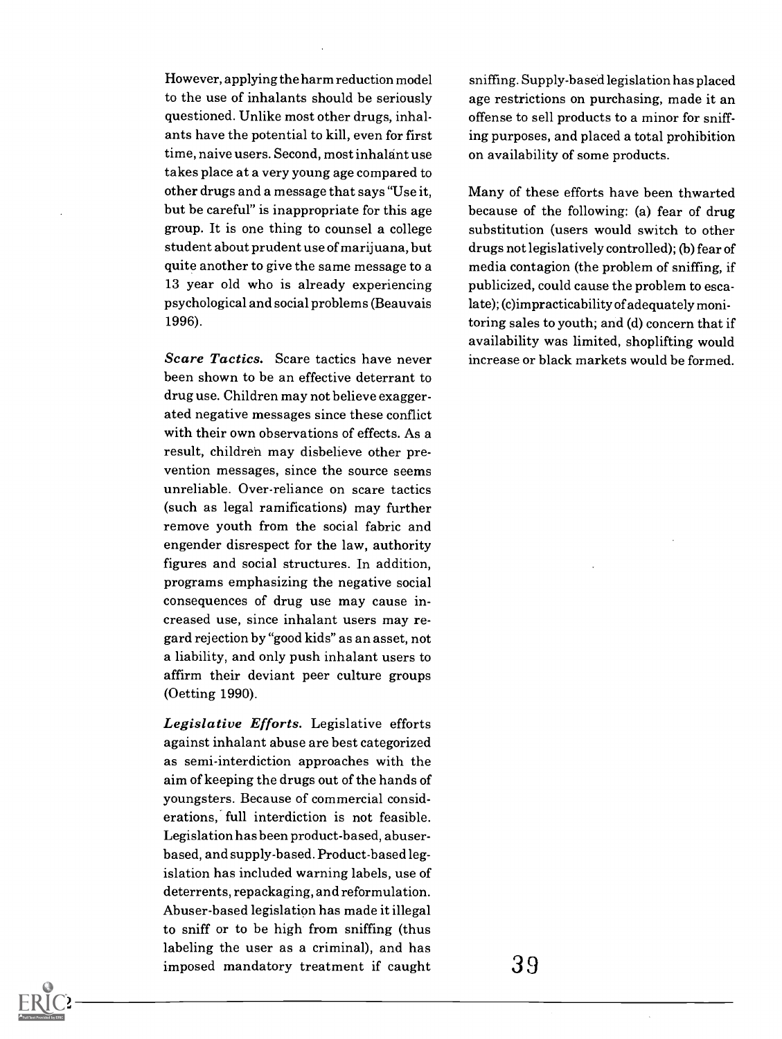However, applying the harm reduction model to the use of inhalants should be seriously questioned. Unlike most other drugs, inhalants have the potential to kill, even for first time, naive users. Second, most inhalant use takes place at a very young age compared to other drugs and a message that says "Use it, but be careful" is inappropriate for this age group. It is one thing to counsel a college student about prudent use of marijuana, but quite another to give the same message to a 13 year old who is already experiencing psychological and social problems (Beauvais 1996).

***Scare Tactics.*** Scare tactics have never been shown to be an effective deterrant to drug use. Children may not believe exaggerated negative messages since these conflict with their own observations of effects. As a result, children may disbelieve other prevention messages, since the source seems unreliable. Over-reliance on scare tactics (such as legal ramifications) may further remove youth from the social fabric and engender disrespect for the law, authority figures and social structures. In addition, programs emphasizing the negative social consequences of drug use may cause increased use, since inhalant users may regard rejection by "good kids" as an asset, not a liability, and only push inhalant users to affirm their deviant peer culture groups (Oetting 1990).

***Legislative Efforts.*** Legislative efforts against inhalant abuse are best categorized as semi-interdiction approaches with the aim of keeping the drugs out of the hands of youngsters. Because of commercial considerations, full interdiction is not feasible. Legislation has been product-based, abuser-based, and supply-based. Product-based legislation has included warning labels, use of deterrents, repackaging, and reformulation. Abuser-based legislation has made it illegal to sniff or to be high from sniffing (thus labeling the user as a criminal), and has imposed mandatory treatment if caught sniffing. Supply-based legislation has placed age restrictions on purchasing, made it an offense to sell products to a minor for sniffing purposes, and placed a total prohibition on availability of some products.

Many of these efforts have been thwarted because of the following: (a) fear of drug substitution (users would switch to other drugs not legislatively controlled); (b) fear of media contagion (the problem of sniffing, if publicized, could cause the problem to escalate); (c) impracticability of adequately monitoring sales to youth; and (d) concern that if availability was limited, shoplifting would increase or black markets would be formed.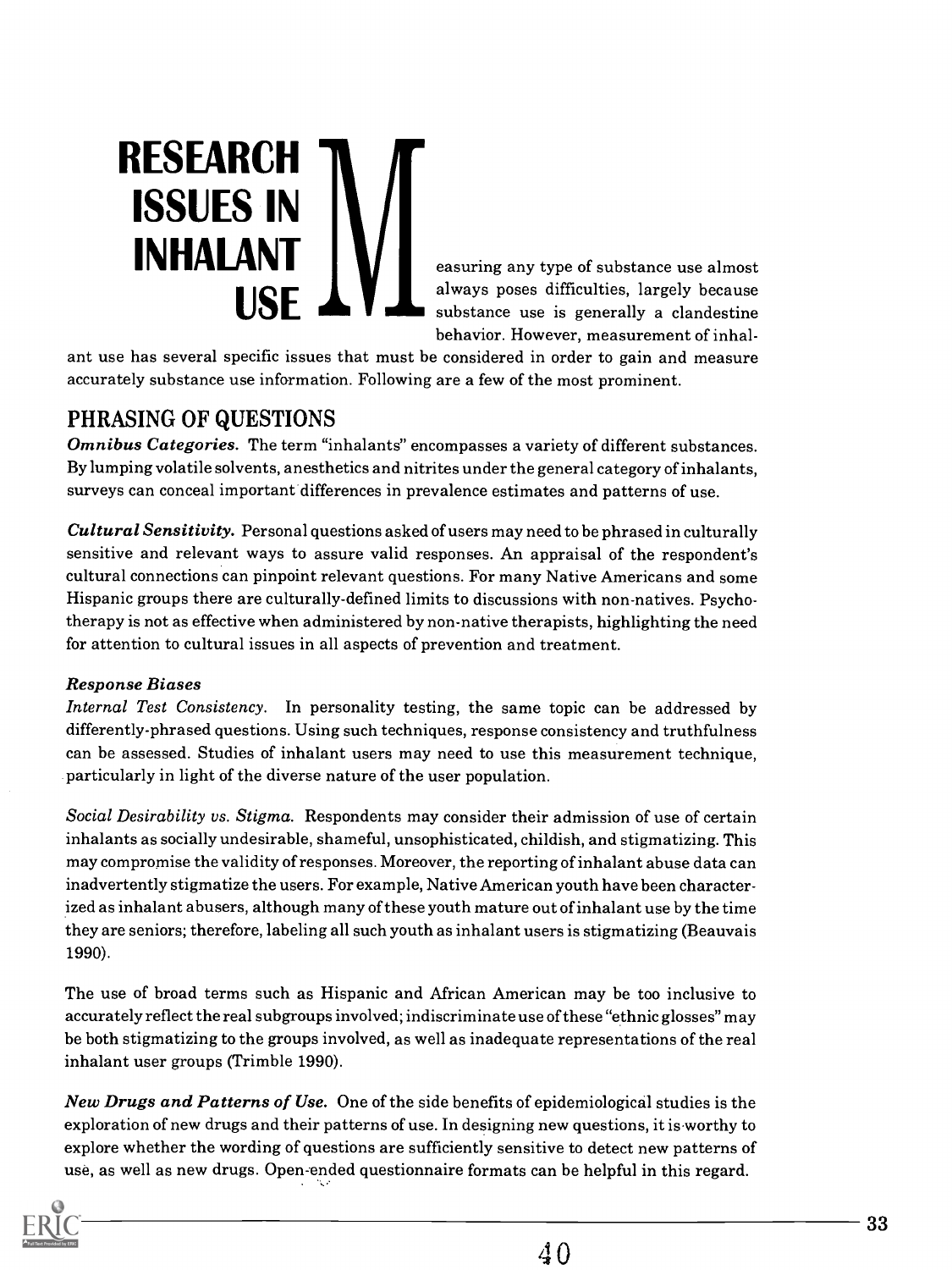# RESEARCH ISSUES IN INHALANT USE

Measuring any type of substance use almost always poses difficulties, largely because substance use is generally a clandestine behavior. However, measurement of inhalant use has several specific issues that must be considered in order to gain and measure accurately substance use information. Following are a few of the most prominent.

## PHRASING OF QUESTIONS

***Omnibus Categories.*** The term "inhalants" encompasses a variety of different substances. By lumping volatile solvents, anesthetics and nitrites under the general category of inhalants, surveys can conceal important differences in prevalence estimates and patterns of use.

***Cultural Sensitivity.*** Personal questions asked of users may need to be phrased in culturally sensitive and relevant ways to assure valid responses. An appraisal of the respondent's cultural connections can pinpoint relevant questions. For many Native Americans and some Hispanic groups there are culturally-defined limits to discussions with non-natives. Psychotherapy is not as effective when administered by non-native therapists, highlighting the need for attention to cultural issues in all aspects of prevention and treatment.

***Response Biases***

*Internal Test Consistency.* In personality testing, the same topic can be addressed by differently-phrased questions. Using such techniques, response consistency and truthfulness can be assessed. Studies of inhalant users may need to use this measurement technique, particularly in light of the diverse nature of the user population.

*Social Desirability vs. Stigma.* Respondents may consider their admission of use of certain inhalants as socially undesirable, shameful, unsophisticated, childish, and stigmatizing. This may compromise the validity of responses. Moreover, the reporting of inhalant abuse data can inadvertently stigmatize the users. For example, Native American youth have been characterized as inhalant abusers, although many of these youth mature out of inhalant use by the time they are seniors; therefore, labeling all such youth as inhalant users is stigmatizing (Beauvais 1990).

The use of broad terms such as Hispanic and African American may be too inclusive to accurately reflect the real subgroups involved; indiscriminate use of these "ethnic glosses" may be both stigmatizing to the groups involved, as well as inadequate representations of the real inhalant user groups (Trimble 1990).

***New Drugs and Patterns of Use.*** One of the side benefits of epidemiological studies is the exploration of new drugs and their patterns of use. In designing new questions, it is worthy to explore whether the wording of questions are sufficiently sensitive to detect new patterns of use, as well as new drugs. Open-ended questionnaire formats can be helpful in this regard.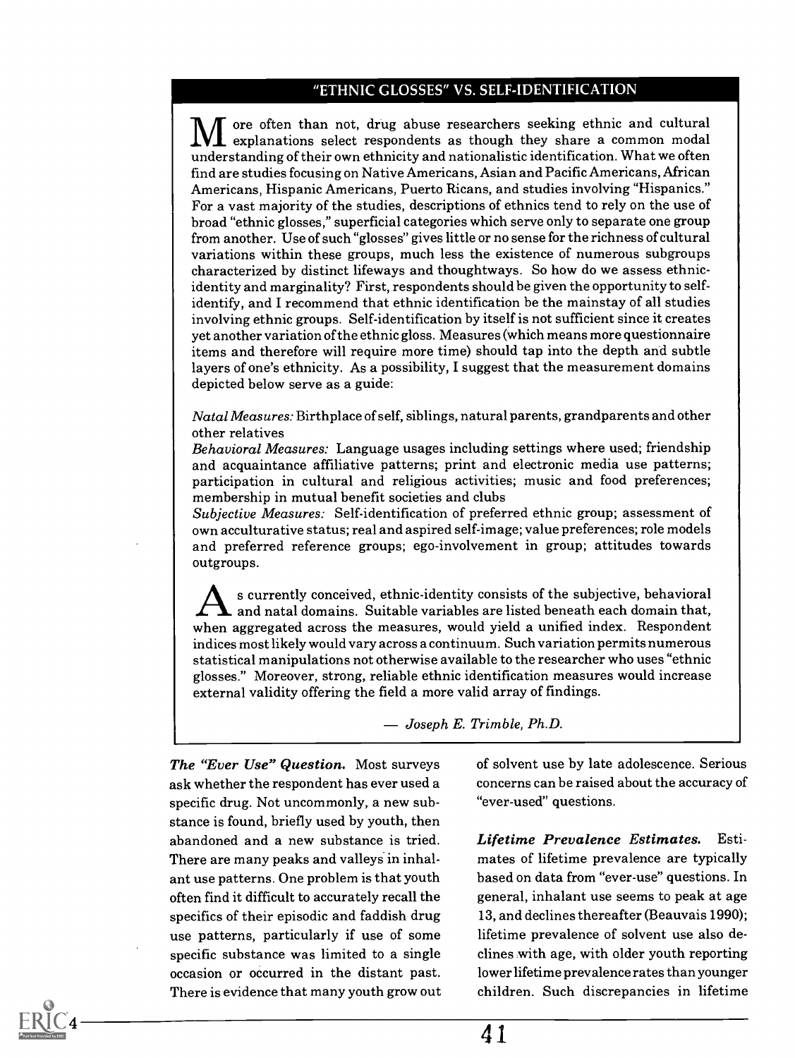## "ETHNIC GLOSSES" VS. SELF-IDENTIFICATION

More often than not, drug abuse researchers seeking ethnic and cultural explanations select respondents as though they share a common modal understanding of their own ethnicity and nationalistic identification. What we often find are studies focusing on Native Americans, Asian and Pacific Americans, African Americans, Hispanic Americans, Puerto Ricans, and studies involving "Hispanics." For a vast majority of the studies, descriptions of ethnics tend to rely on the use of broad "ethnic glosses," superficial categories which serve only to separate one group from another. Use of such "glosses" gives little or no sense for the richness of cultural variations within these groups, much less the existence of numerous subgroups characterized by distinct lifeways and thoughtways. So how do we assess ethnic-identity and marginality? First, respondents should be given the opportunity to self-identify, and I recommend that ethnic identification be the mainstay of all studies involving ethnic groups. Self-identification by itself is not sufficient since it creates yet another variation of the ethnic gloss. Measures (which means more questionnaire items and therefore will require more time) should tap into the depth and subtle layers of one's ethnicity. As a possibility, I suggest that the measurement domains depicted below serve as a guide:

*Natal Measures:* Birthplace of self, siblings, natural parents, grandparents and other other relatives
*Behavioral Measures:* Language usages including settings where used; friendship and acquaintance affiliative patterns; print and electronic media use patterns; participation in cultural and religious activities; music and food preferences; membership in mutual benefit societies and clubs
*Subjective Measures:* Self-identification of preferred ethnic group; assessment of own acculturative status; real and aspired self-image; value preferences; role models and preferred reference groups; ego-involvement in group; attitudes towards outgroups.

As currently conceived, ethnic-identity consists of the subjective, behavioral and natal domains. Suitable variables are listed beneath each domain that, when aggregated across the measures, would yield a unified index. Respondent indices most likely would vary across a continuum. Such variation permits numerous statistical manipulations not otherwise available to the researcher who uses "ethnic glosses." Moreover, strong, reliable ethnic identification measures would increase external validity offering the field a more valid array of findings.

— *Joseph E. Trimble, Ph.D.*

***The "Ever Use" Question.*** Most surveys ask whether the respondent has ever used a specific drug. Not uncommonly, a new substance is found, briefly used by youth, then abandoned and a new substance is tried. There are many peaks and valleys in inhalant use patterns. One problem is that youth often find it difficult to accurately recall the specifics of their episodic and faddish drug use patterns, particularly if use of some specific substance was limited to a single occasion or occurred in the distant past. There is evidence that many youth grow out of solvent use by late adolescence. Serious concerns can be raised about the accuracy of "ever-used" questions.

***Lifetime Prevalence Estimates.*** Estimates of lifetime prevalence are typically based on data from "ever-use" questions. In general, inhalant use seems to peak at age 13, and declines thereafter (Beauvais 1990); lifetime prevalence of solvent use also declines with age, with older youth reporting lower lifetime prevalence rates than younger children. Such discrepancies in lifetime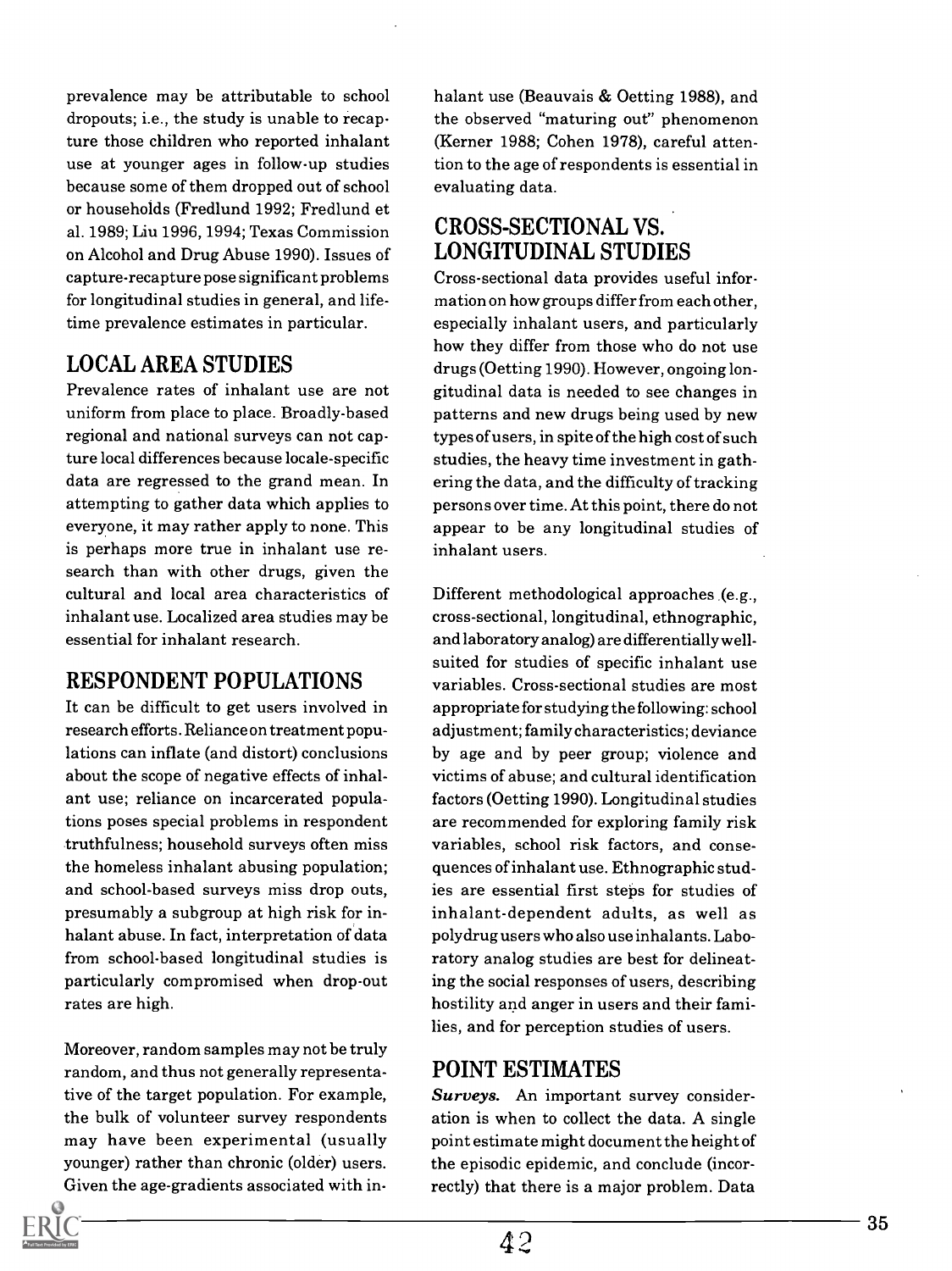prevalence may be attributable to school dropouts; i.e., the study is unable to recapture those children who reported inhalant use at younger ages in follow-up studies because some of them dropped out of school or households (Fredlund 1992; Fredlund et al. 1989; Liu 1996, 1994; Texas Commission on Alcohol and Drug Abuse 1990). Issues of capture-recapture pose significant problems for longitudinal studies in general, and lifetime prevalence estimates in particular.

## LOCAL AREA STUDIES

Prevalence rates of inhalant use are not uniform from place to place. Broadly-based regional and national surveys can not capture local differences because locale-specific data are regressed to the grand mean. In attempting to gather data which applies to everyone, it may rather apply to none. This is perhaps more true in inhalant use research than with other drugs, given the cultural and local area characteristics of inhalant use. Localized area studies may be essential for inhalant research.

## RESPONDENT POPULATIONS

It can be difficult to get users involved in research efforts. Reliance on treatment populations can inflate (and distort) conclusions about the scope of negative effects of inhalant use; reliance on incarcerated populations poses special problems in respondent truthfulness; household surveys often miss the homeless inhalant abusing population; and school-based surveys miss drop outs, presumably a subgroup at high risk for inhalant abuse. In fact, interpretation of data from school-based longitudinal studies is particularly compromised when drop-out rates are high.

Moreover, random samples may not be truly random, and thus not generally representative of the target population. For example, the bulk of volunteer survey respondents may have been experimental (usually younger) rather than chronic (older) users. Given the age-gradients associated with inhalant use (Beauvais & Oetting 1988), and the observed "maturing out" phenomenon (Kerner 1988; Cohen 1978), careful attention to the age of respondents is essential in evaluating data.

## CROSS-SECTIONAL VS. LONGITUDINAL STUDIES

Cross-sectional data provides useful information on how groups differ from each other, especially inhalant users, and particularly how they differ from those who do not use drugs (Oetting 1990). However, ongoing longitudinal data is needed to see changes in patterns and new drugs being used by new types of users, in spite of the high cost of such studies, the heavy time investment in gathering the data, and the difficulty of tracking persons over time. At this point, there do not appear to be any longitudinal studies of inhalant users.

Different methodological approaches (e.g., cross-sectional, longitudinal, ethnographic, and laboratory analog) are differentially well-suited for studies of specific inhalant use variables. Cross-sectional studies are most appropriate for studying the following: school adjustment; family characteristics; deviance by age and by peer group; violence and victims of abuse; and cultural identification factors (Oetting 1990). Longitudinal studies are recommended for exploring family risk variables, school risk factors, and consequences of inhalant use. Ethnographic studies are essential first steps for studies of inhalant-dependent adults, as well as polydrug users who also use inhalants. Laboratory analog studies are best for delineating the social responses of users, describing hostility and anger in users and their families, and for perception studies of users.

## POINT ESTIMATES

***Surveys.*** An important survey consideration is when to collect the data. A single point estimate might document the height of the episodic epidemic, and conclude (incorrectly) that there is a major problem. Data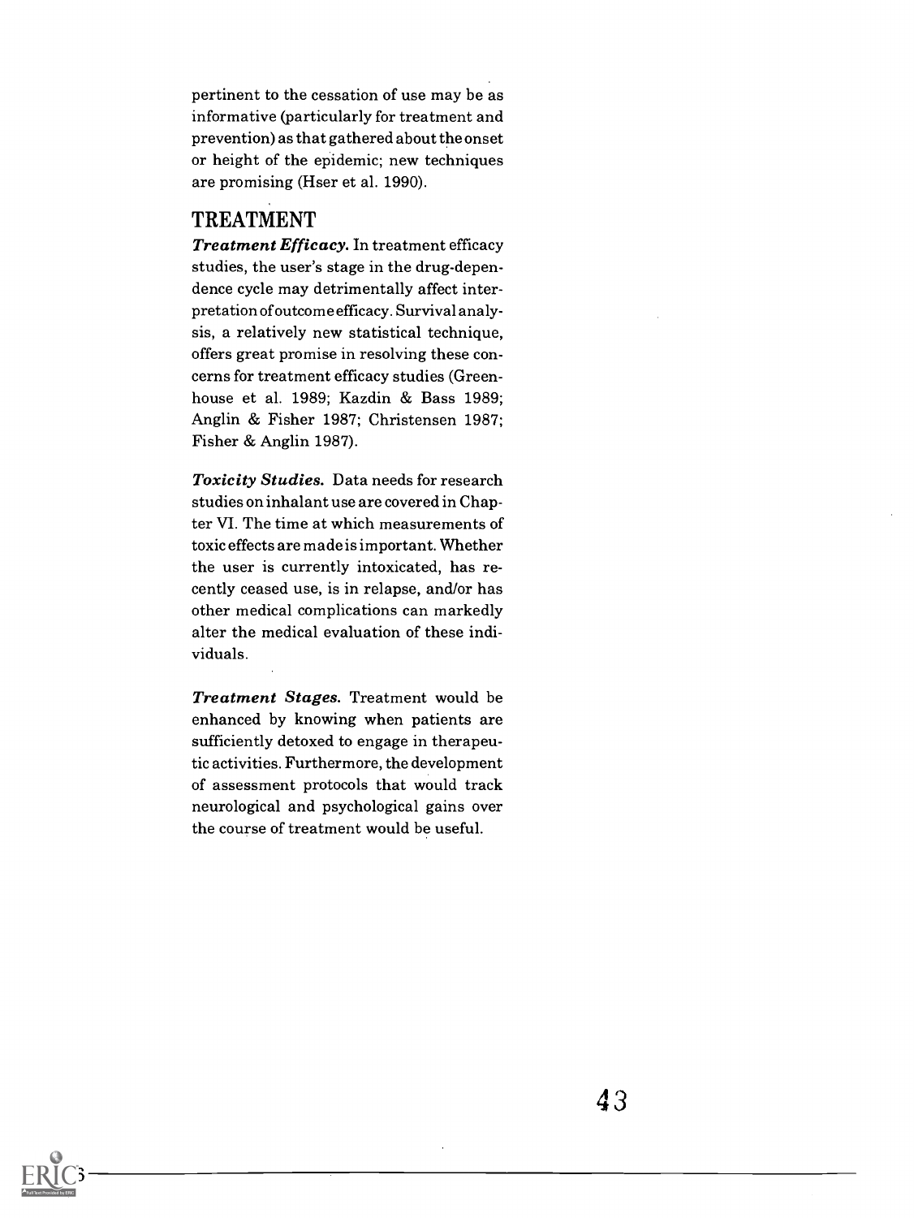pertinent to the cessation of use may be as informative (particularly for treatment and prevention) as that gathered about the onset or height of the epidemic; new techniques are promising (Hser et al. 1990).

## TREATMENT

***Treatment Efficacy.*** In treatment efficacy studies, the user's stage in the drug-dependence cycle may detrimentally affect interpretation of outcome efficacy. Survival analysis, a relatively new statistical technique, offers great promise in resolving these concerns for treatment efficacy studies (Greenhouse et al. 1989; Kazdin & Bass 1989; Anglin & Fisher 1987; Christensen 1987; Fisher & Anglin 1987).

***Toxicity Studies.*** Data needs for research studies on inhalant use are covered in Chapter VI. The time at which measurements of toxic effects are made is important. Whether the user is currently intoxicated, has recently ceased use, is in relapse, and/or has other medical complications can markedly alter the medical evaluation of these individuals.

***Treatment Stages.*** Treatment would be enhanced by knowing when patients are sufficiently detoxed to engage in therapeutic activities. Furthermore, the development of assessment protocols that would track neurological and psychological gains over the course of treatment would be useful.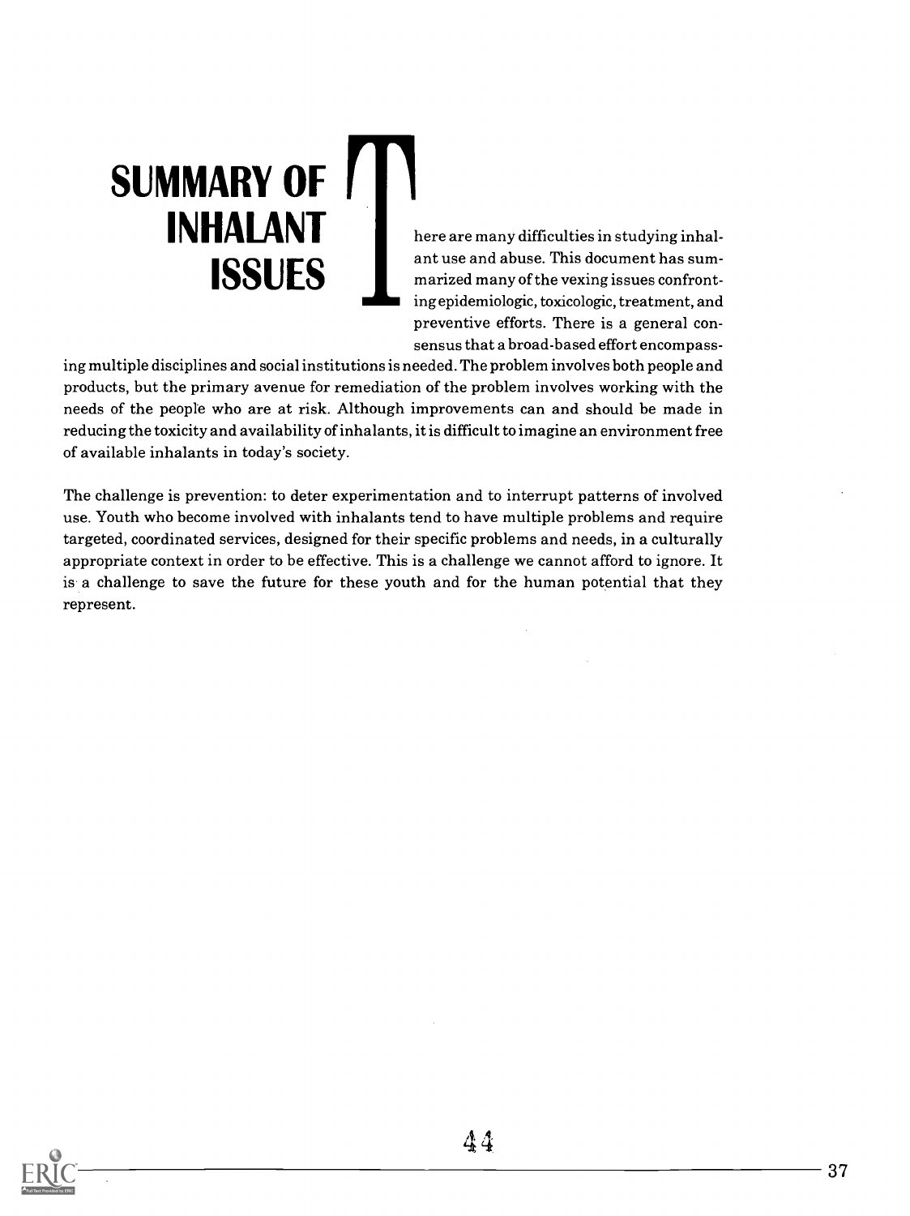# SUMMARY OF INHALANT ISSUES

There are many difficulties in studying inhalant use and abuse. This document has summarized many of the vexing issues confronting epidemiologic, toxicologic, treatment, and preventive efforts. There is a general consensus that a broad-based effort encompassing multiple disciplines and social institutions is needed. The problem involves both people and products, but the primary avenue for remediation of the problem involves working with the needs of the people who are at risk. Although improvements can and should be made in reducing the toxicity and availability of inhalants, it is difficult to imagine an environment free of available inhalants in today's society.

The challenge is prevention: to deter experimentation and to interrupt patterns of involved use. Youth who become involved with inhalants tend to have multiple problems and require targeted, coordinated services, designed for their specific problems and needs, in a culturally appropriate context in order to be effective. This is a challenge we cannot afford to ignore. It is a challenge to save the future for these youth and for the human potential that they represent.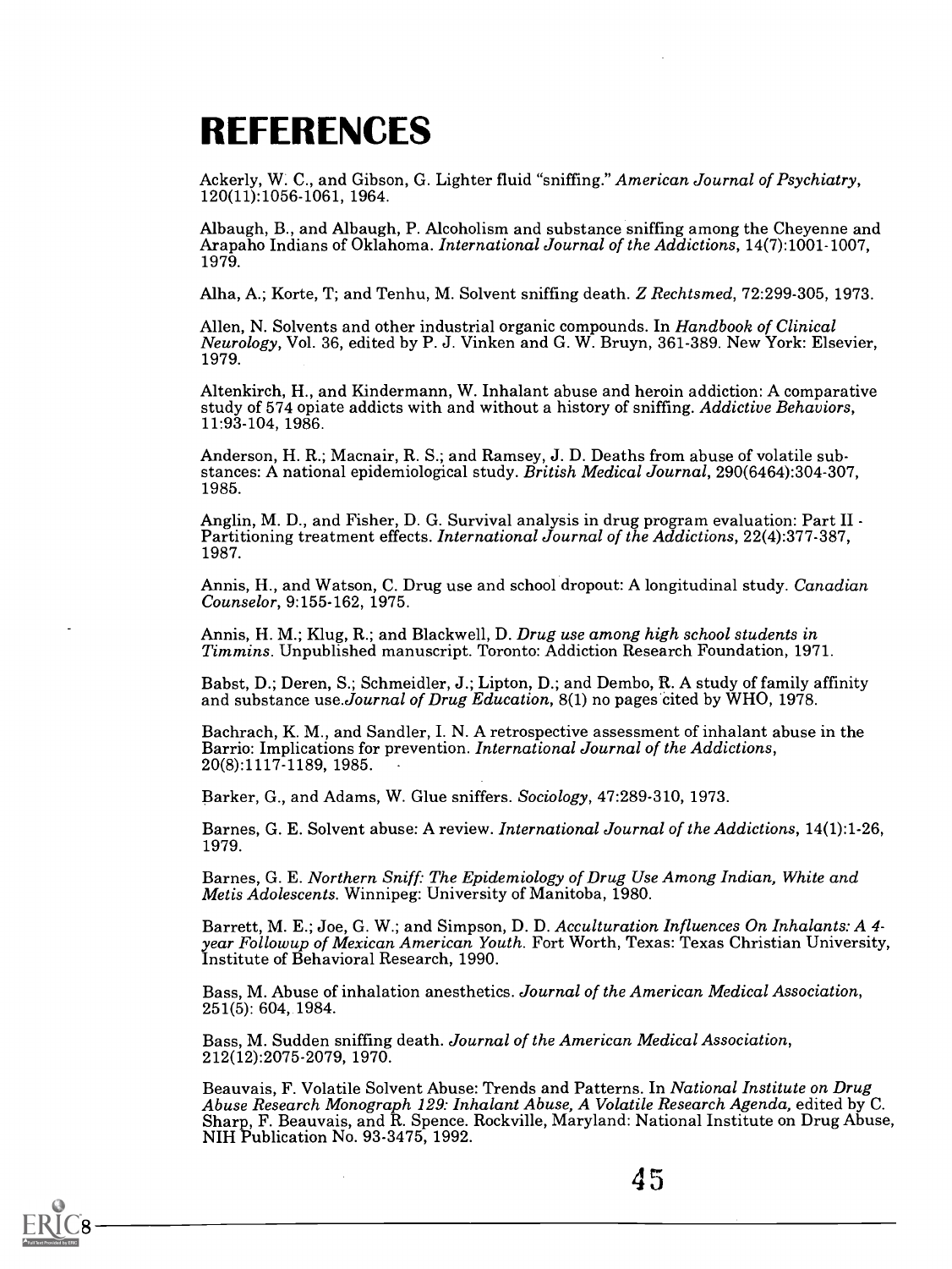# REFERENCES

Ackerly, W. C., and Gibson, G. Lighter fluid "sniffing." *American Journal of Psychiatry*, 120(11):1056-1061, 1964.

Albaugh, B., and Albaugh, P. Alcoholism and substance sniffing among the Cheyenne and Arapaho Indians of Oklahoma. *International Journal of the Addictions*, 14(7):1001-1007, 1979.

Alha, A.; Korte, T; and Tenhu, M. Solvent sniffing death. *Z Rechtsmed*, 72:299-305, 1973.

Allen, N. Solvents and other industrial organic compounds. In *Handbook of Clinical Neurology*, Vol. 36, edited by P. J. Vinken and G. W. Bruyn, 361-389. New York: Elsevier, 1979.

Altenkirch, H., and Kindermann, W. Inhalant abuse and heroin addiction: A comparative study of 574 opiate addicts with and without a history of sniffing. *Addictive Behaviors*, 11:93-104, 1986.

Anderson, H. R.; Macnair, R. S.; and Ramsey, J. D. Deaths from abuse of volatile substances: A national epidemiological study. *British Medical Journal*, 290(6464):304-307, 1985.

Anglin, M. D., and Fisher, D. G. Survival analysis in drug program evaluation: Part II - Partitioning treatment effects. *International Journal of the Addictions*, 22(4):377-387, 1987.

Annis, H., and Watson, C. Drug use and school dropout: A longitudinal study. *Canadian Counselor*, 9:155-162, 1975.

Annis, H. M.; Klug, R.; and Blackwell, D. *Drug use among high school students in Timmins*. Unpublished manuscript. Toronto: Addiction Research Foundation, 1971.

Babst, D.; Deren, S.; Schmeidler, J.; Lipton, D.; and Dembo, R. A study of family affinity and substance use.*Journal of Drug Education*, 8(1) no pages cited by WHO, 1978.

Bachrach, K. M., and Sandler, I. N. A retrospective assessment of inhalant abuse in the Barrio: Implications for prevention. *International Journal of the Addictions*, 20(8):1117-1189, 1985.

Barker, G., and Adams, W. Glue sniffers. *Sociology*, 47:289-310, 1973.

Barnes, G. E. Solvent abuse: A review. *International Journal of the Addictions*, 14(1):1-26, 1979.

Barnes, G. E. *Northern Sniff: The Epidemiology of Drug Use Among Indian, White and Metis Adolescents*. Winnipeg: University of Manitoba, 1980.

Barrett, M. E.; Joe, G. W.; and Simpson, D. D. *Acculturation Influences On Inhalants: A 4-year Followup of Mexican American Youth*. Fort Worth, Texas: Texas Christian University, Institute of Behavioral Research, 1990.

Bass, M. Abuse of inhalation anesthetics. *Journal of the American Medical Association*, 251(5): 604, 1984.

Bass, M. Sudden sniffing death. *Journal of the American Medical Association*, 212(12):2075-2079, 1970.

Beauvais, F. Volatile Solvent Abuse: Trends and Patterns. In *National Institute on Drug Abuse Research Monograph 129: Inhalant Abuse, A Volatile Research Agenda,* edited by C. Sharp, F. Beauvais, and R. Spence. Rockville, Maryland: National Institute on Drug Abuse, NIH Publication No. 93-3475, 1992.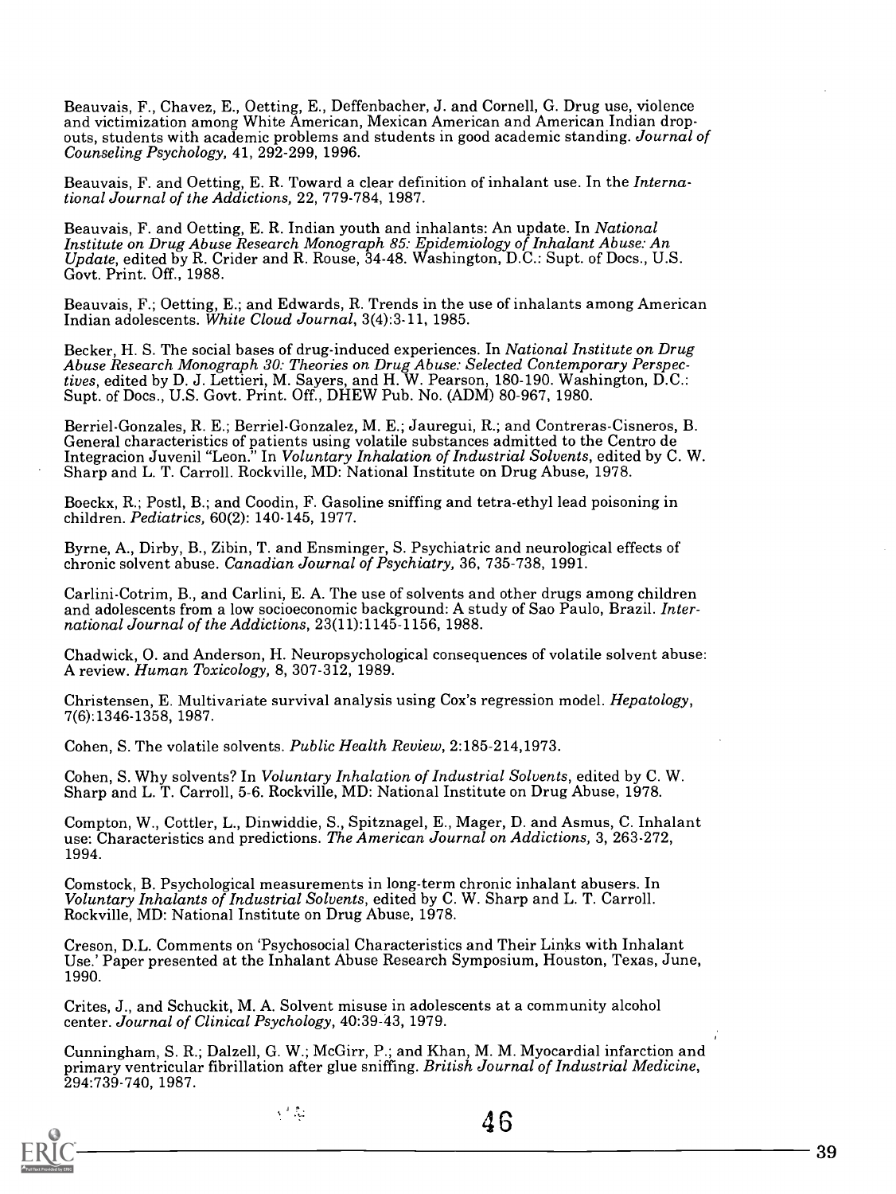Beauvais, F., Chavez, E., Oetting, E., Deffenbacher, J. and Cornell, G. Drug use, violence and victimization among White American, Mexican American and American Indian dropouts, students with academic problems and students in good academic standing. *Journal of Counseling Psychology,* 41, 292-299, 1996.

Beauvais, F. and Oetting, E. R. Toward a clear definition of inhalant use. In the *International Journal of the Addictions,* 22, 779-784, 1987.

Beauvais, F. and Oetting, E. R. Indian youth and inhalants: An update. In *National Institute on Drug Abuse Research Monograph 85: Epidemiology of Inhalant Abuse: An Update,* edited by R. Crider and R. Rouse, 34-48. Washington, D.C.: Supt. of Docs., U.S. Govt. Print. Off., 1988.

Beauvais, F.; Oetting, E.; and Edwards, R. Trends in the use of inhalants among American Indian adolescents. *White Cloud Journal,* 3(4):3-11, 1985.

Becker, H. S. The social bases of drug-induced experiences. In *National Institute on Drug Abuse Research Monograph 30: Theories on Drug Abuse: Selected Contemporary Perspectives,* edited by D. J. Lettieri, M. Sayers, and H. W. Pearson, 180-190. Washington, D.C.: Supt. of Docs., U.S. Govt. Print. Off., DHEW Pub. No. (ADM) 80-967, 1980.

Berriel-Gonzales, R. E.; Berriel-Gonzalez, M. E.; Jauregui, R.; and Contreras-Cisneros, B. General characteristics of patients using volatile substances admitted to the Centro de Integracion Juvenil "Leon." In *Voluntary Inhalation of Industrial Solvents,* edited by C. W. Sharp and L. T. Carroll. Rockville, MD: National Institute on Drug Abuse, 1978.

Boeckx, R.; Postl, B.; and Coodin, F. Gasoline sniffing and tetra-ethyl lead poisoning in children. *Pediatrics,* 60(2): 140-145, 1977.

Byrne, A., Dirby, B., Zibin, T. and Ensminger, S. Psychiatric and neurological effects of chronic solvent abuse. *Canadian Journal of Psychiatry,* 36, 735-738, 1991.

Carlini-Cotrim, B., and Carlini, E. A. The use of solvents and other drugs among children and adolescents from a low socioeconomic background: A study of Sao Paulo, Brazil. *International Journal of the Addictions,* 23(11):1145-1156, 1988.

Chadwick, O. and Anderson, H. Neuropsychological consequences of volatile solvent abuse: A review. *Human Toxicology,* 8, 307-312, 1989.

Christensen, E. Multivariate survival analysis using Cox's regression model. *Hepatology,* 7(6):1346-1358, 1987.

Cohen, S. The volatile solvents. *Public Health Review,* 2:185-214,1973.

Cohen, S. Why solvents? In *Voluntary Inhalation of Industrial Solvents,* edited by C. W. Sharp and L. T. Carroll, 5-6. Rockville, MD: National Institute on Drug Abuse, 1978.

Compton, W., Cottler, L., Dinwiddie, S., Spitznagel, E., Mager, D. and Asmus, C. Inhalant use: Characteristics and predictions. *The American Journal on Addictions,* 3, 263-272, 1994.

Comstock, B. Psychological measurements in long-term chronic inhalant abusers. In *Voluntary Inhalants of Industrial Solvents,* edited by C. W. Sharp and L. T. Carroll. Rockville, MD: National Institute on Drug Abuse, 1978.

Creson, D.L. Comments on 'Psychosocial Characteristics and Their Links with Inhalant Use.' Paper presented at the Inhalant Abuse Research Symposium, Houston, Texas, June, 1990.

Crites, J., and Schuckit, M. A. Solvent misuse in adolescents at a community alcohol center. *Journal of Clinical Psychology,* 40:39-43, 1979.

Cunningham, S. R.; Dalzell, G. W.; McGirr, P.; and Khan, M. M. Myocardial infarction and primary ventricular fibrillation after glue sniffing. *British Journal of Industrial Medicine,* 294:739-740, 1987.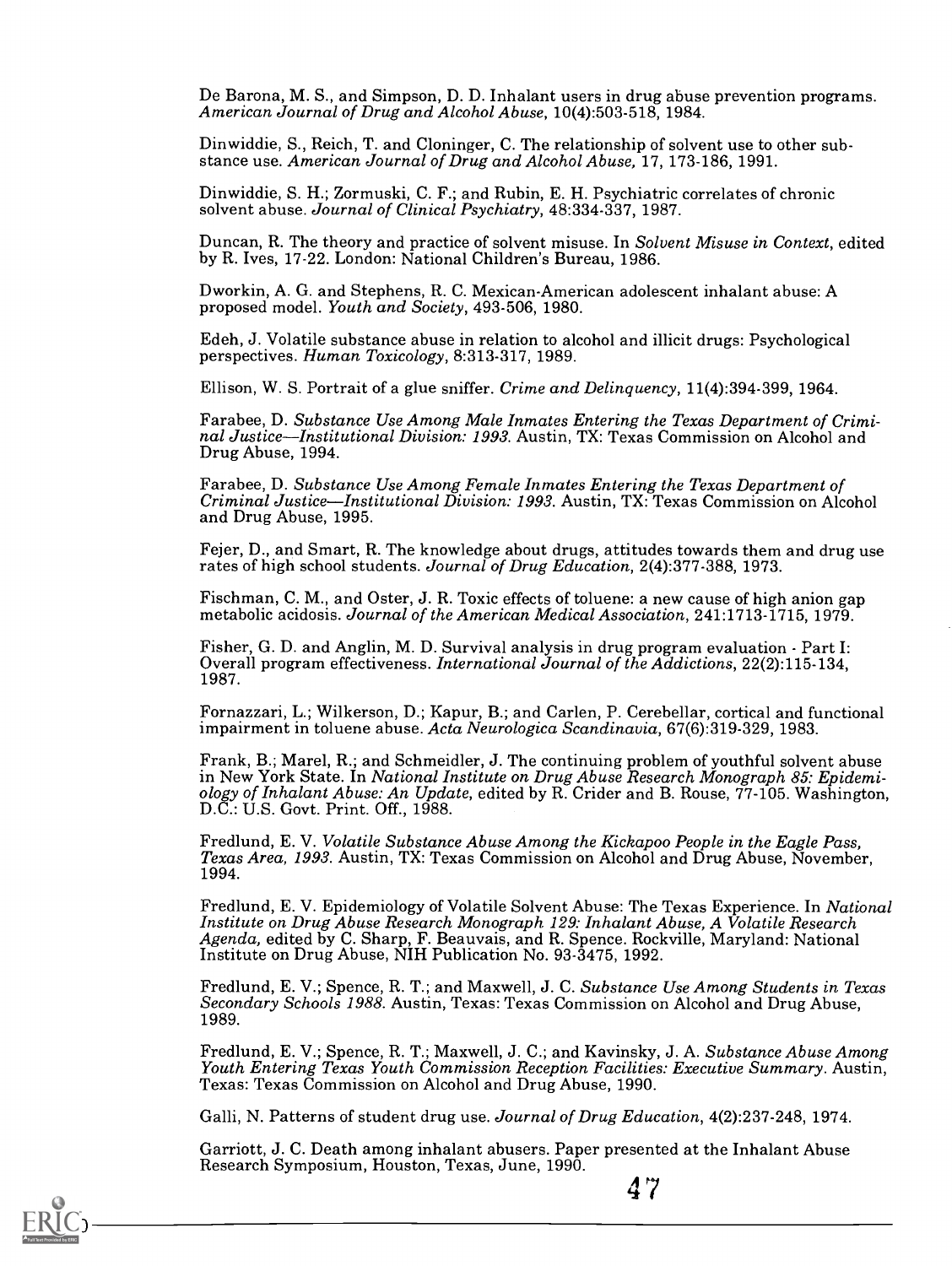De Barona, M. S., and Simpson, D. D. Inhalant users in drug abuse prevention programs. *American Journal of Drug and Alcohol Abuse*, 10(4):503-518, 1984.

Dinwiddie, S., Reich, T. and Cloninger, C. The relationship of solvent use to other substance use. *American Journal of Drug and Alcohol Abuse,* 17, 173-186, 1991.

Dinwiddie, S. H.; Zormuski, C. F.; and Rubin, E. H. Psychiatric correlates of chronic solvent abuse. *Journal of Clinical Psychiatry*, 48:334-337, 1987.

Duncan, R. The theory and practice of solvent misuse. In *Solvent Misuse in Context*, edited by R. Ives, 17-22. London: National Children's Bureau, 1986.

Dworkin, A. G. and Stephens, R. C. Mexican-American adolescent inhalant abuse: A proposed model. *Youth and Society*, 493-506, 1980.

Edeh, J. Volatile substance abuse in relation to alcohol and illicit drugs: Psychological perspectives. *Human Toxicology*, 8:313-317, 1989.

Ellison, W. S. Portrait of a glue sniffer. *Crime and Delinquency*, 11(4):394-399, 1964.

Farabee, D. *Substance Use Among Male Inmates Entering the Texas Department of Criminal Justice—Institutional Division: 1993.* Austin, TX: Texas Commission on Alcohol and Drug Abuse, 1994.

Farabee, D. *Substance Use Among Female Inmates Entering the Texas Department of Criminal Justice—Institutional Division: 1993.* Austin, TX: Texas Commission on Alcohol and Drug Abuse, 1995.

Fejer, D., and Smart, R. The knowledge about drugs, attitudes towards them and drug use rates of high school students. *Journal of Drug Education*, 2(4):377-388, 1973.

Fischman, C. M., and Oster, J. R. Toxic effects of toluene: a new cause of high anion gap metabolic acidosis. *Journal of the American Medical Association*, 241:1713-1715, 1979.

Fisher, G. D. and Anglin, M. D. Survival analysis in drug program evaluation - Part I: Overall program effectiveness. *International Journal of the Addictions*, 22(2):115-134, 1987.

Fornazzari, L.; Wilkerson, D.; Kapur, B.; and Carlen, P. Cerebellar, cortical and functional impairment in toluene abuse. *Acta Neurologica Scandinavia*, 67(6):319-329, 1983.

Frank, B.; Marel, R.; and Schmeidler, J. The continuing problem of youthful solvent abuse in New York State. In *National Institute on Drug Abuse Research Monograph 85: Epidemiology of Inhalant Abuse: An Update*, edited by R. Crider and B. Rouse, 77-105. Washington, D.C.: U.S. Govt. Print. Off., 1988.

Fredlund, E. V. *Volatile Substance Abuse Among the Kickapoo People in the Eagle Pass, Texas Area, 1993.* Austin, TX: Texas Commission on Alcohol and Drug Abuse, November, 1994.

Fredlund, E. V. Epidemiology of Volatile Solvent Abuse: The Texas Experience. In *National Institute on Drug Abuse Research Monograph 129: Inhalant Abuse, A Volatile Research Agenda,* edited by C. Sharp, F. Beauvais, and R. Spence. Rockville, Maryland: National Institute on Drug Abuse, NIH Publication No. 93-3475, 1992.

Fredlund, E. V.; Spence, R. T.; and Maxwell, J. C. *Substance Use Among Students in Texas Secondary Schools 1988.* Austin, Texas: Texas Commission on Alcohol and Drug Abuse, 1989.

Fredlund, E. V.; Spence, R. T.; Maxwell, J. C.; and Kavinsky, J. A. *Substance Abuse Among Youth Entering Texas Youth Commission Reception Facilities: Executive Summary.* Austin, Texas: Texas Commission on Alcohol and Drug Abuse, 1990.

Galli, N. Patterns of student drug use. *Journal of Drug Education*, 4(2):237-248, 1974.

Garriott, J. C. Death among inhalant abusers. Paper presented at the Inhalant Abuse Research Symposium, Houston, Texas, June, 1990.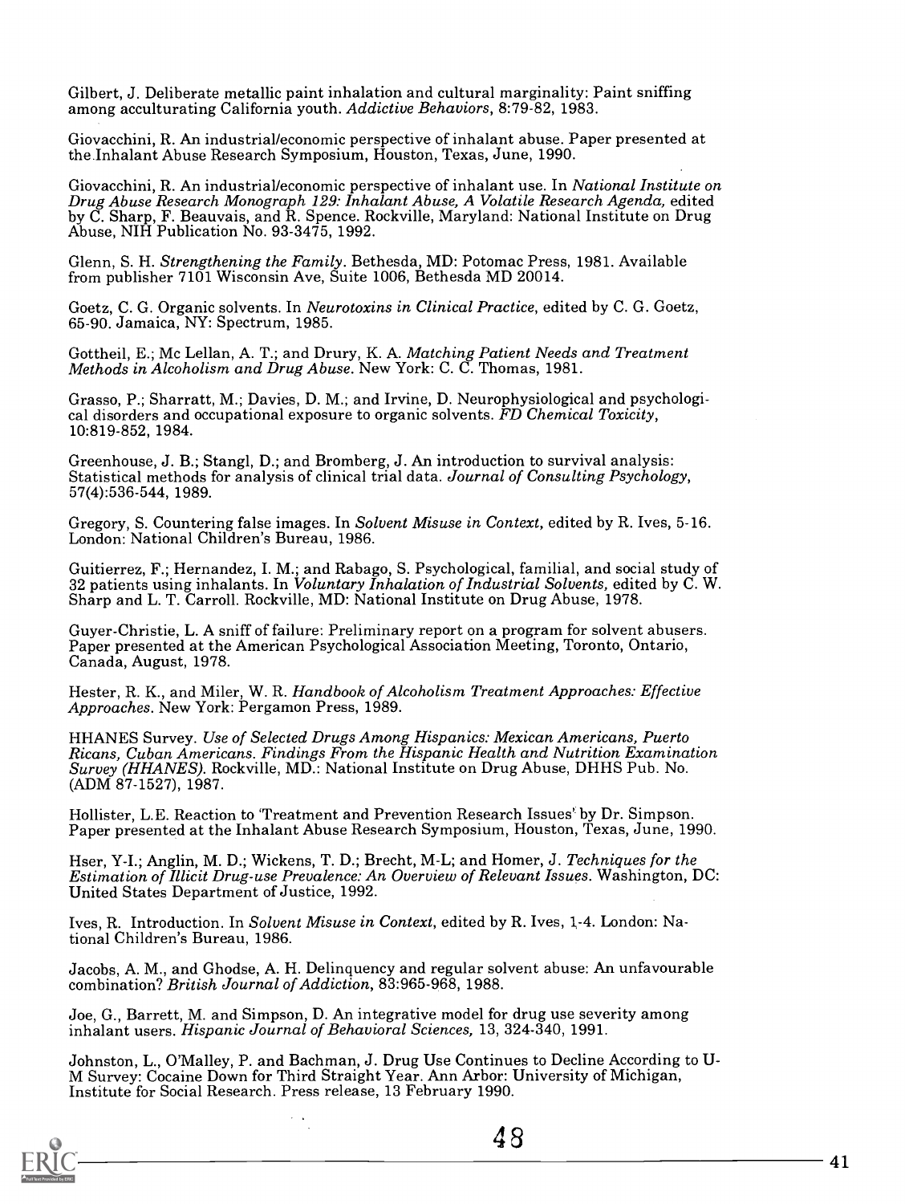Gilbert, J. Deliberate metallic paint inhalation and cultural marginality: Paint sniffing among acculturating California youth. *Addictive Behaviors*, 8:79-82, 1983.

Giovacchini, R. An industrial/economic perspective of inhalant abuse. Paper presented at the Inhalant Abuse Research Symposium, Houston, Texas, June, 1990.

Giovacchini, R. An industrial/economic perspective of inhalant use. In *National Institute on Drug Abuse Research Monograph 129: Inhalant Abuse, A Volatile Research Agenda,* edited by C. Sharp, F. Beauvais, and R. Spence. Rockville, Maryland: National Institute on Drug Abuse, NIH Publication No. 93-3475, 1992.

Glenn, S. H. *Strengthening the Family*. Bethesda, MD: Potomac Press, 1981. Available from publisher 7101 Wisconsin Ave, Suite 1006, Bethesda MD 20014.

Goetz, C. G. Organic solvents. In *Neurotoxins in Clinical Practice*, edited by C. G. Goetz, 65-90. Jamaica, NY: Spectrum, 1985.

Gottheil, E.; Mc Lellan, A. T.; and Drury, K. A. *Matching Patient Needs and Treatment Methods in Alcoholism and Drug Abuse*. New York: C. C. Thomas, 1981.

Grasso, P.; Sharratt, M.; Davies, D. M.; and Irvine, D. Neurophysiological and psychological disorders and occupational exposure to organic solvents. *FD Chemical Toxicity*, 10:819-852, 1984.

Greenhouse, J. B.; Stangl, D.; and Bromberg, J. An introduction to survival analysis: Statistical methods for analysis of clinical trial data. *Journal of Consulting Psychology*, 57(4):536-544, 1989.

Gregory, S. Countering false images. In *Solvent Misuse in Context*, edited by R. Ives, 5-16. London: National Children's Bureau, 1986.

Guitierrez, F.; Hernandez, I. M.; and Rabago, S. Psychological, familial, and social study of 32 patients using inhalants. In *Voluntary Inhalation of Industrial Solvents,* edited by C. W. Sharp and L. T. Carroll. Rockville, MD: National Institute on Drug Abuse, 1978.

Guyer-Christie, L. A sniff of failure: Preliminary report on a program for solvent abusers. Paper presented at the American Psychological Association Meeting, Toronto, Ontario, Canada, August, 1978.

Hester, R. K., and Miler, W. R. *Handbook of Alcoholism Treatment Approaches: Effective Approaches*. New York: Pergamon Press, 1989.

HHANES Survey. *Use of Selected Drugs Among Hispanics: Mexican Americans, Puerto Ricans, Cuban Americans. Findings From the Hispanic Health and Nutrition Examination Survey (HHANES).* Rockville, MD.: National Institute on Drug Abuse, DHHS Pub. No. (ADM 87-1527), 1987.

Hollister, L.E. Reaction to 'Treatment and Prevention Research Issues' by Dr. Simpson. Paper presented at the Inhalant Abuse Research Symposium, Houston, Texas, June, 1990.

Hser, Y-I.; Anglin, M. D.; Wickens, T. D.; Brecht, M-L; and Homer, J. *Techniques for the Estimation of Illicit Drug-use Prevalence: An Overview of Relevant Issues*. Washington, DC: United States Department of Justice, 1992.

Ives, R. Introduction. In *Solvent Misuse in Context*, edited by R. Ives, 1-4. London: National Children's Bureau, 1986.

Jacobs, A. M., and Ghodse, A. H. Delinquency and regular solvent abuse: An unfavourable combination? *British Journal of Addiction*, 83:965-968, 1988.

Joe, G., Barrett, M. and Simpson, D. An integrative model for drug use severity among inhalant users. *Hispanic Journal of Behavioral Sciences,* 13, 324-340, 1991.

Johnston, L., O'Malley, P. and Bachman, J. Drug Use Continues to Decline According to U-M Survey: Cocaine Down for Third Straight Year. Ann Arbor: University of Michigan, Institute for Social Research. Press release, 13 February 1990.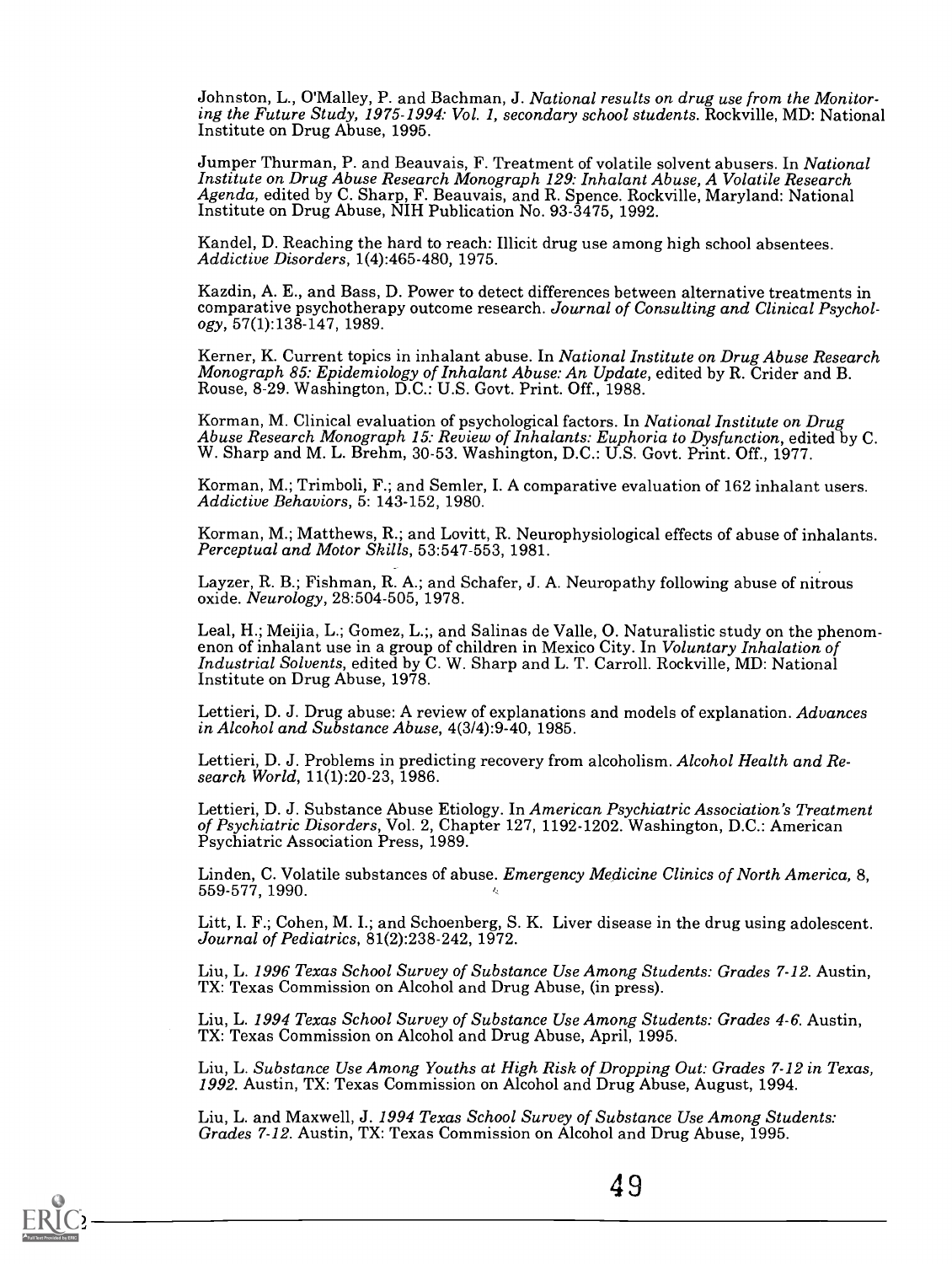Johnston, L., O'Malley, P. and Bachman, J. *National results on drug use from the Monitoring the Future Study, 1975-1994: Vol. 1, secondary school students.* Rockville, MD: National Institute on Drug Abuse, 1995.

Jumper Thurman, P. and Beauvais, F. Treatment of volatile solvent abusers. In *National Institute on Drug Abuse Research Monograph 129: Inhalant Abuse, A Volatile Research Agenda,* edited by C. Sharp, F. Beauvais, and R. Spence. Rockville, Maryland: National Institute on Drug Abuse, NIH Publication No. 93-3475, 1992.

Kandel, D. Reaching the hard to reach: Illicit drug use among high school absentees. *Addictive Disorders,* 1(4):465-480, 1975.

Kazdin, A. E., and Bass, D. Power to detect differences between alternative treatments in comparative psychotherapy outcome research. *Journal of Consulting and Clinical Psychology,* 57(1):138-147, 1989.

Kerner, K. Current topics in inhalant abuse. In *National Institute on Drug Abuse Research Monograph 85: Epidemiology of Inhalant Abuse: An Update,* edited by R. Crider and B. Rouse, 8-29. Washington, D.C.: U.S. Govt. Print. Off., 1988.

Korman, M. Clinical evaluation of psychological factors. In *National Institute on Drug Abuse Research Monograph 15: Review of Inhalants: Euphoria to Dysfunction,* edited by C. W. Sharp and M. L. Brehm, 30-53. Washington, D.C.: U.S. Govt. Print. Off., 1977.

Korman, M.; Trimboli, F.; and Semler, I. A comparative evaluation of 162 inhalant users. *Addictive Behaviors,* 5: 143-152, 1980.

Korman, M.; Matthews, R.; and Lovitt, R. Neurophysiological effects of abuse of inhalants. *Perceptual and Motor Skills,* 53:547-553, 1981.

Layzer, R. B.; Fishman, R. A.; and Schafer, J. A. Neuropathy following abuse of nitrous oxide. *Neurology,* 28:504-505, 1978.

Leal, H.; Meijia, L.; Gomez, L.;, and Salinas de Valle, O. Naturalistic study on the phenomenon of inhalant use in a group of children in Mexico City. In *Voluntary Inhalation of Industrial Solvents,* edited by C. W. Sharp and L. T. Carroll. Rockville, MD: National Institute on Drug Abuse, 1978.

Lettieri, D. J. Drug abuse: A review of explanations and models of explanation. *Advances in Alcohol and Substance Abuse,* 4(3/4):9-40, 1985.

Lettieri, D. J. Problems in predicting recovery from alcoholism. *Alcohol Health and Research World,* 11(1):20-23, 1986.

Lettieri, D. J. Substance Abuse Etiology. In *American Psychiatric Association's Treatment of Psychiatric Disorders,* Vol. 2, Chapter 127, 1192-1202. Washington, D.C.: American Psychiatric Association Press, 1989.

Linden, C. Volatile substances of abuse. *Emergency Medicine Clinics of North America,* 8, 559-577, 1990.

Litt, I. F.; Cohen, M. I.; and Schoenberg, S. K. Liver disease in the drug using adolescent. *Journal of Pediatrics,* 81(2):238-242, 1972.

Liu, L. *1996 Texas School Survey of Substance Use Among Students: Grades 7-12.* Austin, TX: Texas Commission on Alcohol and Drug Abuse, (in press).

Liu, L. *1994 Texas School Survey of Substance Use Among Students: Grades 4-6.* Austin, TX: Texas Commission on Alcohol and Drug Abuse, April, 1995.

Liu, L. *Substance Use Among Youths at High Risk of Dropping Out: Grades 7-12 in Texas, 1992.* Austin, TX: Texas Commission on Alcohol and Drug Abuse, August, 1994.

Liu, L. and Maxwell, J. *1994 Texas School Survey of Substance Use Among Students: Grades 7-12.* Austin, TX: Texas Commission on Alcohol and Drug Abuse, 1995.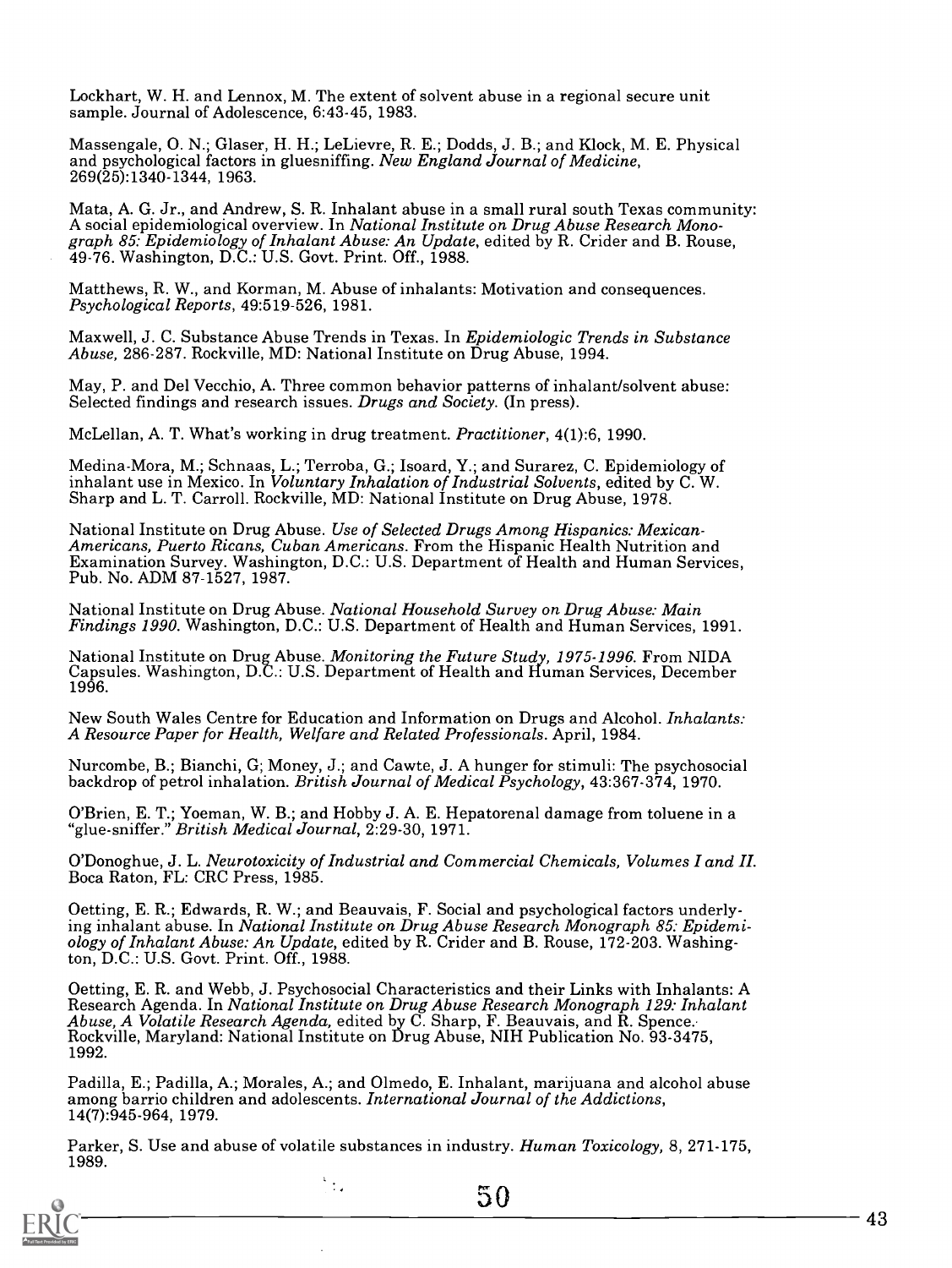Lockhart, W. H. and Lennox, M. The extent of solvent abuse in a regional secure unit sample. Journal of Adolescence, 6:43-45, 1983.

Massengale, O. N.; Glaser, H. H.; LeLievre, R. E.; Dodds, J. B.; and Klock, M. E. Physical and psychological factors in gluesniffing. *New England Journal of Medicine*, 269(25):1340-1344, 1963.

Mata, A. G. Jr., and Andrew, S. R. Inhalant abuse in a small rural south Texas community: A social epidemiological overview. In *National Institute on Drug Abuse Research Monograph 85: Epidemiology of Inhalant Abuse: An Update*, edited by R. Crider and B. Rouse, 49-76. Washington, D.C.: U.S. Govt. Print. Off., 1988.

Matthews, R. W., and Korman, M. Abuse of inhalants: Motivation and consequences. *Psychological Reports*, 49:519-526, 1981.

Maxwell, J. C. Substance Abuse Trends in Texas. In *Epidemiologic Trends in Substance Abuse*, 286-287. Rockville, MD: National Institute on Drug Abuse, 1994.

May, P. and Del Vecchio, A. Three common behavior patterns of inhalant/solvent abuse: Selected findings and research issues. *Drugs and Society*. (In press).

McLellan, A. T. What's working in drug treatment. *Practitioner*, 4(1):6, 1990.

Medina-Mora, M.; Schnaas, L.; Terroba, G.; Isoard, Y.; and Surarez, C. Epidemiology of inhalant use in Mexico. In *Voluntary Inhalation of Industrial Solvents*, edited by C. W. Sharp and L. T. Carroll. Rockville, MD: National Institute on Drug Abuse, 1978.

National Institute on Drug Abuse. *Use of Selected Drugs Among Hispanics: Mexican-Americans, Puerto Ricans, Cuban Americans*. From the Hispanic Health Nutrition and Examination Survey. Washington, D.C.: U.S. Department of Health and Human Services, Pub. No. ADM 87-1527, 1987.

National Institute on Drug Abuse. *National Household Survey on Drug Abuse: Main Findings 1990*. Washington, D.C.: U.S. Department of Health and Human Services, 1991.

National Institute on Drug Abuse. *Monitoring the Future Study, 1975-1996*. From NIDA Capsules. Washington, D.C.: U.S. Department of Health and Human Services, December 1996.

New South Wales Centre for Education and Information on Drugs and Alcohol. *Inhalants: A Resource Paper for Health, Welfare and Related Professionals*. April, 1984.

Nurcombe, B.; Bianchi, G; Money, J.; and Cawte, J. A hunger for stimuli: The psychosocial backdrop of petrol inhalation. *British Journal of Medical Psychology*, 43:367-374, 1970.

O'Brien, E. T.; Yoeman, W. B.; and Hobby J. A. E. Hepatorenal damage from toluene in a "glue-sniffer." *British Medical Journal*, 2:29-30, 1971.

O'Donoghue, J. L. *Neurotoxicity of Industrial and Commercial Chemicals, Volumes I and II*. Boca Raton, FL: CRC Press, 1985.

Oetting, E. R.; Edwards, R. W.; and Beauvais, F. Social and psychological factors underlying inhalant abuse. In *National Institute on Drug Abuse Research Monograph 85: Epidemiology of Inhalant Abuse: An Update*, edited by R. Crider and B. Rouse, 172-203. Washington, D.C.: U.S. Govt. Print. Off., 1988.

Oetting, E. R. and Webb, J. Psychosocial Characteristics and their Links with Inhalants: A Research Agenda. In *National Institute on Drug Abuse Research Monograph 129: Inhalant Abuse, A Volatile Research Agenda*, edited by C. Sharp, F. Beauvais, and R. Spence. Rockville, Maryland: National Institute on Drug Abuse, NIH Publication No. 93-3475, 1992.

Padilla, E.; Padilla, A.; Morales, A.; and Olmedo, E. Inhalant, marijuana and alcohol abuse among barrio children and adolescents. *International Journal of the Addictions*, 14(7):945-964, 1979.

Parker, S. Use and abuse of volatile substances in industry. *Human Toxicology*, 8, 271-175, 1989.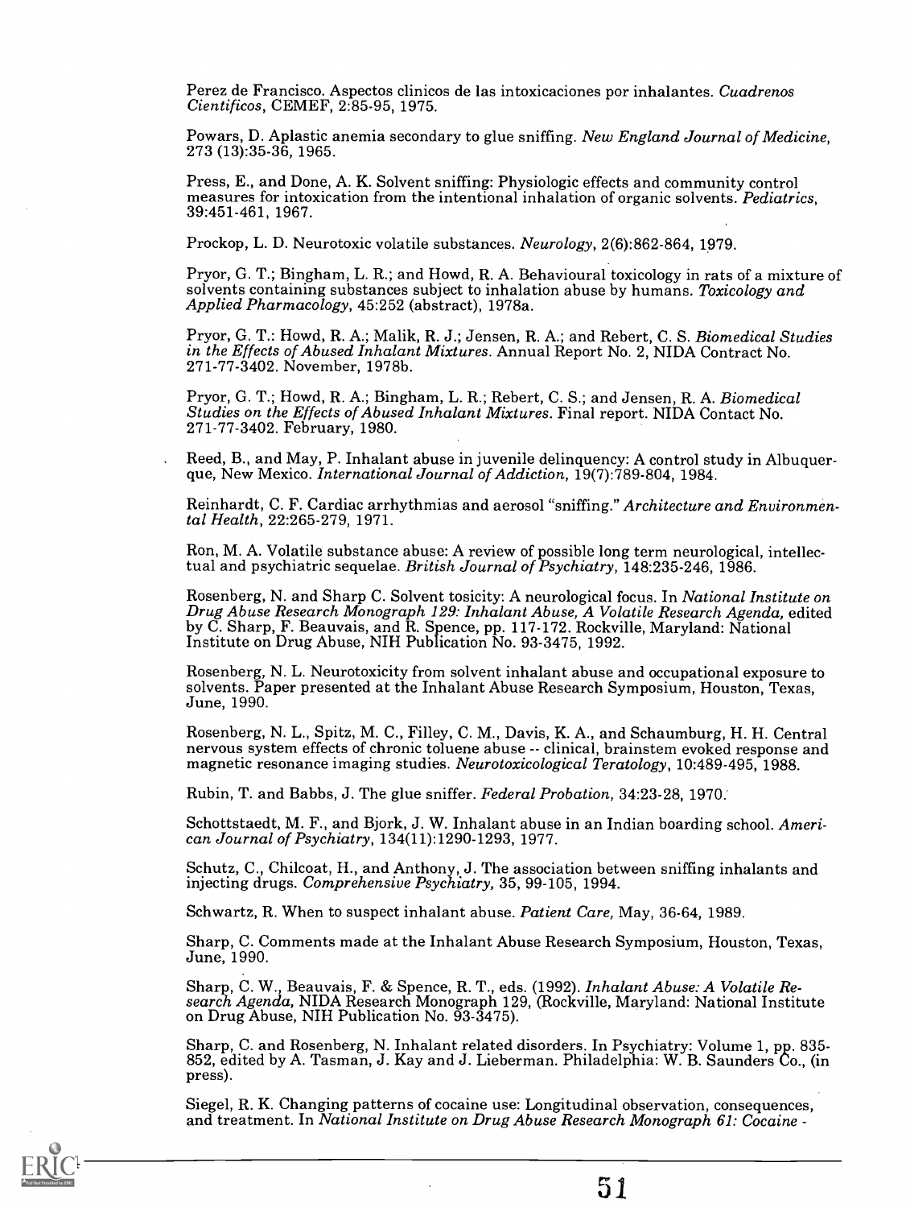Perez de Francisco. Aspectos clinicos de las intoxicaciones por inhalantes. *Cuadrenos Cientificos*, CEMEF, 2:85-95, 1975.

Powars, D. Aplastic anemia secondary to glue sniffing. *New England Journal of Medicine*, 273 (13):35-36, 1965.

Press, E., and Done, A. K. Solvent sniffing: Physiologic effects and community control measures for intoxication from the intentional inhalation of organic solvents. *Pediatrics*, 39:451-461, 1967.

Prockop, L. D. Neurotoxic volatile substances. *Neurology*, 2(6):862-864, 1979.

Pryor, G. T.; Bingham, L. R.; and Howd, R. A. Behavioural toxicology in rats of a mixture of solvents containing substances subject to inhalation abuse by humans. *Toxicology and Applied Pharmacology*, 45:252 (abstract), 1978a.

Pryor, G. T.: Howd, R. A.; Malik, R. J.; Jensen, R. A.; and Rebert, C. S. *Biomedical Studies in the Effects of Abused Inhalant Mixtures*. Annual Report No. 2, NIDA Contract No. 271-77-3402. November, 1978b.

Pryor, G. T.; Howd, R. A.; Bingham, L. R.; Rebert, C. S.; and Jensen, R. A. *Biomedical Studies on the Effects of Abused Inhalant Mixtures*. Final report. NIDA Contact No. 271-77-3402. February, 1980.

Reed, B., and May, P. Inhalant abuse in juvenile delinquency: A control study in Albuquerque, New Mexico. *International Journal of Addiction*, 19(7):789-804, 1984.

Reinhardt, C. F. Cardiac arrhythmias and aerosol "sniffing." *Architecture and Environmental Health*, 22:265-279, 1971.

Ron, M. A. Volatile substance abuse: A review of possible long term neurological, intellectual and psychiatric sequelae. *British Journal of Psychiatry*, 148:235-246, 1986.

Rosenberg, N. and Sharp C. Solvent tosicity: A neurological focus. In *National Institute on Drug Abuse Research Monograph 129: Inhalant Abuse, A Volatile Research Agenda*, edited by C. Sharp, F. Beauvais, and R. Spence, pp. 117-172. Rockville, Maryland: National Institute on Drug Abuse, NIH Publication No. 93-3475, 1992.

Rosenberg, N. L. Neurotoxicity from solvent inhalant abuse and occupational exposure to solvents. Paper presented at the Inhalant Abuse Research Symposium, Houston, Texas, June, 1990.

Rosenberg, N. L., Spitz, M. C., Filley, C. M., Davis, K. A., and Schaumburg, H. H. Central nervous system effects of chronic toluene abuse -- clinical, brainstem evoked response and magnetic resonance imaging studies. *Neurotoxicological Teratology*, 10:489-495, 1988.

Rubin, T. and Babbs, J. The glue sniffer. *Federal Probation*, 34:23-28, 1970.

Schottstaedt, M. F., and Bjork, J. W. Inhalant abuse in an Indian boarding school. *American Journal of Psychiatry*, 134(11):1290-1293, 1977.

Schutz, C., Chilcoat, H., and Anthony, J. The association between sniffing inhalants and injecting drugs. *Comprehensive Psychiatry*, 35, 99-105, 1994.

Schwartz, R. When to suspect inhalant abuse. *Patient Care*, May, 36-64, 1989.

Sharp, C. Comments made at the Inhalant Abuse Research Symposium, Houston, Texas, June, 1990.

Sharp, C. W., Beauvais, F. & Spence, R. T., eds. (1992). *Inhalant Abuse: A Volatile Research Agenda*, NIDA Research Monograph 129, (Rockville, Maryland: National Institute on Drug Abuse, NIH Publication No. 93-3475).

Sharp, C. and Rosenberg, N. Inhalant related disorders. In Psychiatry: Volume 1, pp. 835-852, edited by A. Tasman, J. Kay and J. Lieberman. Philadelphia: W. B. Saunders Co., (in press).

Siegel, R. K. Changing patterns of cocaine use: Longitudinal observation, consequences, and treatment. In *National Institute on Drug Abuse Research Monograph 61: Cocaine -*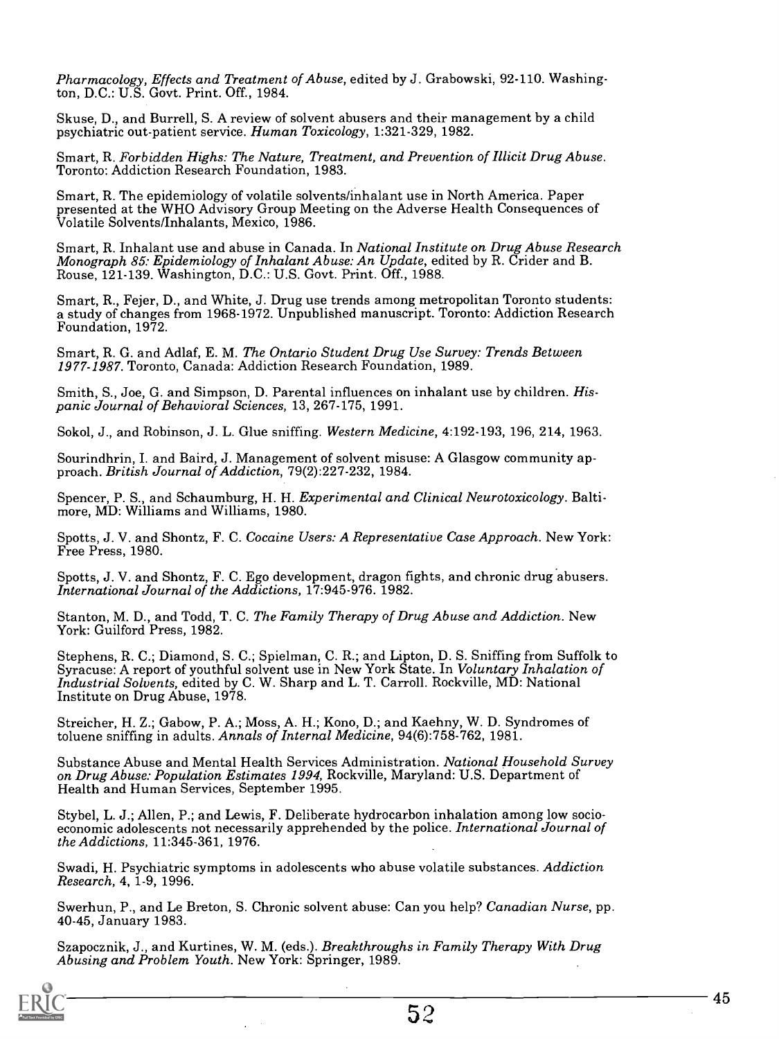*Pharmacology, Effects and Treatment of Abuse*, edited by J. Grabowski, 92-110. Washington, D.C.: U.S. Govt. Print. Off., 1984.

Skuse, D., and Burrell, S. A review of solvent abusers and their management by a child psychiatric out-patient service. *Human Toxicology*, 1:321-329, 1982.

Smart, R. *Forbidden Highs: The Nature, Treatment, and Prevention of Illicit Drug Abuse*. Toronto: Addiction Research Foundation, 1983.

Smart, R. The epidemiology of volatile solvents/inhalant use in North America. Paper presented at the WHO Advisory Group Meeting on the Adverse Health Consequences of Volatile Solvents/Inhalants, Mexico, 1986.

Smart, R. Inhalant use and abuse in Canada. In *National Institute on Drug Abuse Research Monograph 85: Epidemiology of Inhalant Abuse: An Update*, edited by R. Crider and B. Rouse, 121-139. Washington, D.C.: U.S. Govt. Print. Off., 1988.

Smart, R., Fejer, D., and White, J. Drug use trends among metropolitan Toronto students: a study of changes from 1968-1972. Unpublished manuscript. Toronto: Addiction Research Foundation, 1972.

Smart, R. G. and Adlaf, E. M. *The Ontario Student Drug Use Survey: Trends Between 1977-1987*. Toronto, Canada: Addiction Research Foundation, 1989.

Smith, S., Joe, G. and Simpson, D. Parental influences on inhalant use by children. *Hispanic Journal of Behavioral Sciences*, 13, 267-175, 1991.

Sokol, J., and Robinson, J. L. Glue sniffing. *Western Medicine*, 4:192-193, 196, 214, 1963.

Sourindhrin, I. and Baird, J. Management of solvent misuse: A Glasgow community approach. *British Journal of Addiction*, 79(2):227-232, 1984.

Spencer, P. S., and Schaumburg, H. H. *Experimental and Clinical Neurotoxicology*. Baltimore, MD: Williams and Williams, 1980.

Spotts, J. V. and Shontz, F. C. *Cocaine Users: A Representative Case Approach*. New York: Free Press, 1980.

Spotts, J. V. and Shontz, F. C. Ego development, dragon fights, and chronic drug abusers. *International Journal of the Addictions*, 17:945-976. 1982.

Stanton, M. D., and Todd, T. C. *The Family Therapy of Drug Abuse and Addiction*. New York: Guilford Press, 1982.

Stephens, R. C.; Diamond, S. C.; Spielman, C. R.; and Lipton, D. S. Sniffing from Suffolk to Syracuse: A report of youthful solvent use in New York State. In *Voluntary Inhalation of Industrial Solvents*, edited by C. W. Sharp and L. T. Carroll. Rockville, MD: National Institute on Drug Abuse, 1978.

Streicher, H. Z.; Gabow, P. A.; Moss, A. H.; Kono, D.; and Kaehny, W. D. Syndromes of toluene sniffing in adults. *Annals of Internal Medicine*, 94(6):758-762, 1981.

Substance Abuse and Mental Health Services Administration. *National Household Survey on Drug Abuse: Population Estimates 1994*, Rockville, Maryland: U.S. Department of Health and Human Services, September 1995.

Stybel, L. J.; Allen, P.; and Lewis, F. Deliberate hydrocarbon inhalation among low socioeconomic adolescents not necessarily apprehended by the police. *International Journal of the Addictions*, 11:345-361, 1976.

Swadi, H. Psychiatric symptoms in adolescents who abuse volatile substances. *Addiction Research*, 4, 1-9, 1996.

Swerhun, P., and Le Breton, S. Chronic solvent abuse: Can you help? *Canadian Nurse*, pp. 40-45, January 1983.

Szapocznik, J., and Kurtines, W. M. (eds.). *Breakthroughs in Family Therapy With Drug Abusing and Problem Youth*. New York: Springer, 1989.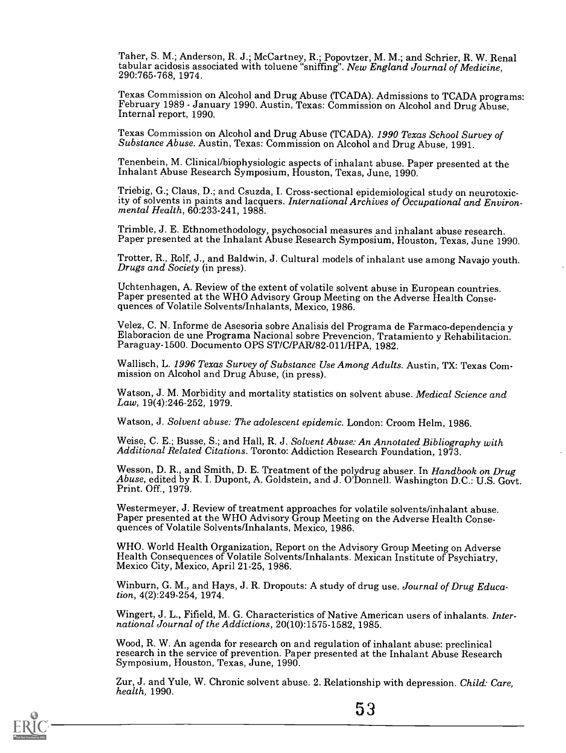Taher, S. M.; Anderson, R. J.; McCartney, R.; Popovtzer, M. M.; and Schrier, R. W. Renal tabular acidosis associated with toluene "sniffing". *New England Journal of Medicine*, 290:765-768, 1974.

Texas Commission on Alcohol and Drug Abuse (TCADA). Admissions to TCADA programs: February 1989 - January 1990. Austin, Texas: Commission on Alcohol and Drug Abuse, Internal report, 1990.

Texas Commission on Alcohol and Drug Abuse (TCADA). *1990 Texas School Survey of Substance Abuse*. Austin, Texas: Commission on Alcohol and Drug Abuse, 1991.

Tenenbein, M. Clinical/biophysiologic aspects of inhalant abuse. Paper presented at the Inhalant Abuse Research Symposium, Houston, Texas, June, 1990.

Triebig, G.; Claus, D.; and Csuzda, I. Cross-sectional epidemiological study on neurotoxicity of solvents in paints and lacquers. *International Archives of Occupational and Environmental Health*, 60:233-241, 1988.

Trimble, J. E. Ethnomethodology, psychosocial measures and inhalant abuse research. Paper presented at the Inhalant Abuse Research Symposium, Houston, Texas, June 1990.

Trotter, R., Rolf, J., and Baldwin, J. Cultural models of inhalant use among Navajo youth. *Drugs and Society* (in press).

Uchtenhagen, A. Review of the extent of volatile solvent abuse in European countries. Paper presented at the WHO Advisory Group Meeting on the Adverse Health Consequences of Volatile Solvents/Inhalants, Mexico, 1986.

Velez, C. N. Informe de Asesoria sobre Analisis del Programa de Farmaco-dependencia y Elaboracion de une Programa Nacional sobre Prevencion, Tratamiento y Rehabilitacion. Paraguay-1500. Documento OPS ST/C/PAR/82-011/HPA, 1982.

Wallisch, L. *1996 Texas Survey of Substance Use Among Adults*. Austin, TX: Texas Commission on Alcohol and Drug Abuse, (in press).

Watson, J. M. Morbidity and mortality statistics on solvent abuse. *Medical Science and Law*, 19(4):246-252, 1979.

Watson, J. *Solvent abuse: The adolescent epidemic*. London: Croom Helm, 1986.

Weise, C. E.; Busse, S.; and Hall, R. J. *Solvent Abuse: An Annotated Bibliography with Additional Related Citations*. Toronto: Addiction Research Foundation, 1973.

Wesson, D. R., and Smith, D. E. Treatment of the polydrug abuser. In *Handbook on Drug Abuse*, edited by R. I. Dupont, A. Goldstein, and J. O'Donnell. Washington D.C.: U.S. Govt. Print. Off., 1979.

Westermeyer, J. Review of treatment approaches for volatile solvents/inhalant abuse. Paper presented at the WHO Advisory Group Meeting on the Adverse Health Consequences of Volatile Solvents/Inhalants, Mexico, 1986.

WHO. World Health Organization, Report on the Advisory Group Meeting on Adverse Health Consequences of Volatile Solvents/Inhalants. Mexican Institute of Psychiatry, Mexico City, Mexico, April 21-25, 1986.

Winburn, G. M., and Hays, J. R. Dropouts: A study of drug use. *Journal of Drug Education*, 4(2):249-254, 1974.

Wingert, J. L., Fifield, M. G. Characteristics of Native American users of inhalants. *International Journal of the Addictions*, 20(10):1575-1582, 1985.

Wood, R. W. An agenda for research on and regulation of inhalant abuse: preclinical research in the service of prevention. Paper presented at the Inhalant Abuse Research Symposium, Houston, Texas, June, 1990.

Zur, J. and Yule, W. Chronic solvent abuse. 2. Relationship with depression. *Child: Care, health*, 1990.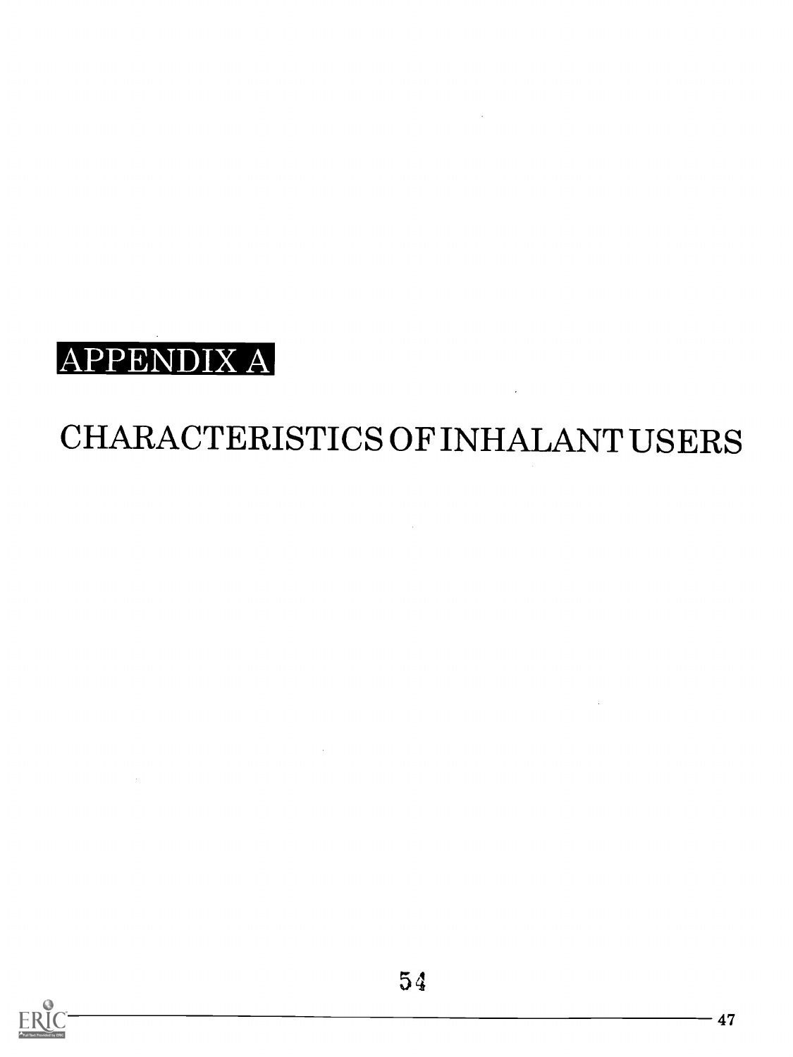# APPENDIX A

## CHARACTERISTICS OF INHALANT USERS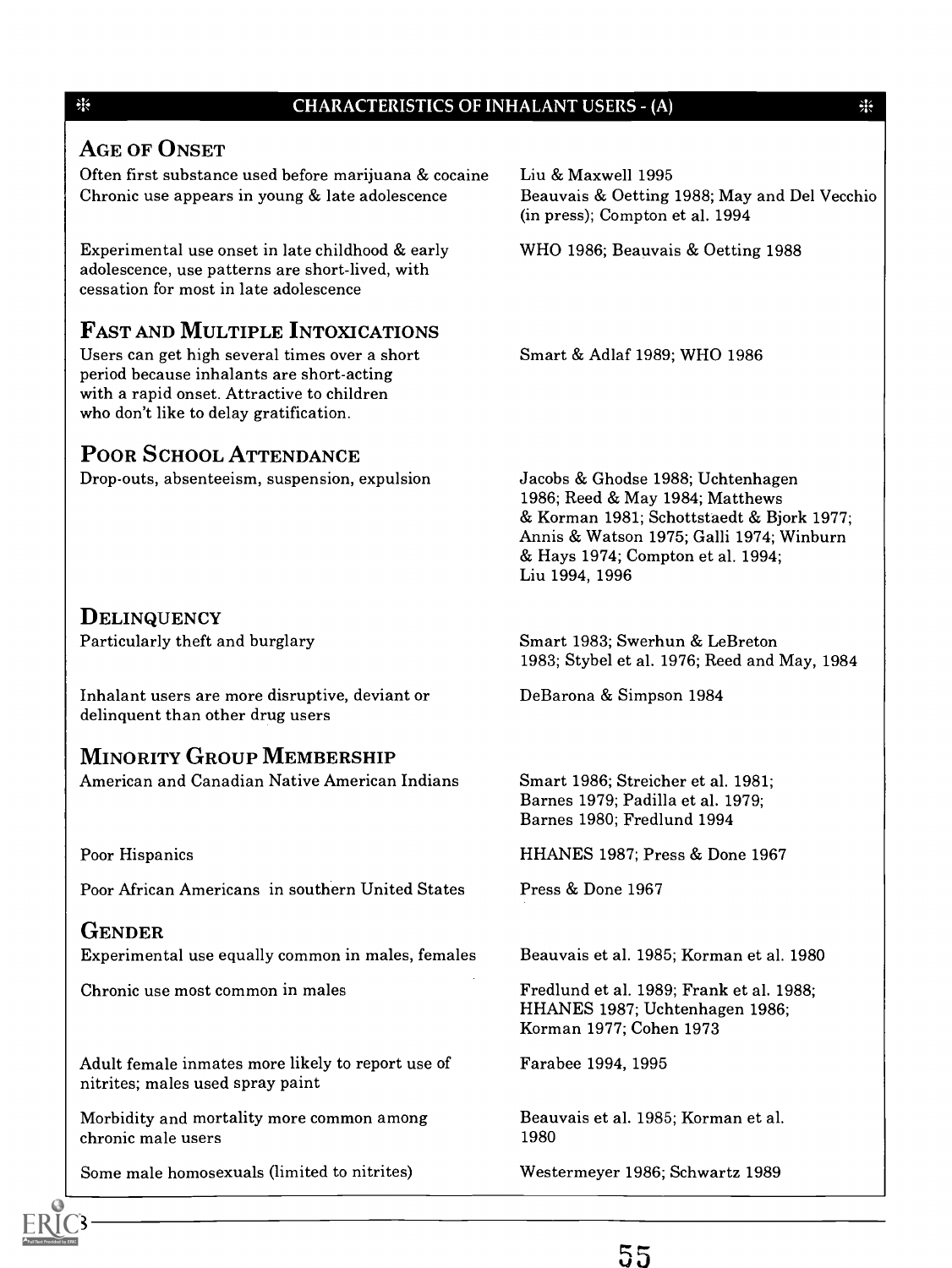## CHARACTERISTICS OF INHALANT USERS - (A)

### AGE OF ONSET

| Characteristic | Source |
|---|---|
| Often first substance used before marijuana & cocaine | Liu & Maxwell 1995 |
| Chronic use appears in young & late adolescence | Beauvais & Oetting 1988; May and Del Vecchio (in press); Compton et al. 1994 |
| Experimental use onset in late childhood & early adolescence, use patterns are short-lived, with cessation for most in late adolescence | WHO 1986; Beauvais & Oetting 1988 |

### FAST AND MULTIPLE INTOXICATIONS

| Characteristic | Source |
|---|---|
| Users can get high several times over a short period because inhalants are short-acting with a rapid onset. Attractive to children who don't like to delay gratification. | Smart & Adlaf 1989; WHO 1986 |

### POOR SCHOOL ATTENDANCE

| Characteristic | Source |
|---|---|
| Drop-outs, absenteeism, suspension, expulsion | Jacobs & Ghodse 1988; Uchtenhagen 1986; Reed & May 1984; Matthews & Korman 1981; Schottstaedt & Bjork 1977; Annis & Watson 1975; Galli 1974; Winburn & Hays 1974; Compton et al. 1994; Liu 1994, 1996 |

### DELINQUENCY

| Characteristic | Source |
|---|---|
| Particularly theft and burglary | Smart 1983; Swerhun & LeBreton 1983; Stybel et al. 1976; Reed and May, 1984 |
| Inhalant users are more disruptive, deviant or delinquent than other drug users | DeBarona & Simpson 1984 |

### MINORITY GROUP MEMBERSHIP

| Characteristic | Source |
|---|---|
| American and Canadian Native American Indians | Smart 1986; Streicher et al. 1981; Barnes 1979; Padilla et al. 1979; Barnes 1980; Fredlund 1994 |
| Poor Hispanics | HHANES 1987; Press & Done 1967 |
| Poor African Americans in southern United States | Press & Done 1967 |

### GENDER

| Characteristic | Source |
|---|---|
| Experimental use equally common in males, females | Beauvais et al. 1985; Korman et al. 1980 |
| Chronic use most common in males | Fredlund et al. 1989; Frank et al. 1988; HHANES 1987; Uchtenhagen 1986; Korman 1977; Cohen 1973 |
| Adult female inmates more likely to report use of nitrites; males used spray paint | Farabee 1994, 1995 |
| Morbidity and mortality more common among chronic male users | Beauvais et al. 1985; Korman et al. 1980 |
| Some male homosexuals (limited to nitrites) | Westermeyer 1986; Schwartz 1989 |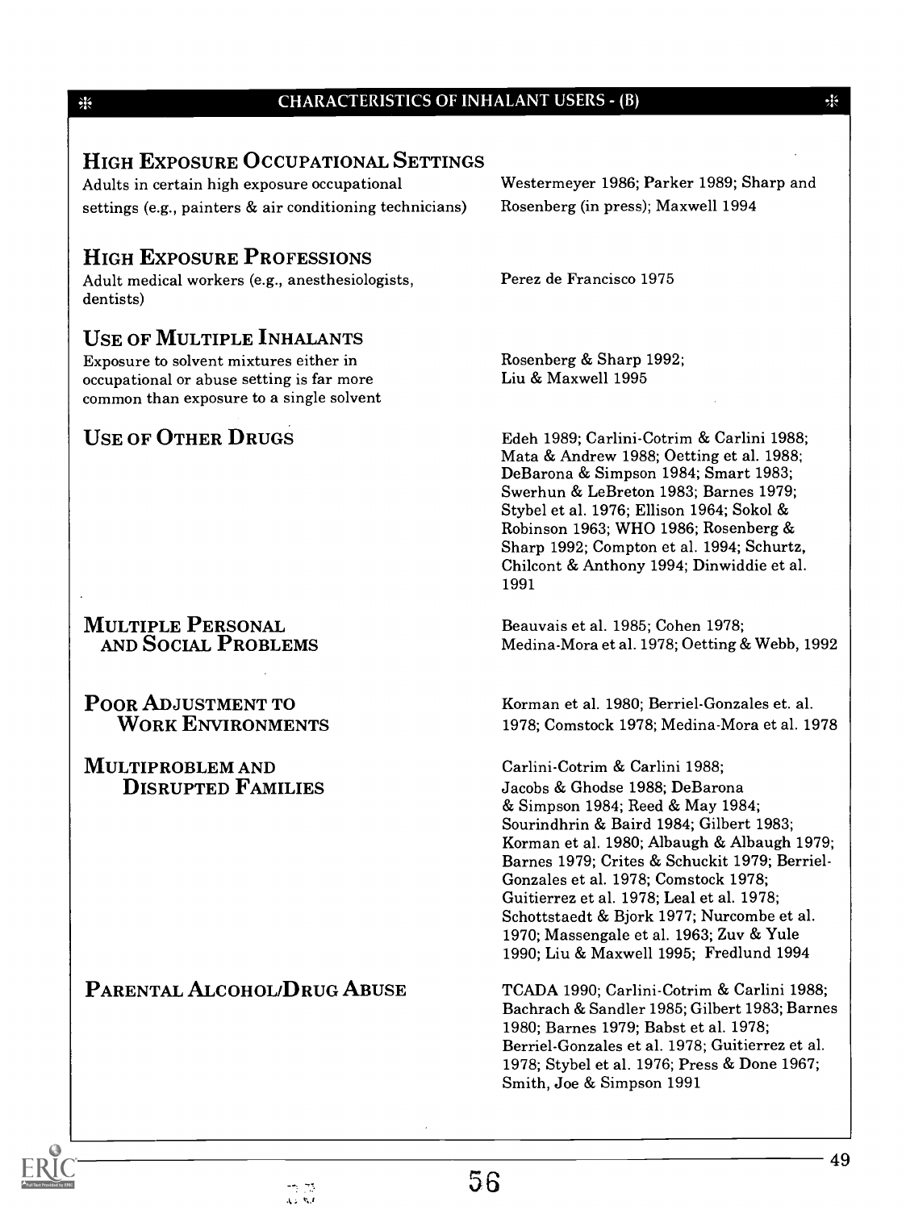## CHARACTERISTICS OF INHALANT USERS - (B)

| Characteristic | References |
| --- | --- |
| **HIGH EXPOSURE OCCUPATIONAL SETTINGS** Adults in certain high exposure occupational settings (e.g., painters & air conditioning technicians) | Westermeyer 1986; Parker 1989; Sharp and Rosenberg (in press); Maxwell 1994 |
| **HIGH EXPOSURE PROFESSIONS** Adult medical workers (e.g., anesthesiologists, dentists) | Perez de Francisco 1975 |
| **USE OF MULTIPLE INHALANTS** Exposure to solvent mixtures either in occupational or abuse setting is far more common than exposure to a single solvent | Rosenberg & Sharp 1992; Liu & Maxwell 1995 |
| **USE OF OTHER DRUGS** | Edeh 1989; Carlini-Cotrim & Carlini 1988; Mata & Andrew 1988; Oetting et al. 1988; DeBarona & Simpson 1984; Smart 1983; Swerhun & LeBreton 1983; Barnes 1979; Stybel et al. 1976; Ellison 1964; Sokol & Robinson 1963; WHO 1986; Rosenberg & Sharp 1992; Compton et al. 1994; Schurtz, Chilcont & Anthony 1994; Dinwiddie et al. 1991 |
| **MULTIPLE PERSONAL AND SOCIAL PROBLEMS** | Beauvais et al. 1985; Cohen 1978; Medina-Mora et al. 1978; Oetting & Webb, 1992 |
| **POOR ADJUSTMENT TO WORK ENVIRONMENTS** | Korman et al. 1980; Berriel-Gonzales et. al. 1978; Comstock 1978; Medina-Mora et al. 1978 |
| **MULTIPROBLEM AND DISRUPTED FAMILIES** | Carlini-Cotrim & Carlini 1988; Jacobs & Ghodse 1988; DeBarona & Simpson 1984; Reed & May 1984; Sourindhrin & Baird 1984; Gilbert 1983; Korman et al. 1980; Albaugh & Albaugh 1979; Barnes 1979; Crites & Schuckit 1979; Berriel-Gonzales et al. 1978; Comstock 1978; Guitierrez et al. 1978; Leal et al. 1978; Schottstaedt & Bjork 1977; Nurcombe et al. 1970; Massengale et al. 1963; Zuv & Yule 1990; Liu & Maxwell 1995; Fredlund 1994 |
| **PARENTAL ALCOHOL/DRUG ABUSE** | TCADA 1990; Carlini-Cotrim & Carlini 1988; Bachrach & Sandler 1985; Gilbert 1983; Barnes 1980; Barnes 1979; Babst et al. 1978; Berriel-Gonzales et al. 1978; Guitierrez et al. 1978; Stybel et al. 1976; Press & Done 1967; Smith, Joe & Simpson 1991 |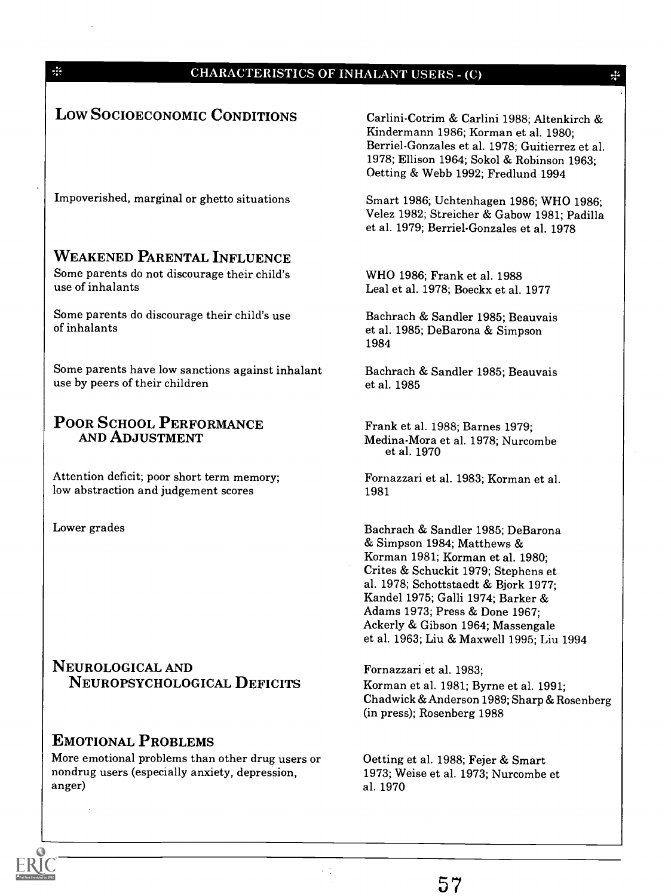## CHARACTERISTICS OF INHALANT USERS - (C)

| Characteristic | References |
| --- | --- |
| **LOW SOCIOECONOMIC CONDITIONS** | Carlini-Cotrim & Carlini 1988; Altenkirch & Kindermann 1986; Korman et al. 1980; Berriel-Gonzales et al. 1978; Guitierrez et al. 1978; Ellison 1964; Sokol & Robinson 1963; Oetting & Webb 1992; Fredlund 1994 |
| Impoverished, marginal or ghetto situations | Smart 1986; Uchtenhagen 1986; WHO 1986; Velez 1982; Streicher & Gabow 1981; Padilla et al. 1979; Berriel-Gonzales et al. 1978 |
| **WEAKENED PARENTAL INFLUENCE** | |
| Some parents do not discourage their child's use of inhalants | WHO 1986; Frank et al. 1988 Leal et al. 1978; Boeckx et al. 1977 |
| Some parents do discourage their child's use of inhalants | Bachrach & Sandler 1985; Beauvais et al. 1985; DeBarona & Simpson 1984 |
| Some parents have low sanctions against inhalant use by peers of their children | Bachrach & Sandler 1985; Beauvais et al. 1985 |
| **POOR SCHOOL PERFORMANCE AND ADJUSTMENT** | Frank et al. 1988; Barnes 1979; Medina-Mora et al. 1978; Nurcombe et al. 1970 |
| Attention deficit; poor short term memory; low abstraction and judgement scores | Fornazzari et al. 1983; Korman et al. 1981 |
| Lower grades | Bachrach & Sandler 1985; DeBarona & Simpson 1984; Matthews & Korman 1981; Korman et al. 1980; Crites & Schuckit 1979; Stephens et al. 1978; Schottstaedt & Bjork 1977; Kandel 1975; Galli 1974; Barker & Adams 1973; Press & Done 1967; Ackerly & Gibson 1964; Massengale et al. 1963; Liu & Maxwell 1995; Liu 1994 |
| **NEUROLOGICAL AND NEUROPSYCHOLOGICAL DEFICITS** | Fornazzari et al. 1983; Korman et al. 1981; Byrne et al. 1991; Chadwick & Anderson 1989; Sharp & Rosenberg (in press); Rosenberg 1988 |
| **EMOTIONAL PROBLEMS** | |
| More emotional problems than other drug users or nondrug users (especially anxiety, depression, anger) | Oetting et al. 1988; Fejer & Smart 1973; Weise et al. 1973; Nurcombe et al. 1970 |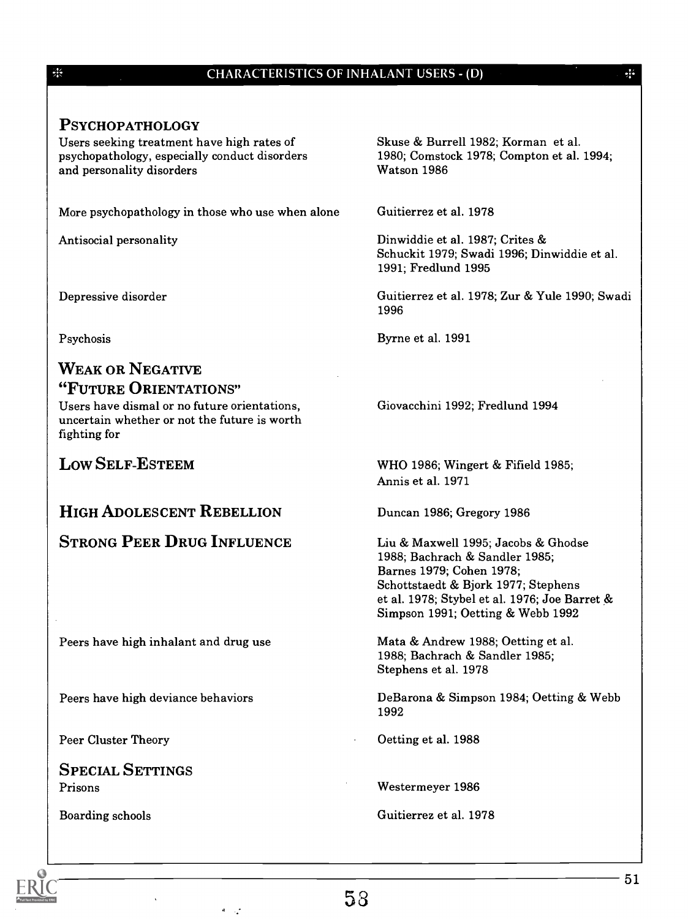## CHARACTERISTICS OF INHALANT USERS - (D)

| Characteristic | References |
|---|---|
| **PSYCHOPATHOLOGY** | |
| Users seeking treatment have high rates of psychopathology, especially conduct disorders and personality disorders | Skuse & Burrell 1982; Korman et al. 1980; Comstock 1978; Compton et al. 1994; Watson 1986 |
| More psychopathology in those who use when alone | Guitierrez et al. 1978 |
| Antisocial personality | Dinwiddie et al. 1987; Crites & Schuckit 1979; Swadi 1996; Dinwiddie et al. 1991; Fredlund 1995 |
| Depressive disorder | Guitierrez et al. 1978; Zur & Yule 1990; Swadi 1996 |
| Psychosis | Byrne et al. 1991 |
| **WEAK OR NEGATIVE "FUTURE ORIENTATIONS"** | |
| Users have dismal or no future orientations, uncertain whether or not the future is worth fighting for | Giovacchini 1992; Fredlund 1994 |
| **LOW SELF-ESTEEM** | WHO 1986; Wingert & Fifield 1985; Annis et al. 1971 |
| **HIGH ADOLESCENT REBELLION** | Duncan 1986; Gregory 1986 |
| **STRONG PEER DRUG INFLUENCE** | Liu & Maxwell 1995; Jacobs & Ghodse 1988; Bachrach & Sandler 1985; Barnes 1979; Cohen 1978; Schottstaedt & Bjork 1977; Stephens et al. 1978; Stybel et al. 1976; Joe Barret & Simpson 1991; Oetting & Webb 1992 |
| Peers have high inhalant and drug use | Mata & Andrew 1988; Oetting et al. 1988; Bachrach & Sandler 1985; Stephens et al. 1978 |
| Peers have high deviance behaviors | DeBarona & Simpson 1984; Oetting & Webb 1992 |
| Peer Cluster Theory | Oetting et al. 1988 |
| **SPECIAL SETTINGS** | |
| Prisons | Westermeyer 1986 |
| Boarding schools | Guitierrez et al. 1978 |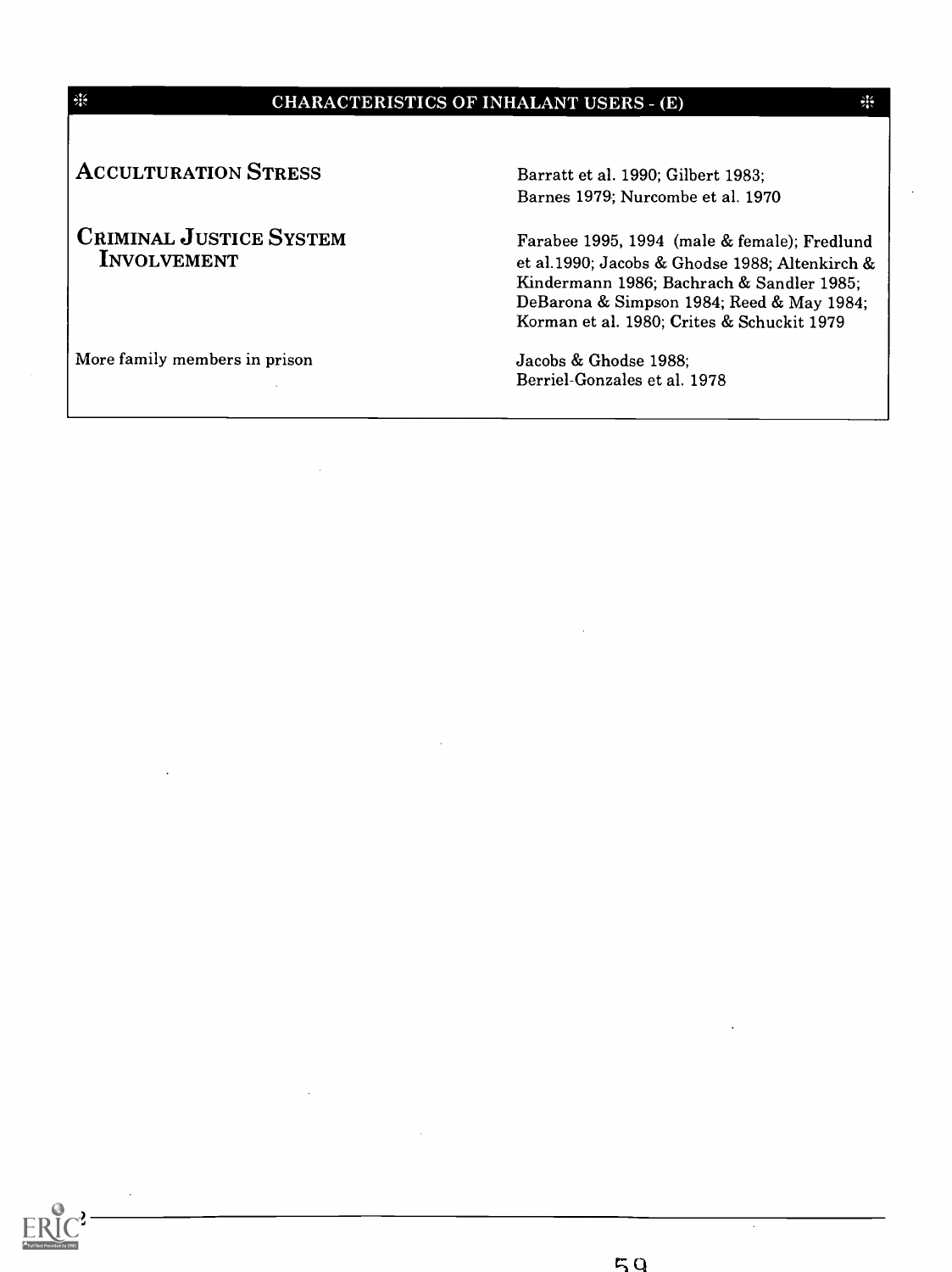## CHARACTERISTICS OF INHALANT USERS - (E)

| | |
|---|---|
| **ACCULTURATION STRESS** | Barratt et al. 1990; Gilbert 1983; Barnes 1979; Nurcombe et al. 1970 |
| **CRIMINAL JUSTICE SYSTEM INVOLVEMENT** | Farabee 1995, 1994 (male & female); Fredlund et al.1990; Jacobs & Ghodse 1988; Altenkirch & Kindermann 1986; Bachrach & Sandler 1985; DeBarona & Simpson 1984; Reed & May 1984; Korman et al. 1980; Crites & Schuckit 1979 |
| More family members in prison | Jacobs & Ghodse 1988; Berriel-Gonzales et al. 1978 |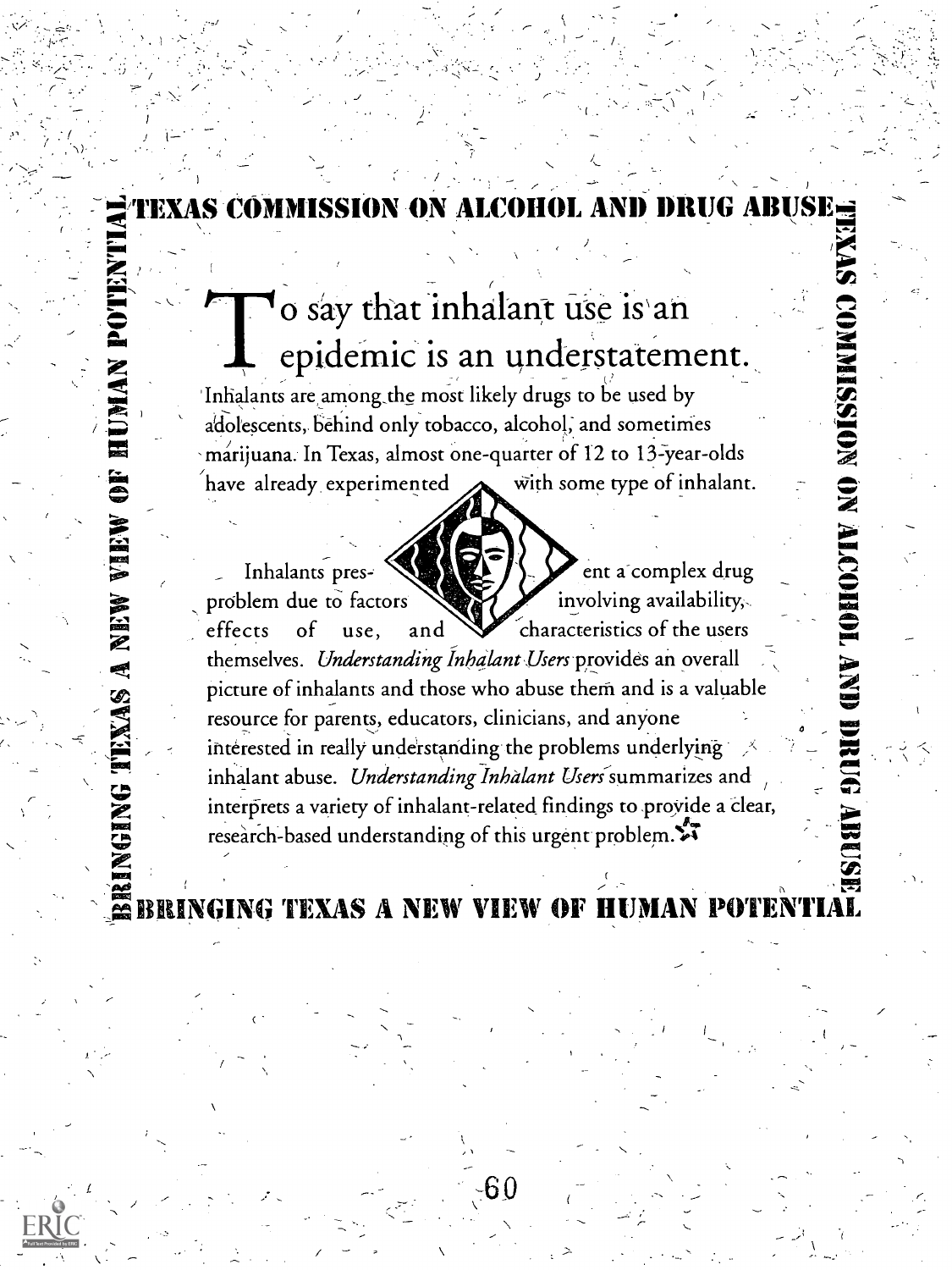**TEXAS COMMISSION ON ALCOHOL AND DRUG ABUSE**

# To say that inhalant use is an epidemic is an understatement.

Inhalants are among the most likely drugs to be used by adolescents, behind only tobacco, alcohol, and sometimes marijuana. In Texas, almost one-quarter of 12 to 13-year-olds have already experimented with some type of inhalant.

Inhalants present a complex drug problem due to factors involving availability, effects of use, and characteristics of the users themselves. *Understanding Inhalant Users* provides an overall picture of inhalants and those who abuse them and is a valuable resource for parents, educators, clinicians, and anyone interested in really understanding the problems underlying inhalant abuse. *Understanding Inhalant Users* summarizes and interprets a variety of inhalant-related findings to provide a clear, research-based understanding of this urgent problem.

**BRINGING TEXAS A NEW VIEW OF HUMAN POTENTIAL**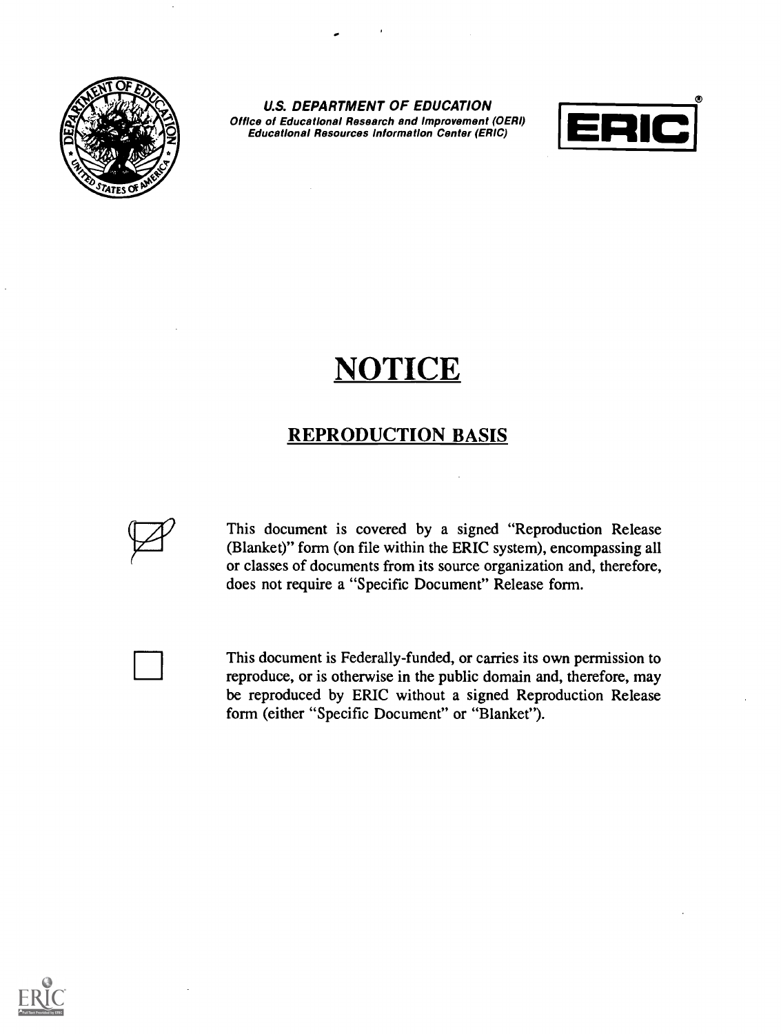U.S. DEPARTMENT OF EDUCATION

*Office of Educational Research and Improvement (OERI)*
*Educational Resources Information Center (ERIC)*

ERIC®

# NOTICE

## REPRODUCTION BASIS

- [x] This document is covered by a signed "Reproduction Release (Blanket)" form (on file within the ERIC system), encompassing all or classes of documents from its source organization and, therefore, does not require a "Specific Document" Release form.

- [ ] This document is Federally-funded, or carries its own permission to reproduce, or is otherwise in the public domain and, therefore, may be reproduced by ERIC without a signed Reproduction Release form (either "Specific Document" or "Blanket").